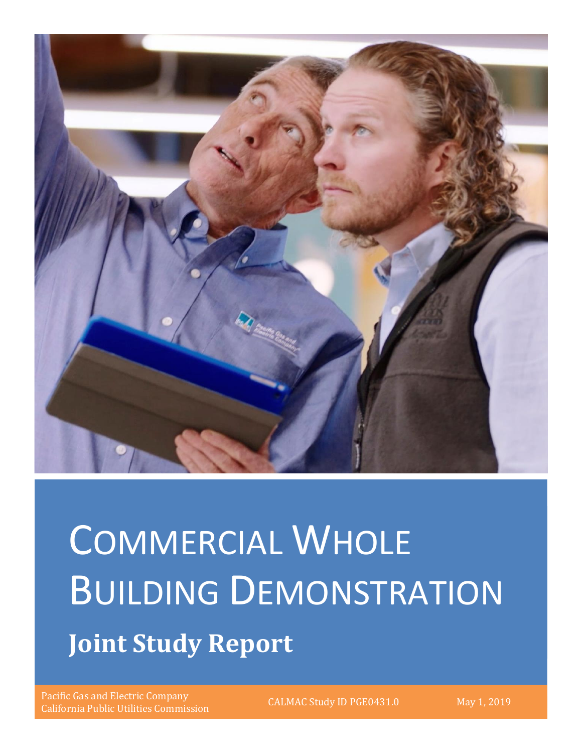# Commercial Whole Building Demonstration

## Joint Study Report

Pacific Gas and Electric Company
California Public Utilities Commission

CALMAC Study ID PGE0431.0

May 1, 2019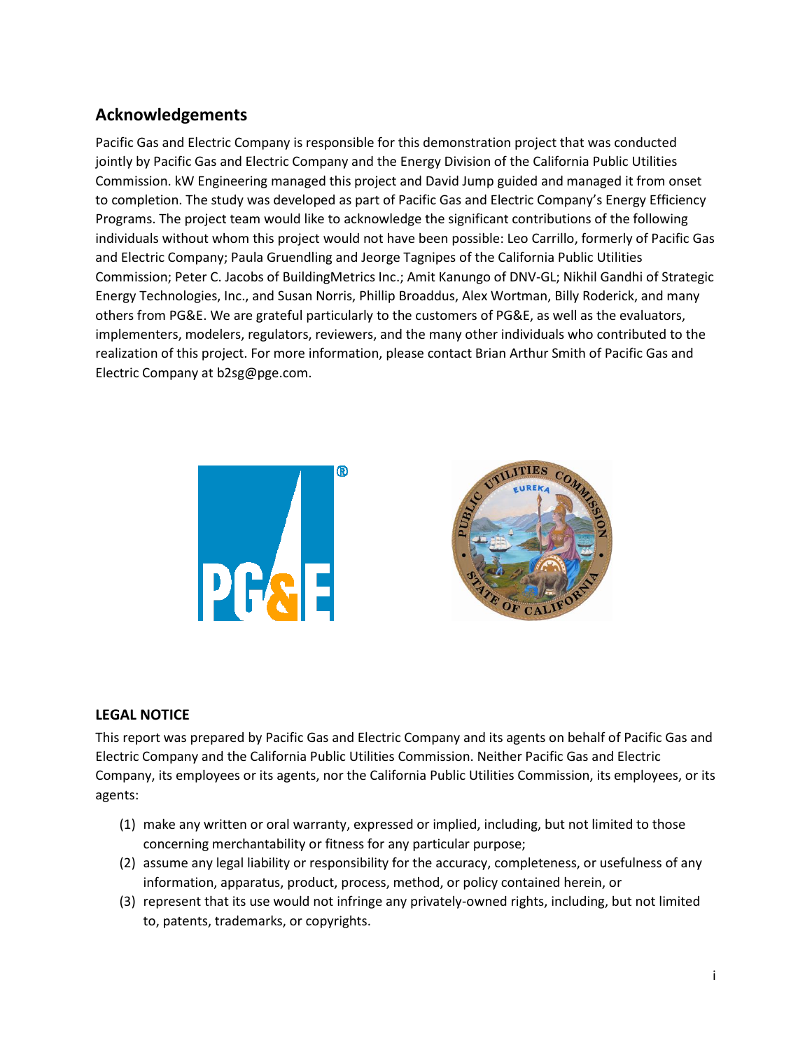## Acknowledgements

Pacific Gas and Electric Company is responsible for this demonstration project that was conducted jointly by Pacific Gas and Electric Company and the Energy Division of the California Public Utilities Commission. kW Engineering managed this project and David Jump guided and managed it from onset to completion. The study was developed as part of Pacific Gas and Electric Company's Energy Efficiency Programs. The project team would like to acknowledge the significant contributions of the following individuals without whom this project would not have been possible: Leo Carrillo, formerly of Pacific Gas and Electric Company; Paula Gruendling and Jeorge Tagnipes of the California Public Utilities Commission; Peter C. Jacobs of BuildingMetrics Inc.; Amit Kanungo of DNV-GL; Nikhil Gandhi of Strategic Energy Technologies, Inc., and Susan Norris, Phillip Broaddus, Alex Wortman, Billy Roderick, and many others from PG&E. We are grateful particularly to the customers of PG&E, as well as the evaluators, implementers, modelers, regulators, reviewers, and the many other individuals who contributed to the realization of this project. For more information, please contact Brian Arthur Smith of Pacific Gas and Electric Company at b2sg@pge.com.

### LEGAL NOTICE

This report was prepared by Pacific Gas and Electric Company and its agents on behalf of Pacific Gas and Electric Company and the California Public Utilities Commission. Neither Pacific Gas and Electric Company, its employees or its agents, nor the California Public Utilities Commission, its employees, or its agents:

(1) make any written or oral warranty, expressed or implied, including, but not limited to those concerning merchantability or fitness for any particular purpose;
(2) assume any legal liability or responsibility for the accuracy, completeness, or usefulness of any information, apparatus, product, process, method, or policy contained herein, or
(3) represent that its use would not infringe any privately-owned rights, including, but not limited to, patents, trademarks, or copyrights.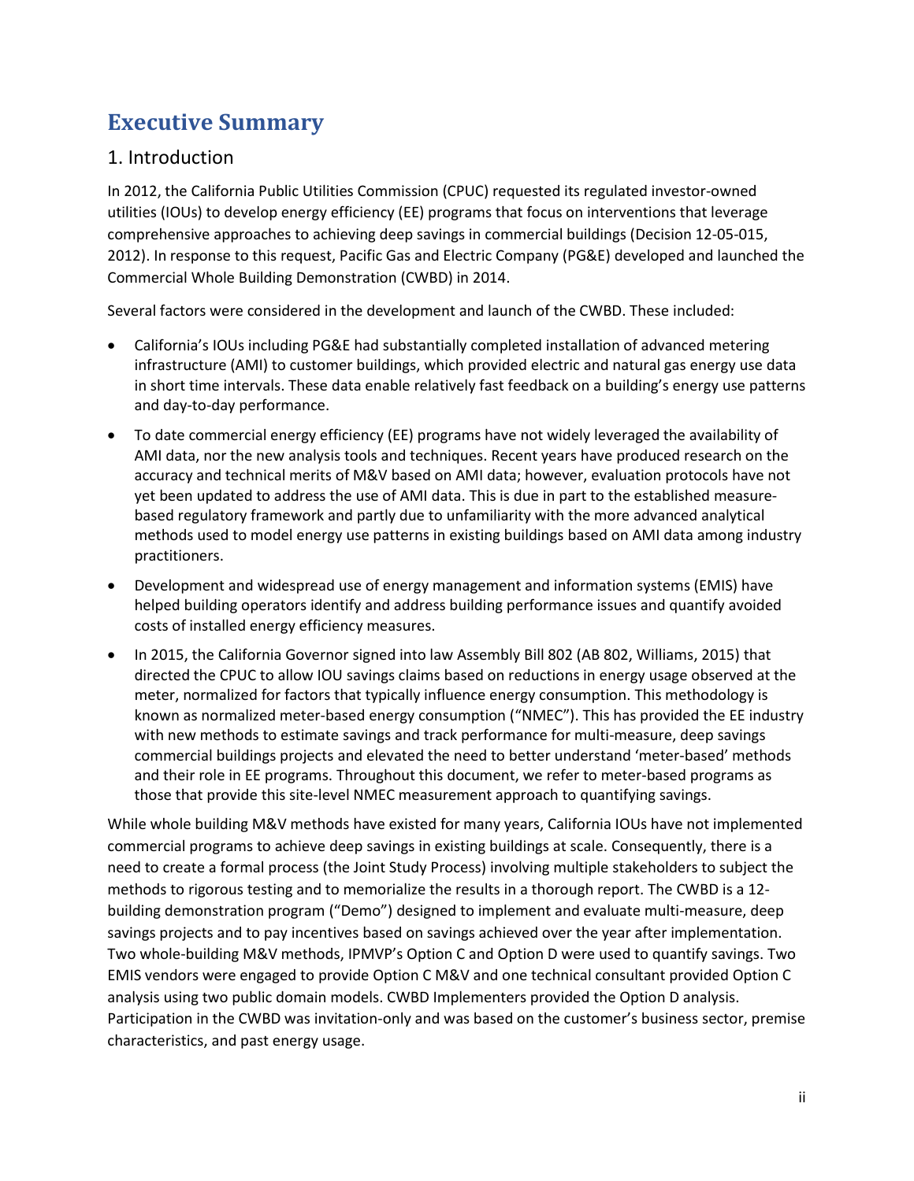# Executive Summary

## 1. Introduction

In 2012, the California Public Utilities Commission (CPUC) requested its regulated investor-owned utilities (IOUs) to develop energy efficiency (EE) programs that focus on interventions that leverage comprehensive approaches to achieving deep savings in commercial buildings (Decision 12-05-015, 2012). In response to this request, Pacific Gas and Electric Company (PG&E) developed and launched the Commercial Whole Building Demonstration (CWBD) in 2014.

Several factors were considered in the development and launch of the CWBD. These included:

- California's IOUs including PG&E had substantially completed installation of advanced metering infrastructure (AMI) to customer buildings, which provided electric and natural gas energy use data in short time intervals. These data enable relatively fast feedback on a building's energy use patterns and day-to-day performance.
- To date commercial energy efficiency (EE) programs have not widely leveraged the availability of AMI data, nor the new analysis tools and techniques. Recent years have produced research on the accuracy and technical merits of M&V based on AMI data; however, evaluation protocols have not yet been updated to address the use of AMI data. This is due in part to the established measure-based regulatory framework and partly due to unfamiliarity with the more advanced analytical methods used to model energy use patterns in existing buildings based on AMI data among industry practitioners.
- Development and widespread use of energy management and information systems (EMIS) have helped building operators identify and address building performance issues and quantify avoided costs of installed energy efficiency measures.
- In 2015, the California Governor signed into law Assembly Bill 802 (AB 802, Williams, 2015) that directed the CPUC to allow IOU savings claims based on reductions in energy usage observed at the meter, normalized for factors that typically influence energy consumption. This methodology is known as normalized meter-based energy consumption ("NMEC"). This has provided the EE industry with new methods to estimate savings and track performance for multi-measure, deep savings commercial buildings projects and elevated the need to better understand 'meter-based' methods and their role in EE programs. Throughout this document, we refer to meter-based programs as those that provide this site-level NMEC measurement approach to quantifying savings.

While whole building M&V methods have existed for many years, California IOUs have not implemented commercial programs to achieve deep savings in existing buildings at scale. Consequently, there is a need to create a formal process (the Joint Study Process) involving multiple stakeholders to subject the methods to rigorous testing and to memorialize the results in a thorough report. The CWBD is a 12-building demonstration program ("Demo") designed to implement and evaluate multi-measure, deep savings projects and to pay incentives based on savings achieved over the year after implementation. Two whole-building M&V methods, IPMVP's Option C and Option D were used to quantify savings. Two EMIS vendors were engaged to provide Option C M&V and one technical consultant provided Option C analysis using two public domain models. CWBD Implementers provided the Option D analysis. Participation in the CWBD was invitation-only and was based on the customer's business sector, premise characteristics, and past energy usage.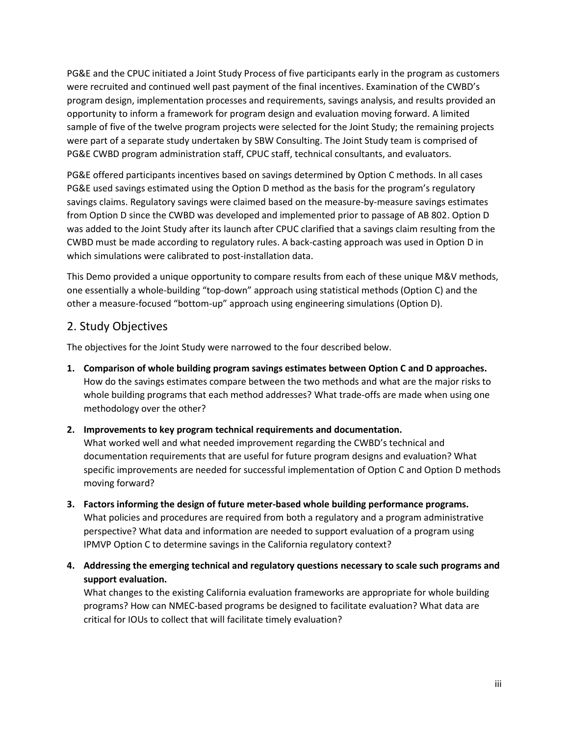PG&E and the CPUC initiated a Joint Study Process of five participants early in the program as customers were recruited and continued well past payment of the final incentives. Examination of the CWBD's program design, implementation processes and requirements, savings analysis, and results provided an opportunity to inform a framework for program design and evaluation moving forward. A limited sample of five of the twelve program projects were selected for the Joint Study; the remaining projects were part of a separate study undertaken by SBW Consulting. The Joint Study team is comprised of PG&E CWBD program administration staff, CPUC staff, technical consultants, and evaluators.

PG&E offered participants incentives based on savings determined by Option C methods. In all cases PG&E used savings estimated using the Option D method as the basis for the program's regulatory savings claims. Regulatory savings were claimed based on the measure-by-measure savings estimates from Option D since the CWBD was developed and implemented prior to passage of AB 802. Option D was added to the Joint Study after its launch after CPUC clarified that a savings claim resulting from the CWBD must be made according to regulatory rules. A back-casting approach was used in Option D in which simulations were calibrated to post-installation data.

This Demo provided a unique opportunity to compare results from each of these unique M&V methods, one essentially a whole-building "top-down" approach using statistical methods (Option C) and the other a measure-focused "bottom-up" approach using engineering simulations (Option D).

## 2. Study Objectives

The objectives for the Joint Study were narrowed to the four described below.

1. **Comparison of whole building program savings estimates between Option C and D approaches.**
   How do the savings estimates compare between the two methods and what are the major risks to whole building programs that each method addresses? What trade-offs are made when using one methodology over the other?

2. **Improvements to key program technical requirements and documentation.**
   What worked well and what needed improvement regarding the CWBD's technical and documentation requirements that are useful for future program designs and evaluation? What specific improvements are needed for successful implementation of Option C and Option D methods moving forward?

3. **Factors informing the design of future meter-based whole building performance programs.**
   What policies and procedures are required from both a regulatory and a program administrative perspective? What data and information are needed to support evaluation of a program using IPMVP Option C to determine savings in the California regulatory context?

4. **Addressing the emerging technical and regulatory questions necessary to scale such programs and support evaluation.**
   What changes to the existing California evaluation frameworks are appropriate for whole building programs? How can NMEC-based programs be designed to facilitate evaluation? What data are critical for IOUs to collect that will facilitate timely evaluation?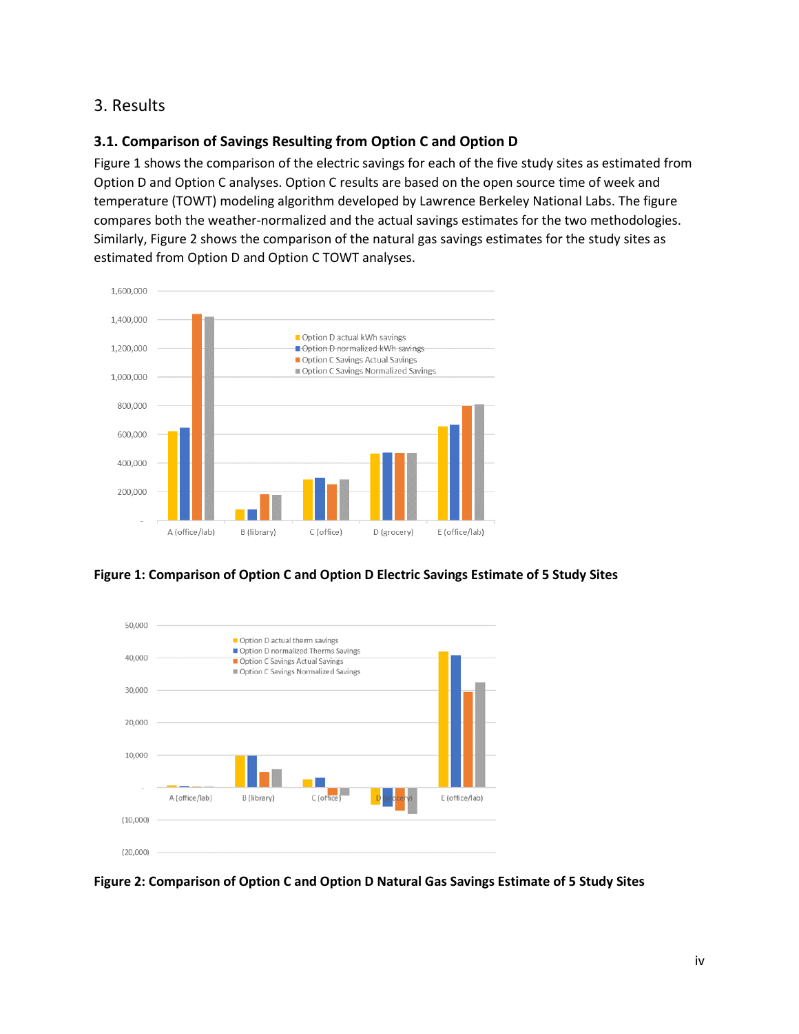# 3. Results

## 3.1. Comparison of Savings Resulting from Option C and Option D

Figure 1 shows the comparison of the electric savings for each of the five study sites as estimated from Option D and Option C analyses. Option C results are based on the open source time of week and temperature (TOWT) modeling algorithm developed by Lawrence Berkeley National Labs. The figure compares both the weather-normalized and the actual savings estimates for the two methodologies. Similarly, Figure 2 shows the comparison of the natural gas savings estimates for the study sites as estimated from Option D and Option C TOWT analyses.

**Figure 1: Comparison of Option C and Option D Electric Savings Estimate of 5 Study Sites**

**Figure 2: Comparison of Option C and Option D Natural Gas Savings Estimate of 5 Study Sites**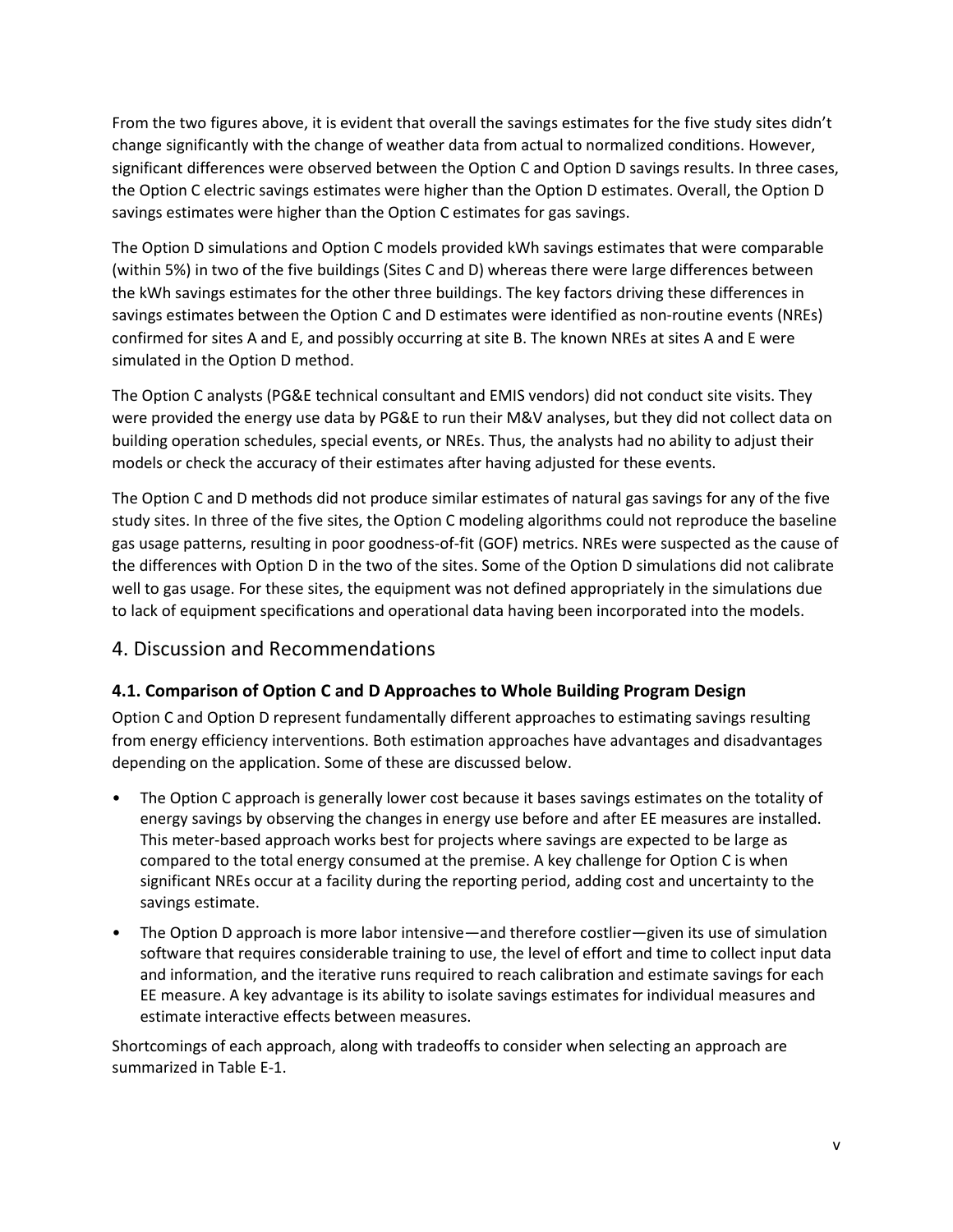From the two figures above, it is evident that overall the savings estimates for the five study sites didn't change significantly with the change of weather data from actual to normalized conditions. However, significant differences were observed between the Option C and Option D savings results. In three cases, the Option C electric savings estimates were higher than the Option D estimates. Overall, the Option D savings estimates were higher than the Option C estimates for gas savings.

The Option D simulations and Option C models provided kWh savings estimates that were comparable (within 5%) in two of the five buildings (Sites C and D) whereas there were large differences between the kWh savings estimates for the other three buildings. The key factors driving these differences in savings estimates between the Option C and D estimates were identified as non-routine events (NREs) confirmed for sites A and E, and possibly occurring at site B. The known NREs at sites A and E were simulated in the Option D method.

The Option C analysts (PG&E technical consultant and EMIS vendors) did not conduct site visits. They were provided the energy use data by PG&E to run their M&V analyses, but they did not collect data on building operation schedules, special events, or NREs. Thus, the analysts had no ability to adjust their models or check the accuracy of their estimates after having adjusted for these events.

The Option C and D methods did not produce similar estimates of natural gas savings for any of the five study sites. In three of the five sites, the Option C modeling algorithms could not reproduce the baseline gas usage patterns, resulting in poor goodness-of-fit (GOF) metrics. NREs were suspected as the cause of the differences with Option D in the two of the sites. Some of the Option D simulations did not calibrate well to gas usage. For these sites, the equipment was not defined appropriately in the simulations due to lack of equipment specifications and operational data having been incorporated into the models.

## 4. Discussion and Recommendations

### 4.1. Comparison of Option C and D Approaches to Whole Building Program Design

Option C and Option D represent fundamentally different approaches to estimating savings resulting from energy efficiency interventions. Both estimation approaches have advantages and disadvantages depending on the application. Some of these are discussed below.

- The Option C approach is generally lower cost because it bases savings estimates on the totality of energy savings by observing the changes in energy use before and after EE measures are installed. This meter-based approach works best for projects where savings are expected to be large as compared to the total energy consumed at the premise. A key challenge for Option C is when significant NREs occur at a facility during the reporting period, adding cost and uncertainty to the savings estimate.
- The Option D approach is more labor intensive—and therefore costlier—given its use of simulation software that requires considerable training to use, the level of effort and time to collect input data and information, and the iterative runs required to reach calibration and estimate savings for each EE measure. A key advantage is its ability to isolate savings estimates for individual measures and estimate interactive effects between measures.

Shortcomings of each approach, along with tradeoffs to consider when selecting an approach are summarized in Table E-1.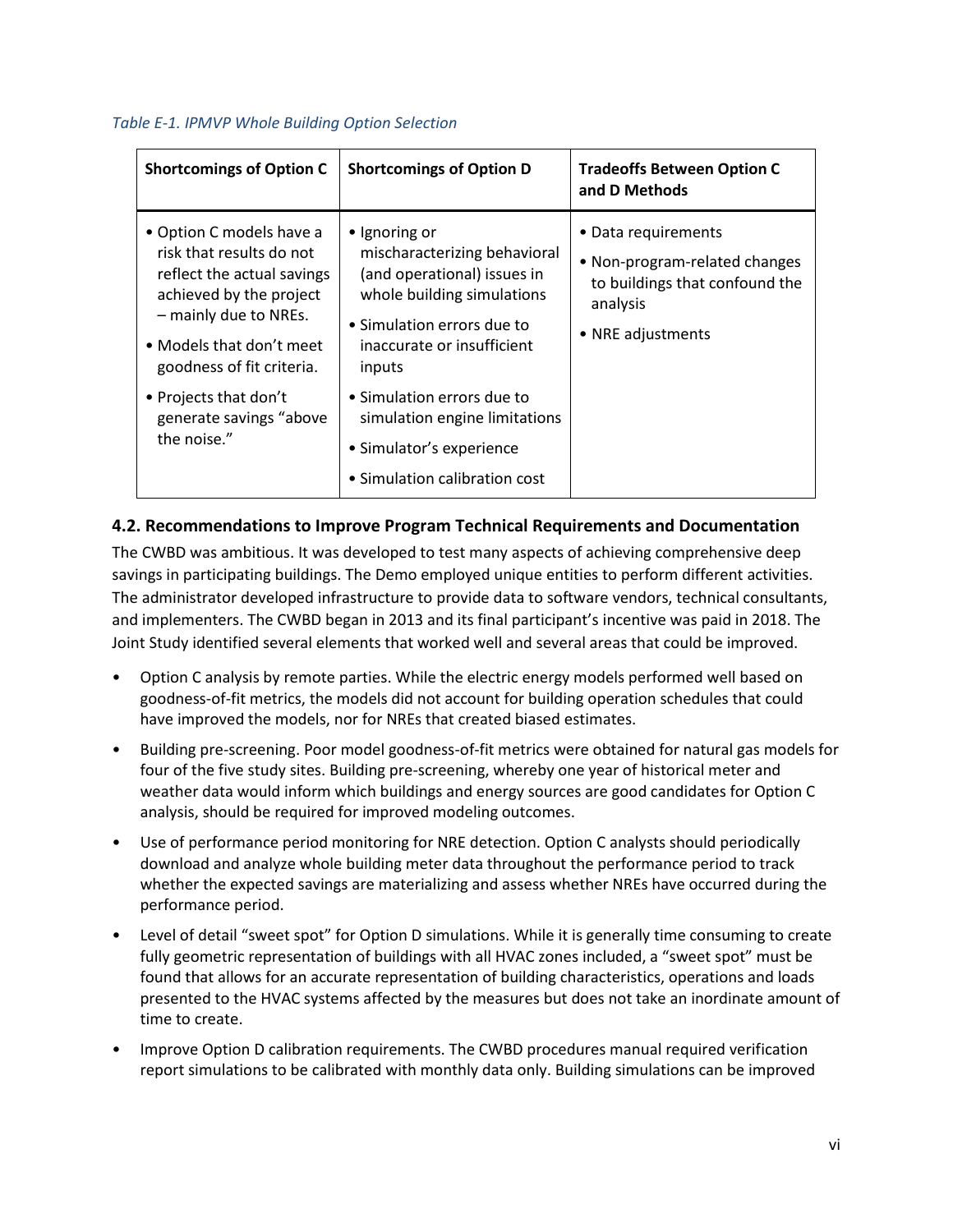*Table E-1. IPMVP Whole Building Option Selection*

| Shortcomings of Option C | Shortcomings of Option D | Tradeoffs Between Option C and D Methods |
|---|---|---|
| • Option C models have a risk that results do not reflect the actual savings achieved by the project – mainly due to NREs.<br>• Models that don't meet goodness of fit criteria.<br>• Projects that don't generate savings "above the noise." | • Ignoring or mischaracterizing behavioral (and operational) issues in whole building simulations<br>• Simulation errors due to inaccurate or insufficient inputs<br>• Simulation errors due to simulation engine limitations<br>• Simulator's experience<br>• Simulation calibration cost | • Data requirements<br>• Non-program-related changes to buildings that confound the analysis<br>• NRE adjustments |

### 4.2. Recommendations to Improve Program Technical Requirements and Documentation

The CWBD was ambitious. It was developed to test many aspects of achieving comprehensive deep savings in participating buildings. The Demo employed unique entities to perform different activities. The administrator developed infrastructure to provide data to software vendors, technical consultants, and implementers. The CWBD began in 2013 and its final participant's incentive was paid in 2018. The Joint Study identified several elements that worked well and several areas that could be improved.

- Option C analysis by remote parties. While the electric energy models performed well based on goodness-of-fit metrics, the models did not account for building operation schedules that could have improved the models, nor for NREs that created biased estimates.
- Building pre-screening. Poor model goodness-of-fit metrics were obtained for natural gas models for four of the five study sites. Building pre-screening, whereby one year of historical meter and weather data would inform which buildings and energy sources are good candidates for Option C analysis, should be required for improved modeling outcomes.
- Use of performance period monitoring for NRE detection. Option C analysts should periodically download and analyze whole building meter data throughout the performance period to track whether the expected savings are materializing and assess whether NREs have occurred during the performance period.
- Level of detail "sweet spot" for Option D simulations. While it is generally time consuming to create fully geometric representation of buildings with all HVAC zones included, a "sweet spot" must be found that allows for an accurate representation of building characteristics, operations and loads presented to the HVAC systems affected by the measures but does not take an inordinate amount of time to create.
- Improve Option D calibration requirements. The CWBD procedures manual required verification report simulations to be calibrated with monthly data only. Building simulations can be improved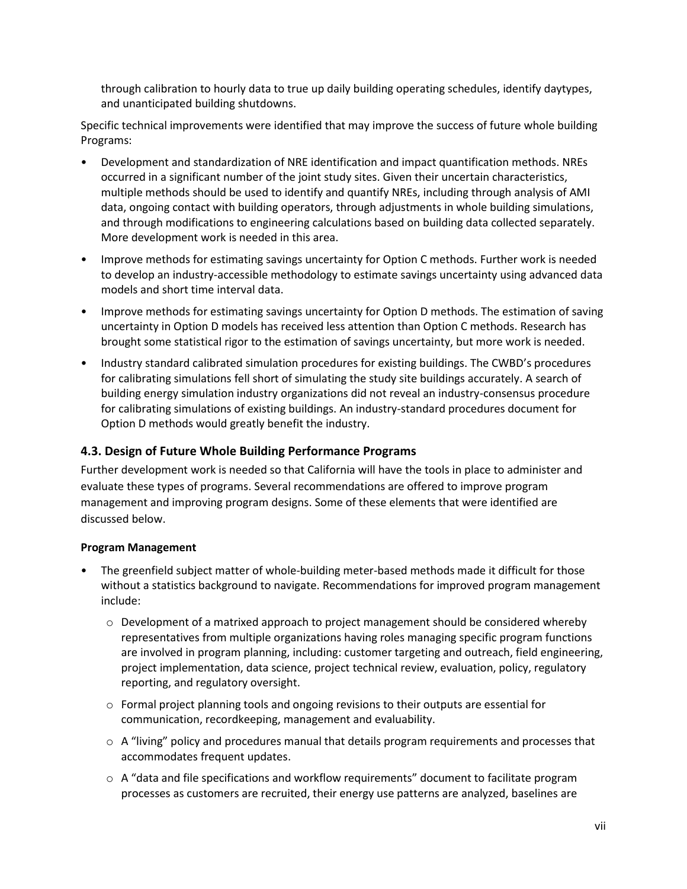through calibration to hourly data to true up daily building operating schedules, identify daytypes, and unanticipated building shutdowns.

Specific technical improvements were identified that may improve the success of future whole building Programs:

- Development and standardization of NRE identification and impact quantification methods. NREs occurred in a significant number of the joint study sites. Given their uncertain characteristics, multiple methods should be used to identify and quantify NREs, including through analysis of AMI data, ongoing contact with building operators, through adjustments in whole building simulations, and through modifications to engineering calculations based on building data collected separately. More development work is needed in this area.
- Improve methods for estimating savings uncertainty for Option C methods. Further work is needed to develop an industry-accessible methodology to estimate savings uncertainty using advanced data models and short time interval data.
- Improve methods for estimating savings uncertainty for Option D methods. The estimation of saving uncertainty in Option D models has received less attention than Option C methods. Research has brought some statistical rigor to the estimation of savings uncertainty, but more work is needed.
- Industry standard calibrated simulation procedures for existing buildings. The CWBD's procedures for calibrating simulations fell short of simulating the study site buildings accurately. A search of building energy simulation industry organizations did not reveal an industry-consensus procedure for calibrating simulations of existing buildings. An industry-standard procedures document for Option D methods would greatly benefit the industry.

### 4.3. Design of Future Whole Building Performance Programs

Further development work is needed so that California will have the tools in place to administer and evaluate these types of programs. Several recommendations are offered to improve program management and improving program designs. Some of these elements that were identified are discussed below.

**Program Management**

- The greenfield subject matter of whole-building meter-based methods made it difficult for those without a statistics background to navigate. Recommendations for improved program management include:
  - Development of a matrixed approach to project management should be considered whereby representatives from multiple organizations having roles managing specific program functions are involved in program planning, including: customer targeting and outreach, field engineering, project implementation, data science, project technical review, evaluation, policy, regulatory reporting, and regulatory oversight.
  - Formal project planning tools and ongoing revisions to their outputs are essential for communication, recordkeeping, management and evaluability.
  - A "living" policy and procedures manual that details program requirements and processes that accommodates frequent updates.
  - A "data and file specifications and workflow requirements" document to facilitate program processes as customers are recruited, their energy use patterns are analyzed, baselines are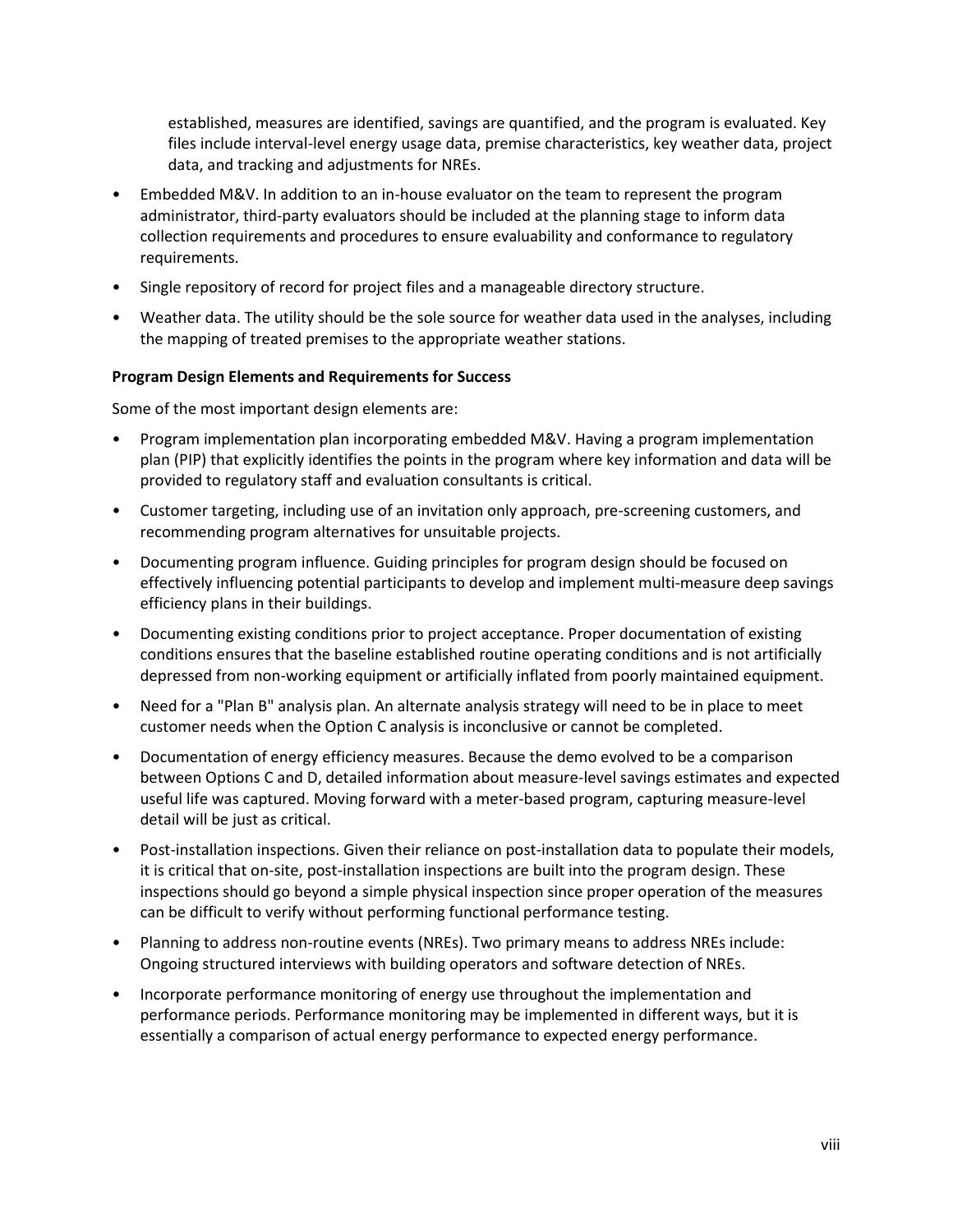established, measures are identified, savings are quantified, and the program is evaluated. Key files include interval-level energy usage data, premise characteristics, key weather data, project data, and tracking and adjustments for NREs.

- Embedded M&V. In addition to an in-house evaluator on the team to represent the program administrator, third-party evaluators should be included at the planning stage to inform data collection requirements and procedures to ensure evaluability and conformance to regulatory requirements.
- Single repository of record for project files and a manageable directory structure.
- Weather data. The utility should be the sole source for weather data used in the analyses, including the mapping of treated premises to the appropriate weather stations.

**Program Design Elements and Requirements for Success**

Some of the most important design elements are:

- Program implementation plan incorporating embedded M&V. Having a program implementation plan (PIP) that explicitly identifies the points in the program where key information and data will be provided to regulatory staff and evaluation consultants is critical.
- Customer targeting, including use of an invitation only approach, pre-screening customers, and recommending program alternatives for unsuitable projects.
- Documenting program influence. Guiding principles for program design should be focused on effectively influencing potential participants to develop and implement multi-measure deep savings efficiency plans in their buildings.
- Documenting existing conditions prior to project acceptance. Proper documentation of existing conditions ensures that the baseline established routine operating conditions and is not artificially depressed from non-working equipment or artificially inflated from poorly maintained equipment.
- Need for a "Plan B" analysis plan. An alternate analysis strategy will need to be in place to meet customer needs when the Option C analysis is inconclusive or cannot be completed.
- Documentation of energy efficiency measures. Because the demo evolved to be a comparison between Options C and D, detailed information about measure-level savings estimates and expected useful life was captured. Moving forward with a meter-based program, capturing measure-level detail will be just as critical.
- Post-installation inspections. Given their reliance on post-installation data to populate their models, it is critical that on-site, post-installation inspections are built into the program design. These inspections should go beyond a simple physical inspection since proper operation of the measures can be difficult to verify without performing functional performance testing.
- Planning to address non-routine events (NREs). Two primary means to address NREs include: Ongoing structured interviews with building operators and software detection of NREs.
- Incorporate performance monitoring of energy use throughout the implementation and performance periods. Performance monitoring may be implemented in different ways, but it is essentially a comparison of actual energy performance to expected energy performance.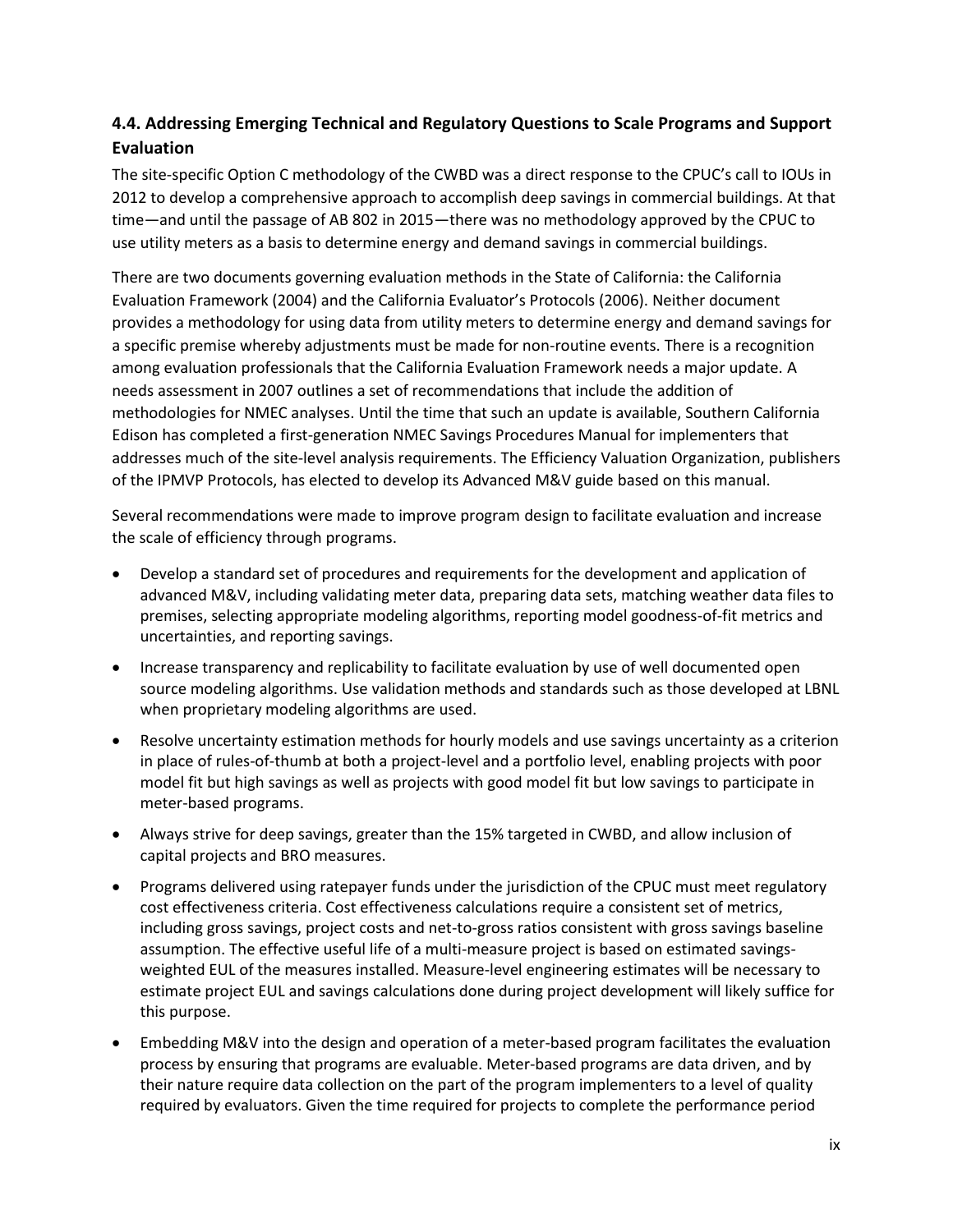### 4.4. Addressing Emerging Technical and Regulatory Questions to Scale Programs and Support Evaluation

The site-specific Option C methodology of the CWBD was a direct response to the CPUC's call to IOUs in 2012 to develop a comprehensive approach to accomplish deep savings in commercial buildings. At that time—and until the passage of AB 802 in 2015—there was no methodology approved by the CPUC to use utility meters as a basis to determine energy and demand savings in commercial buildings.

There are two documents governing evaluation methods in the State of California: the California Evaluation Framework (2004) and the California Evaluator's Protocols (2006). Neither document provides a methodology for using data from utility meters to determine energy and demand savings for a specific premise whereby adjustments must be made for non-routine events. There is a recognition among evaluation professionals that the California Evaluation Framework needs a major update. A needs assessment in 2007 outlines a set of recommendations that include the addition of methodologies for NMEC analyses. Until the time that such an update is available, Southern California Edison has completed a first-generation NMEC Savings Procedures Manual for implementers that addresses much of the site-level analysis requirements. The Efficiency Valuation Organization, publishers of the IPMVP Protocols, has elected to develop its Advanced M&V guide based on this manual.

Several recommendations were made to improve program design to facilitate evaluation and increase the scale of efficiency through programs.

- Develop a standard set of procedures and requirements for the development and application of advanced M&V, including validating meter data, preparing data sets, matching weather data files to premises, selecting appropriate modeling algorithms, reporting model goodness-of-fit metrics and uncertainties, and reporting savings.
- Increase transparency and replicability to facilitate evaluation by use of well documented open source modeling algorithms. Use validation methods and standards such as those developed at LBNL when proprietary modeling algorithms are used.
- Resolve uncertainty estimation methods for hourly models and use savings uncertainty as a criterion in place of rules-of-thumb at both a project-level and a portfolio level, enabling projects with poor model fit but high savings as well as projects with good model fit but low savings to participate in meter-based programs.
- Always strive for deep savings, greater than the 15% targeted in CWBD, and allow inclusion of capital projects and BRO measures.
- Programs delivered using ratepayer funds under the jurisdiction of the CPUC must meet regulatory cost effectiveness criteria. Cost effectiveness calculations require a consistent set of metrics, including gross savings, project costs and net-to-gross ratios consistent with gross savings baseline assumption. The effective useful life of a multi-measure project is based on estimated savings-weighted EUL of the measures installed. Measure-level engineering estimates will be necessary to estimate project EUL and savings calculations done during project development will likely suffice for this purpose.
- Embedding M&V into the design and operation of a meter-based program facilitates the evaluation process by ensuring that programs are evaluable. Meter-based programs are data driven, and by their nature require data collection on the part of the program implementers to a level of quality required by evaluators. Given the time required for projects to complete the performance period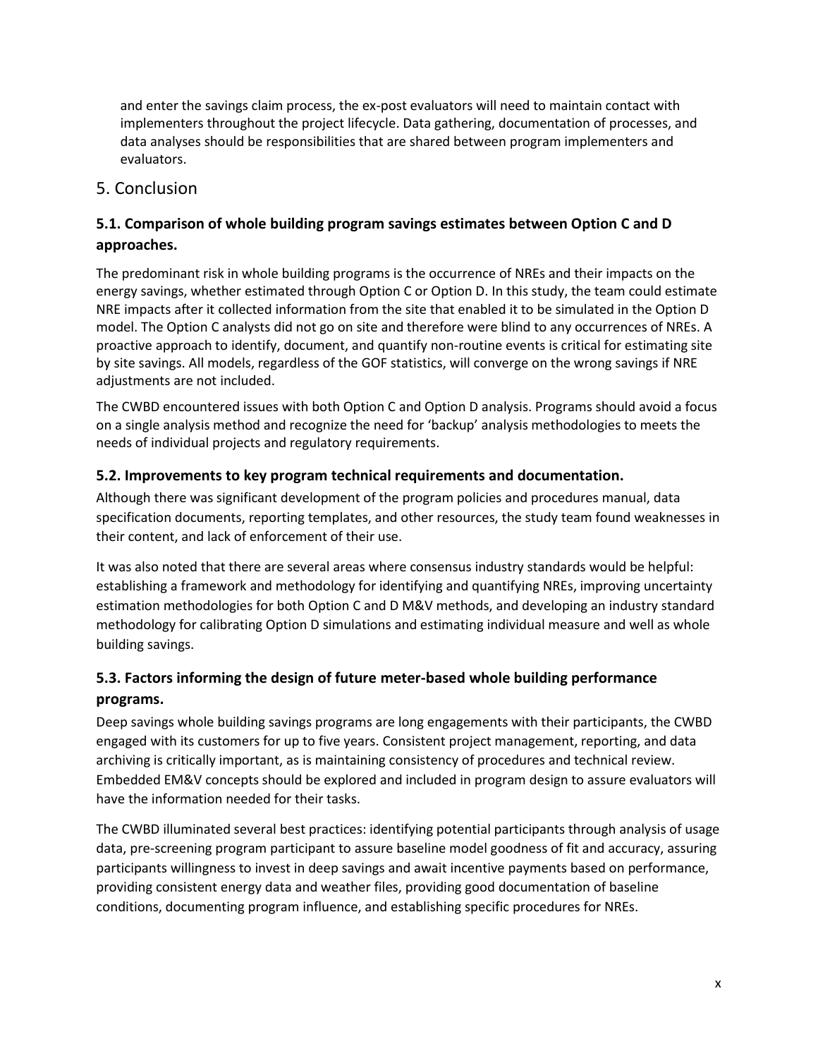and enter the savings claim process, the ex-post evaluators will need to maintain contact with implementers throughout the project lifecycle. Data gathering, documentation of processes, and data analyses should be responsibilities that are shared between program implementers and evaluators.

## 5. Conclusion

### 5.1. Comparison of whole building program savings estimates between Option C and D approaches.

The predominant risk in whole building programs is the occurrence of NREs and their impacts on the energy savings, whether estimated through Option C or Option D. In this study, the team could estimate NRE impacts after it collected information from the site that enabled it to be simulated in the Option D model. The Option C analysts did not go on site and therefore were blind to any occurrences of NREs. A proactive approach to identify, document, and quantify non-routine events is critical for estimating site by site savings. All models, regardless of the GOF statistics, will converge on the wrong savings if NRE adjustments are not included.

The CWBD encountered issues with both Option C and Option D analysis. Programs should avoid a focus on a single analysis method and recognize the need for 'backup' analysis methodologies to meets the needs of individual projects and regulatory requirements.

### 5.2. Improvements to key program technical requirements and documentation.

Although there was significant development of the program policies and procedures manual, data specification documents, reporting templates, and other resources, the study team found weaknesses in their content, and lack of enforcement of their use.

It was also noted that there are several areas where consensus industry standards would be helpful: establishing a framework and methodology for identifying and quantifying NREs, improving uncertainty estimation methodologies for both Option C and D M&V methods, and developing an industry standard methodology for calibrating Option D simulations and estimating individual measure and well as whole building savings.

### 5.3. Factors informing the design of future meter-based whole building performance programs.

Deep savings whole building savings programs are long engagements with their participants, the CWBD engaged with its customers for up to five years. Consistent project management, reporting, and data archiving is critically important, as is maintaining consistency of procedures and technical review. Embedded EM&V concepts should be explored and included in program design to assure evaluators will have the information needed for their tasks.

The CWBD illuminated several best practices: identifying potential participants through analysis of usage data, pre-screening program participant to assure baseline model goodness of fit and accuracy, assuring participants willingness to invest in deep savings and await incentive payments based on performance, providing consistent energy data and weather files, providing good documentation of baseline conditions, documenting program influence, and establishing specific procedures for NREs.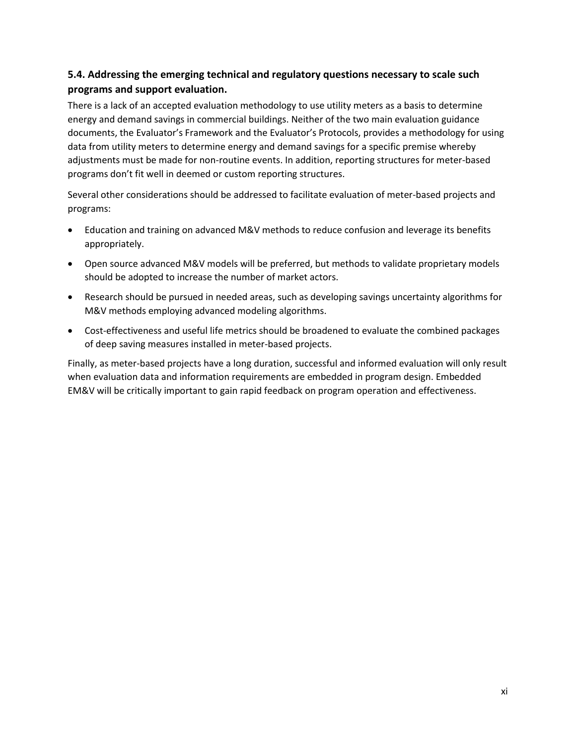### 5.4. Addressing the emerging technical and regulatory questions necessary to scale such programs and support evaluation.

There is a lack of an accepted evaluation methodology to use utility meters as a basis to determine energy and demand savings in commercial buildings. Neither of the two main evaluation guidance documents, the Evaluator's Framework and the Evaluator's Protocols, provides a methodology for using data from utility meters to determine energy and demand savings for a specific premise whereby adjustments must be made for non-routine events. In addition, reporting structures for meter-based programs don't fit well in deemed or custom reporting structures.

Several other considerations should be addressed to facilitate evaluation of meter-based projects and programs:

- Education and training on advanced M&V methods to reduce confusion and leverage its benefits appropriately.
- Open source advanced M&V models will be preferred, but methods to validate proprietary models should be adopted to increase the number of market actors.
- Research should be pursued in needed areas, such as developing savings uncertainty algorithms for M&V methods employing advanced modeling algorithms.
- Cost-effectiveness and useful life metrics should be broadened to evaluate the combined packages of deep saving measures installed in meter-based projects.

Finally, as meter-based projects have a long duration, successful and informed evaluation will only result when evaluation data and information requirements are embedded in program design. Embedded EM&V will be critically important to gain rapid feedback on program operation and effectiveness.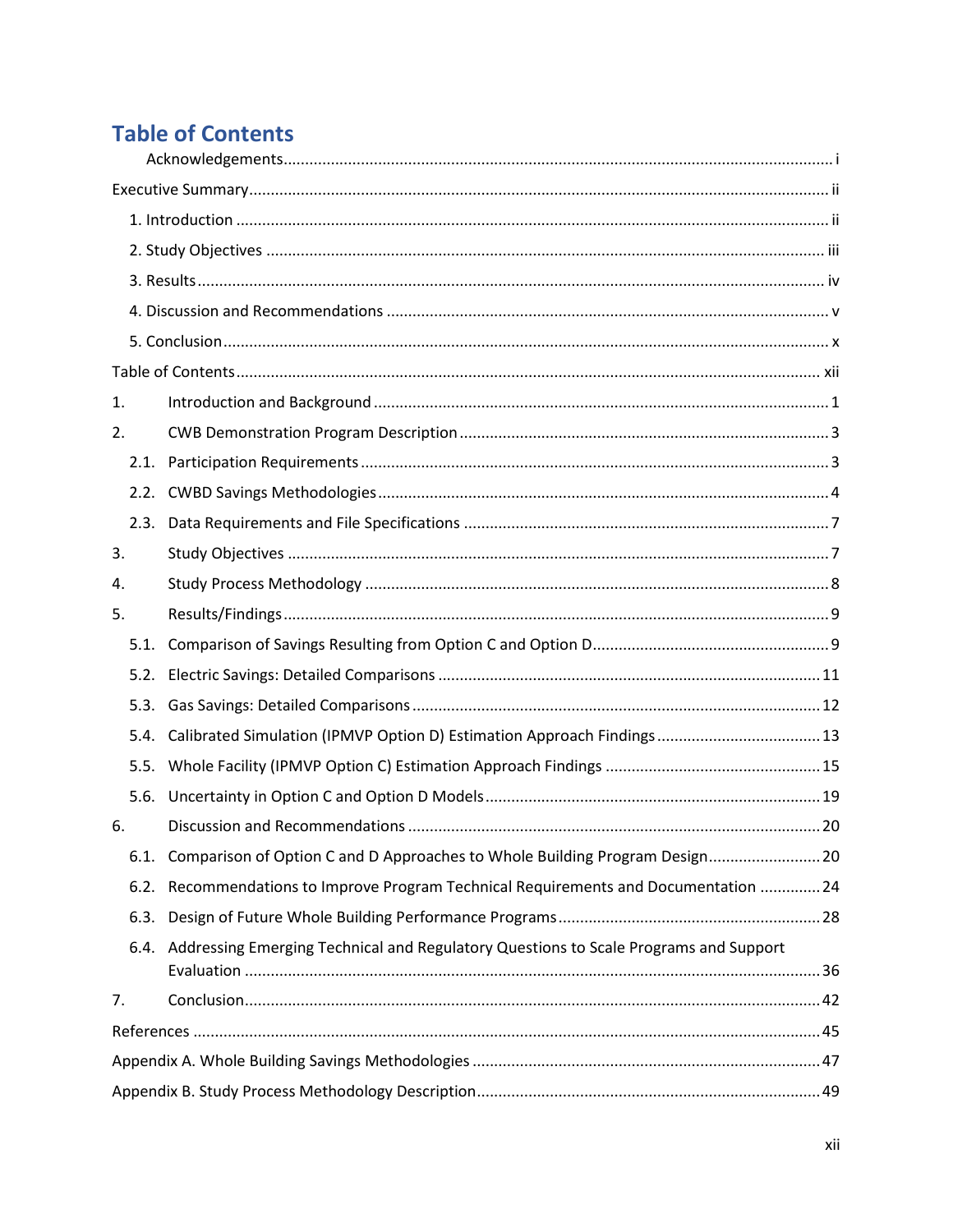# Table of Contents

Acknowledgements ........................................................................................................................... i

Executive Summary ........................................................................................................................ ii

1. Introduction ................................................................................................................................ ii

2. Study Objectives ......................................................................................................................... iii

3. Results ........................................................................................................................................ iv

4. Discussion and Recommendations ............................................................................................. v

5. Conclusion .................................................................................................................................. x

Table of Contents ........................................................................................................................... xii

1. Introduction and Background ..................................................................................................... 1

2. CWB Demonstration Program Description ................................................................................ 3

2.1. Participation Requirements .................................................................................................... 3

2.2. CWBD Savings Methodologies ............................................................................................... 4

2.3. Data Requirements and File Specifications ............................................................................ 7

3. Study Objectives .......................................................................................................................... 7

4. Study Process Methodology ........................................................................................................ 8

5. Results/Findings ........................................................................................................................... 9

5.1. Comparison of Savings Resulting from Option C and Option D ............................................. 9

5.2. Electric Savings: Detailed Comparisons ................................................................................ 11

5.3. Gas Savings: Detailed Comparisons ...................................................................................... 12

5.4. Calibrated Simulation (IPMVP Option D) Estimation Approach Findings ............................. 13

5.5. Whole Facility (IPMVP Option C) Estimation Approach Findings ......................................... 15

5.6. Uncertainty in Option C and Option D Models ..................................................................... 19

6. Discussion and Recommendations ............................................................................................ 20

6.1. Comparison of Option C and D Approaches to Whole Building Program Design ................. 20

6.2. Recommendations to Improve Program Technical Requirements and Documentation ...... 24

6.3. Design of Future Whole Building Performance Programs .................................................... 28

6.4. Addressing Emerging Technical and Regulatory Questions to Scale Programs and Support Evaluation ................................................................................................................................... 36

7. Conclusion ................................................................................................................................. 42

References ..................................................................................................................................... 45

Appendix A. Whole Building Savings Methodologies ................................................................... 47

Appendix B. Study Process Methodology Description ................................................................... 49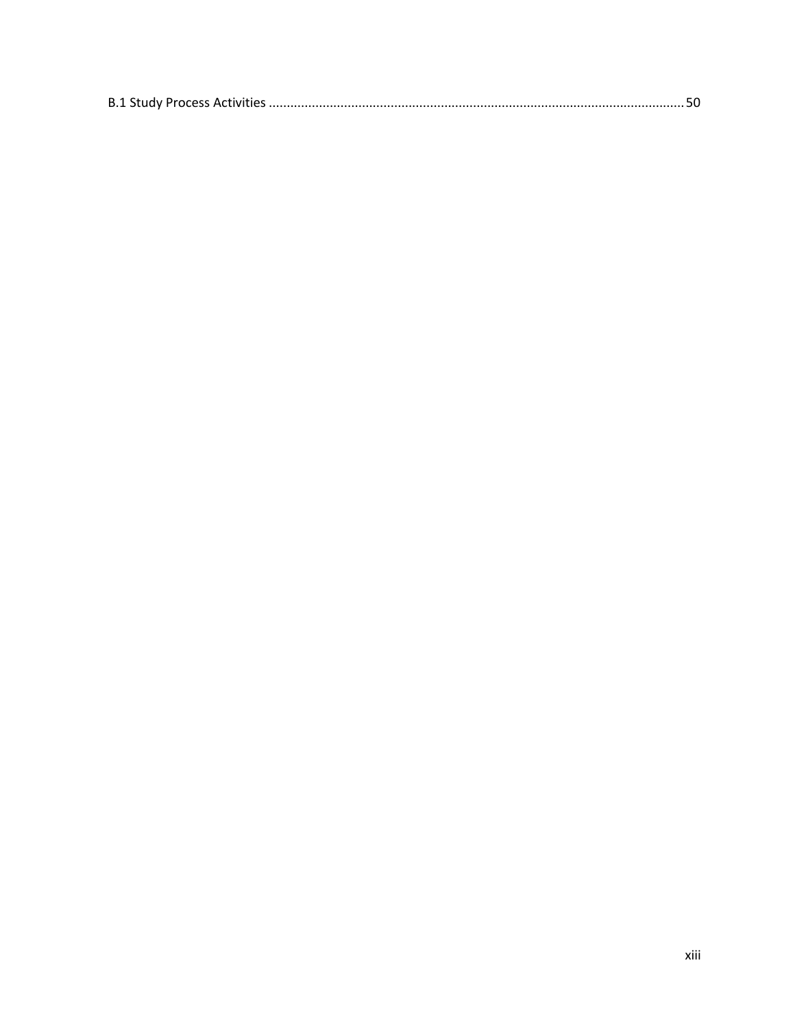B.1 Study Process Activities ........................................................................................................................ 50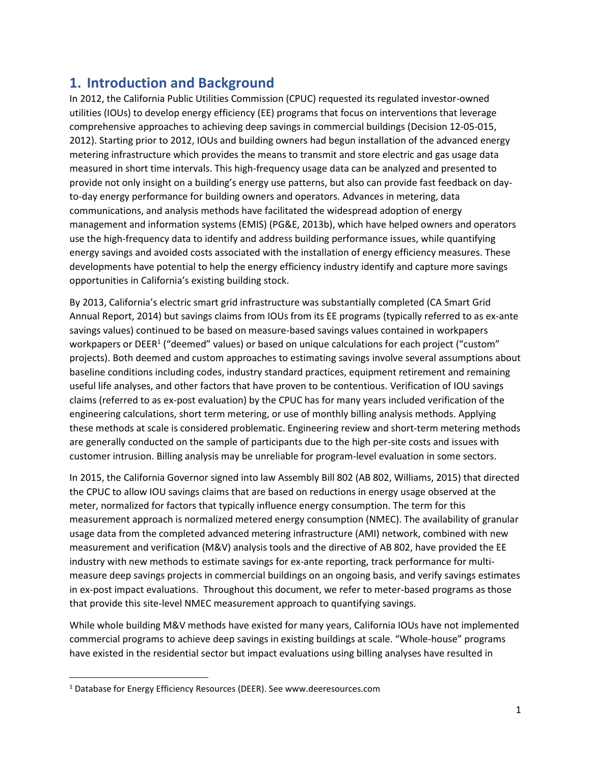# 1. Introduction and Background

In 2012, the California Public Utilities Commission (CPUC) requested its regulated investor-owned utilities (IOUs) to develop energy efficiency (EE) programs that focus on interventions that leverage comprehensive approaches to achieving deep savings in commercial buildings (Decision 12-05-015, 2012). Starting prior to 2012, IOUs and building owners had begun installation of the advanced energy metering infrastructure which provides the means to transmit and store electric and gas usage data measured in short time intervals. This high-frequency usage data can be analyzed and presented to provide not only insight on a building's energy use patterns, but also can provide fast feedback on day-to-day energy performance for building owners and operators. Advances in metering, data communications, and analysis methods have facilitated the widespread adoption of energy management and information systems (EMIS) (PG&E, 2013b), which have helped owners and operators use the high-frequency data to identify and address building performance issues, while quantifying energy savings and avoided costs associated with the installation of energy efficiency measures. These developments have potential to help the energy efficiency industry identify and capture more savings opportunities in California's existing building stock.

By 2013, California's electric smart grid infrastructure was substantially completed (CA Smart Grid Annual Report, 2014) but savings claims from IOUs from its EE programs (typically referred to as ex-ante savings values) continued to be based on measure-based savings values contained in workpapers workpapers or DEER[1] ("deemed" values) or based on unique calculations for each project ("custom" projects). Both deemed and custom approaches to estimating savings involve several assumptions about baseline conditions including codes, industry standard practices, equipment retirement and remaining useful life analyses, and other factors that have proven to be contentious. Verification of IOU savings claims (referred to as ex-post evaluation) by the CPUC has for many years included verification of the engineering calculations, short term metering, or use of monthly billing analysis methods. Applying these methods at scale is considered problematic. Engineering review and short-term metering methods are generally conducted on the sample of participants due to the high per-site costs and issues with customer intrusion. Billing analysis may be unreliable for program-level evaluation in some sectors.

In 2015, the California Governor signed into law Assembly Bill 802 (AB 802, Williams, 2015) that directed the CPUC to allow IOU savings claims that are based on reductions in energy usage observed at the meter, normalized for factors that typically influence energy consumption. The term for this measurement approach is normalized metered energy consumption (NMEC). The availability of granular usage data from the completed advanced metering infrastructure (AMI) network, combined with new measurement and verification (M&V) analysis tools and the directive of AB 802, have provided the EE industry with new methods to estimate savings for ex-ante reporting, track performance for multi-measure deep savings projects in commercial buildings on an ongoing basis, and verify savings estimates in ex-post impact evaluations. Throughout this document, we refer to meter-based programs as those that provide this site-level NMEC measurement approach to quantifying savings.

While whole building M&V methods have existed for many years, California IOUs have not implemented commercial programs to achieve deep savings in existing buildings at scale. "Whole-house" programs have existed in the residential sector but impact evaluations using billing analyses have resulted in

[1] Database for Energy Efficiency Resources (DEER). See www.deeresources.com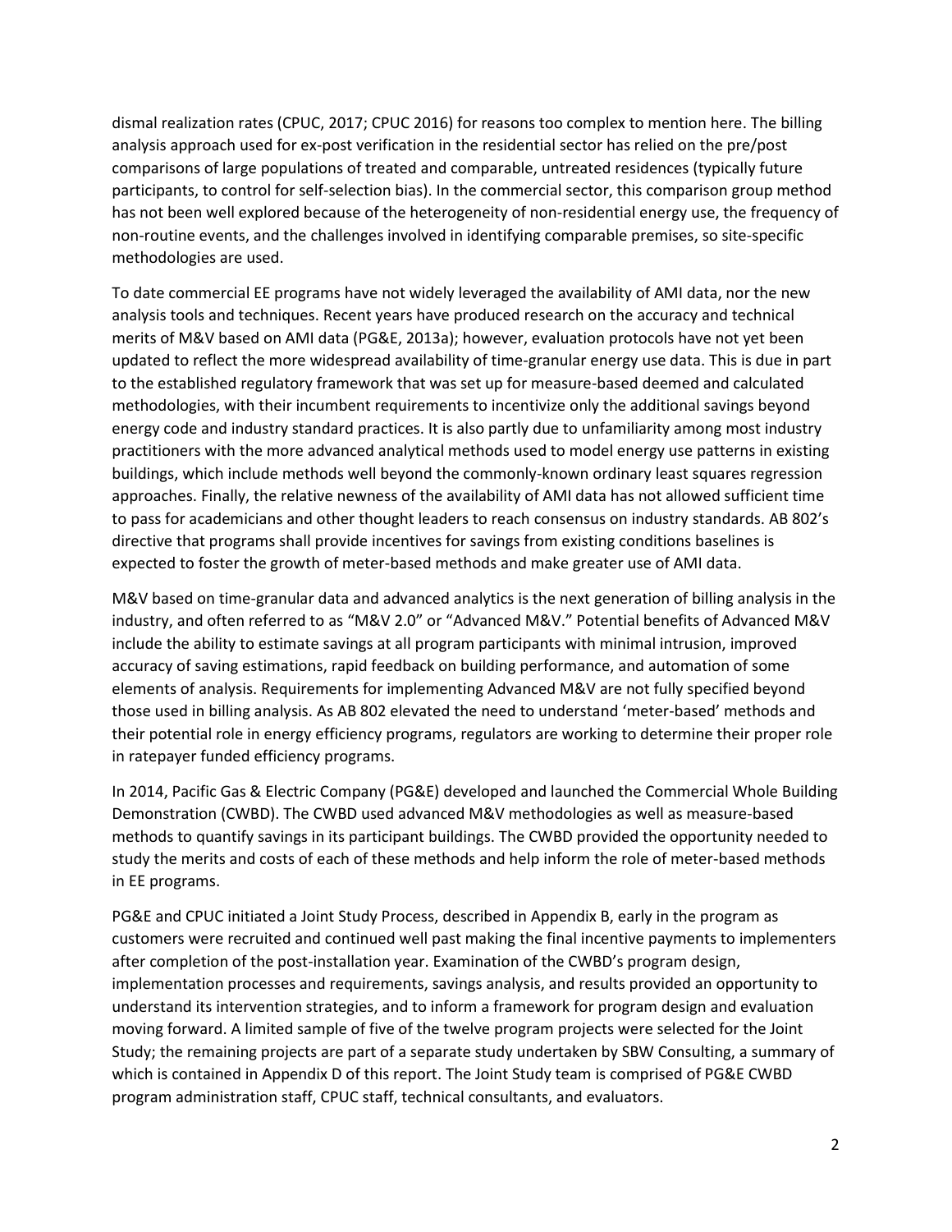dismal realization rates (CPUC, 2017; CPUC 2016) for reasons too complex to mention here. The billing analysis approach used for ex-post verification in the residential sector has relied on the pre/post comparisons of large populations of treated and comparable, untreated residences (typically future participants, to control for self-selection bias). In the commercial sector, this comparison group method has not been well explored because of the heterogeneity of non-residential energy use, the frequency of non-routine events, and the challenges involved in identifying comparable premises, so site-specific methodologies are used.

To date commercial EE programs have not widely leveraged the availability of AMI data, nor the new analysis tools and techniques. Recent years have produced research on the accuracy and technical merits of M&V based on AMI data (PG&E, 2013a); however, evaluation protocols have not yet been updated to reflect the more widespread availability of time-granular energy use data. This is due in part to the established regulatory framework that was set up for measure-based deemed and calculated methodologies, with their incumbent requirements to incentivize only the additional savings beyond energy code and industry standard practices. It is also partly due to unfamiliarity among most industry practitioners with the more advanced analytical methods used to model energy use patterns in existing buildings, which include methods well beyond the commonly-known ordinary least squares regression approaches. Finally, the relative newness of the availability of AMI data has not allowed sufficient time to pass for academicians and other thought leaders to reach consensus on industry standards. AB 802's directive that programs shall provide incentives for savings from existing conditions baselines is expected to foster the growth of meter-based methods and make greater use of AMI data.

M&V based on time-granular data and advanced analytics is the next generation of billing analysis in the industry, and often referred to as "M&V 2.0" or "Advanced M&V." Potential benefits of Advanced M&V include the ability to estimate savings at all program participants with minimal intrusion, improved accuracy of saving estimations, rapid feedback on building performance, and automation of some elements of analysis. Requirements for implementing Advanced M&V are not fully specified beyond those used in billing analysis. As AB 802 elevated the need to understand 'meter-based' methods and their potential role in energy efficiency programs, regulators are working to determine their proper role in ratepayer funded efficiency programs.

In 2014, Pacific Gas & Electric Company (PG&E) developed and launched the Commercial Whole Building Demonstration (CWBD). The CWBD used advanced M&V methodologies as well as measure-based methods to quantify savings in its participant buildings. The CWBD provided the opportunity needed to study the merits and costs of each of these methods and help inform the role of meter-based methods in EE programs.

PG&E and CPUC initiated a Joint Study Process, described in Appendix B, early in the program as customers were recruited and continued well past making the final incentive payments to implementers after completion of the post-installation year. Examination of the CWBD's program design, implementation processes and requirements, savings analysis, and results provided an opportunity to understand its intervention strategies, and to inform a framework for program design and evaluation moving forward. A limited sample of five of the twelve program projects were selected for the Joint Study; the remaining projects are part of a separate study undertaken by SBW Consulting, a summary of which is contained in Appendix D of this report. The Joint Study team is comprised of PG&E CWBD program administration staff, CPUC staff, technical consultants, and evaluators.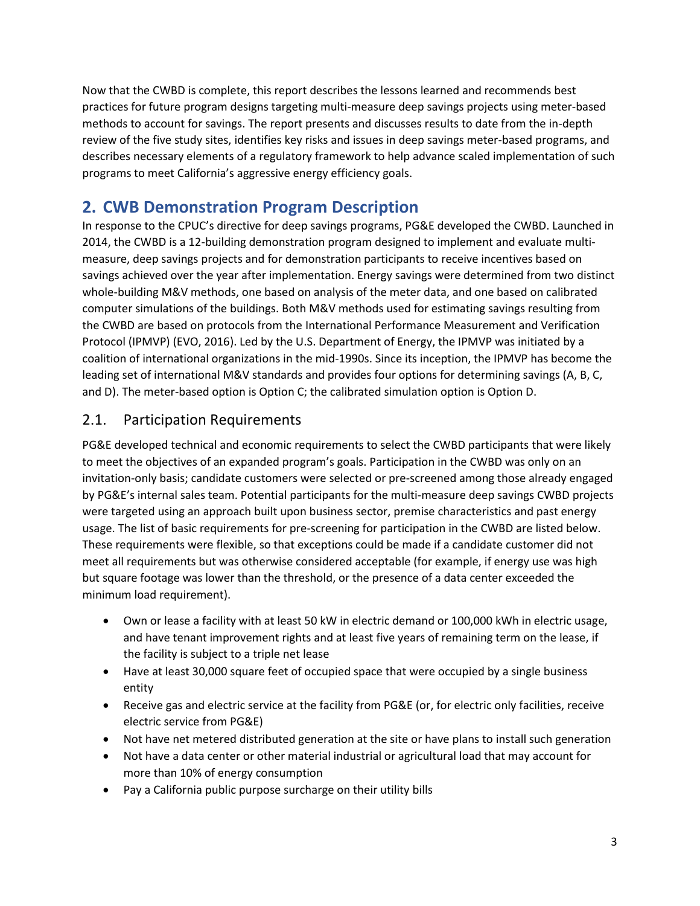Now that the CWBD is complete, this report describes the lessons learned and recommends best practices for future program designs targeting multi-measure deep savings projects using meter-based methods to account for savings. The report presents and discusses results to date from the in-depth review of the five study sites, identifies key risks and issues in deep savings meter-based programs, and describes necessary elements of a regulatory framework to help advance scaled implementation of such programs to meet California's aggressive energy efficiency goals.

# 2. CWB Demonstration Program Description

In response to the CPUC's directive for deep savings programs, PG&E developed the CWBD. Launched in 2014, the CWBD is a 12-building demonstration program designed to implement and evaluate multi-measure, deep savings projects and for demonstration participants to receive incentives based on savings achieved over the year after implementation. Energy savings were determined from two distinct whole-building M&V methods, one based on analysis of the meter data, and one based on calibrated computer simulations of the buildings. Both M&V methods used for estimating savings resulting from the CWBD are based on protocols from the International Performance Measurement and Verification Protocol (IPMVP) (EVO, 2016). Led by the U.S. Department of Energy, the IPMVP was initiated by a coalition of international organizations in the mid-1990s. Since its inception, the IPMVP has become the leading set of international M&V standards and provides four options for determining savings (A, B, C, and D). The meter-based option is Option C; the calibrated simulation option is Option D.

## 2.1. Participation Requirements

PG&E developed technical and economic requirements to select the CWBD participants that were likely to meet the objectives of an expanded program's goals. Participation in the CWBD was only on an invitation-only basis; candidate customers were selected or pre-screened among those already engaged by PG&E's internal sales team. Potential participants for the multi-measure deep savings CWBD projects were targeted using an approach built upon business sector, premise characteristics and past energy usage. The list of basic requirements for pre-screening for participation in the CWBD are listed below. These requirements were flexible, so that exceptions could be made if a candidate customer did not meet all requirements but was otherwise considered acceptable (for example, if energy use was high but square footage was lower than the threshold, or the presence of a data center exceeded the minimum load requirement).

- Own or lease a facility with at least 50 kW in electric demand or 100,000 kWh in electric usage, and have tenant improvement rights and at least five years of remaining term on the lease, if the facility is subject to a triple net lease
- Have at least 30,000 square feet of occupied space that were occupied by a single business entity
- Receive gas and electric service at the facility from PG&E (or, for electric only facilities, receive electric service from PG&E)
- Not have net metered distributed generation at the site or have plans to install such generation
- Not have a data center or other material industrial or agricultural load that may account for more than 10% of energy consumption
- Pay a California public purpose surcharge on their utility bills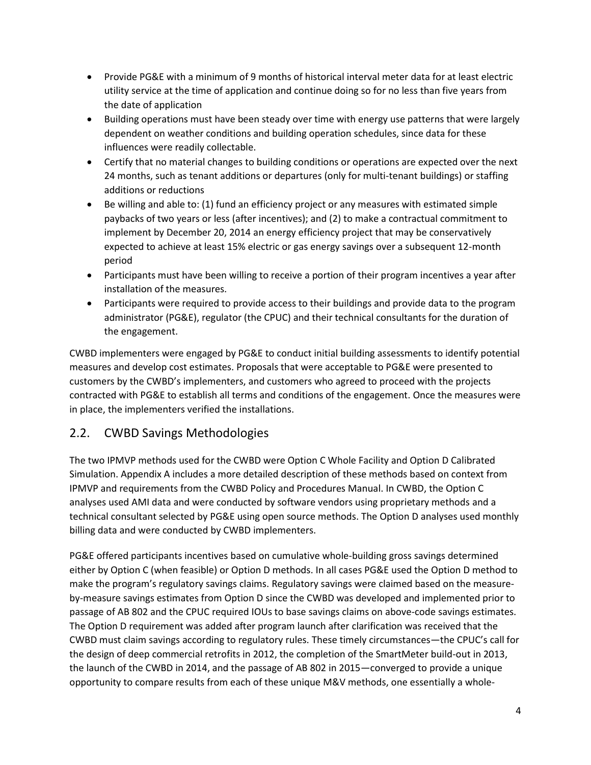- Provide PG&E with a minimum of 9 months of historical interval meter data for at least electric utility service at the time of application and continue doing so for no less than five years from the date of application
- Building operations must have been steady over time with energy use patterns that were largely dependent on weather conditions and building operation schedules, since data for these influences were readily collectable.
- Certify that no material changes to building conditions or operations are expected over the next 24 months, such as tenant additions or departures (only for multi-tenant buildings) or staffing additions or reductions
- Be willing and able to: (1) fund an efficiency project or any measures with estimated simple paybacks of two years or less (after incentives); and (2) to make a contractual commitment to implement by December 20, 2014 an energy efficiency project that may be conservatively expected to achieve at least 15% electric or gas energy savings over a subsequent 12-month period
- Participants must have been willing to receive a portion of their program incentives a year after installation of the measures.
- Participants were required to provide access to their buildings and provide data to the program administrator (PG&E), regulator (the CPUC) and their technical consultants for the duration of the engagement.

CWBD implementers were engaged by PG&E to conduct initial building assessments to identify potential measures and develop cost estimates. Proposals that were acceptable to PG&E were presented to customers by the CWBD's implementers, and customers who agreed to proceed with the projects contracted with PG&E to establish all terms and conditions of the engagement. Once the measures were in place, the implementers verified the installations.

## 2.2. CWBD Savings Methodologies

The two IPMVP methods used for the CWBD were Option C Whole Facility and Option D Calibrated Simulation. Appendix A includes a more detailed description of these methods based on context from IPMVP and requirements from the CWBD Policy and Procedures Manual. In CWBD, the Option C analyses used AMI data and were conducted by software vendors using proprietary methods and a technical consultant selected by PG&E using open source methods. The Option D analyses used monthly billing data and were conducted by CWBD implementers.

PG&E offered participants incentives based on cumulative whole-building gross savings determined either by Option C (when feasible) or Option D methods. In all cases PG&E used the Option D method to make the program's regulatory savings claims. Regulatory savings were claimed based on the measure-by-measure savings estimates from Option D since the CWBD was developed and implemented prior to passage of AB 802 and the CPUC required IOUs to base savings claims on above-code savings estimates. The Option D requirement was added after program launch after clarification was received that the CWBD must claim savings according to regulatory rules. These timely circumstances—the CPUC's call for the design of deep commercial retrofits in 2012, the completion of the SmartMeter build-out in 2013, the launch of the CWBD in 2014, and the passage of AB 802 in 2015—converged to provide a unique opportunity to compare results from each of these unique M&V methods, one essentially a whole-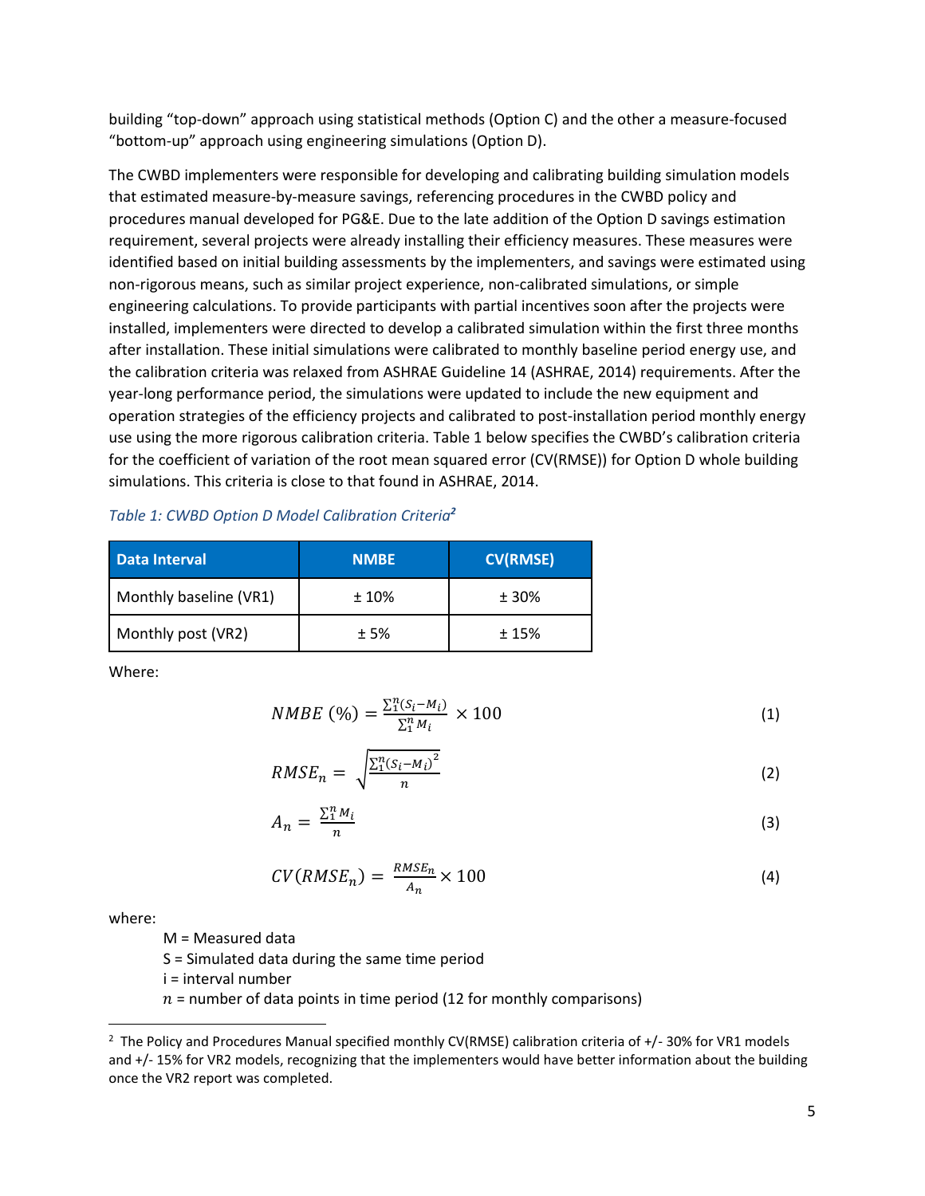building "top-down" approach using statistical methods (Option C) and the other a measure-focused "bottom-up" approach using engineering simulations (Option D).

The CWBD implementers were responsible for developing and calibrating building simulation models that estimated measure-by-measure savings, referencing procedures in the CWBD policy and procedures manual developed for PG&E. Due to the late addition of the Option D savings estimation requirement, several projects were already installing their efficiency measures. These measures were identified based on initial building assessments by the implementers, and savings were estimated using non-rigorous means, such as similar project experience, non-calibrated simulations, or simple engineering calculations. To provide participants with partial incentives soon after the projects were installed, implementers were directed to develop a calibrated simulation within the first three months after installation. These initial simulations were calibrated to monthly baseline period energy use, and the calibration criteria was relaxed from ASHRAE Guideline 14 (ASHRAE, 2014) requirements. After the year-long performance period, the simulations were updated to include the new equipment and operation strategies of the efficiency projects and calibrated to post-installation period monthly energy use using the more rigorous calibration criteria. Table 1 below specifies the CWBD's calibration criteria for the coefficient of variation of the root mean squared error (CV(RMSE)) for Option D whole building simulations. This criteria is close to that found in ASHRAE, 2014.

*Table 1: CWBD Option D Model Calibration Criteria*[2]

| Data Interval | NMBE | CV(RMSE) |
|---|---|---|
| Monthly baseline (VR1) | ± 10% | ± 30% |
| Monthly post (VR2) | ± 5% | ± 15% |

Where:

$$NMBE\ (\%) = \frac{\sum_1^n (S_i - M_i)}{\sum_1^n M_i} \times 100 \tag{1}$$

$$RMSE_n = \sqrt{\frac{\sum_1^n (S_i - M_i)^2}{n}} \tag{2}$$

$$A_n = \frac{\sum_1^n M_i}{n} \tag{3}$$

$$CV(RMSE_n) = \frac{RMSE_n}{A_n} \times 100 \tag{4}$$

where:

- M = Measured data
- S = Simulated data during the same time period
- i = interval number
- $n$ = number of data points in time period (12 for monthly comparisons)

[2] The Policy and Procedures Manual specified monthly CV(RMSE) calibration criteria of +/- 30% for VR1 models and +/- 15% for VR2 models, recognizing that the implementers would have better information about the building once the VR2 report was completed.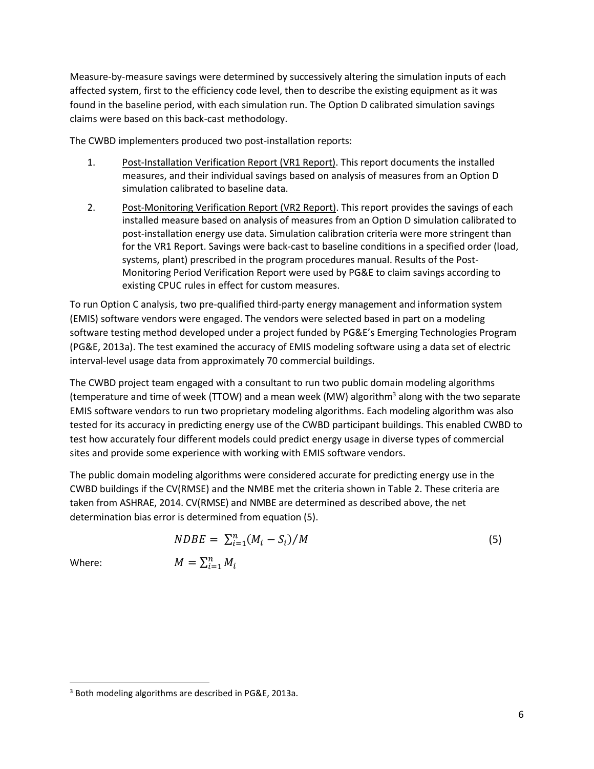Measure-by-measure savings were determined by successively altering the simulation inputs of each affected system, first to the efficiency code level, then to describe the existing equipment as it was found in the baseline period, with each simulation run. The Option D calibrated simulation savings claims were based on this back-cast methodology.

The CWBD implementers produced two post-installation reports:

1. Post-Installation Verification Report (VR1 Report). This report documents the installed measures, and their individual savings based on analysis of measures from an Option D simulation calibrated to baseline data.
2. Post-Monitoring Verification Report (VR2 Report). This report provides the savings of each installed measure based on analysis of measures from an Option D simulation calibrated to post-installation energy use data. Simulation calibration criteria were more stringent than for the VR1 Report. Savings were back-cast to baseline conditions in a specified order (load, systems, plant) prescribed in the program procedures manual. Results of the Post-Monitoring Period Verification Report were used by PG&E to claim savings according to existing CPUC rules in effect for custom measures.

To run Option C analysis, two pre-qualified third-party energy management and information system (EMIS) software vendors were engaged. The vendors were selected based in part on a modeling software testing method developed under a project funded by PG&E's Emerging Technologies Program (PG&E, 2013a). The test examined the accuracy of EMIS modeling software using a data set of electric interval-level usage data from approximately 70 commercial buildings.

The CWBD project team engaged with a consultant to run two public domain modeling algorithms (temperature and time of week (TTOW) and a mean week (MW) algorithm[3] along with the two separate EMIS software vendors to run two proprietary modeling algorithms. Each modeling algorithm was also tested for its accuracy in predicting energy use of the CWBD participant buildings. This enabled CWBD to test how accurately four different models could predict energy usage in diverse types of commercial sites and provide some experience with working with EMIS software vendors.

The public domain modeling algorithms were considered accurate for predicting energy use in the CWBD buildings if the CV(RMSE) and the NMBE met the criteria shown in Table 2. These criteria are taken from ASHRAE, 2014. CV(RMSE) and NMBE are determined as described above, the net determination bias error is determined from equation (5).

$$NDBE = \sum_{i=1}^{n}(M_i - S_i)/M \tag{5}$$

Where: $M = \sum_{i=1}^{n} M_i$

[3] Both modeling algorithms are described in PG&E, 2013a.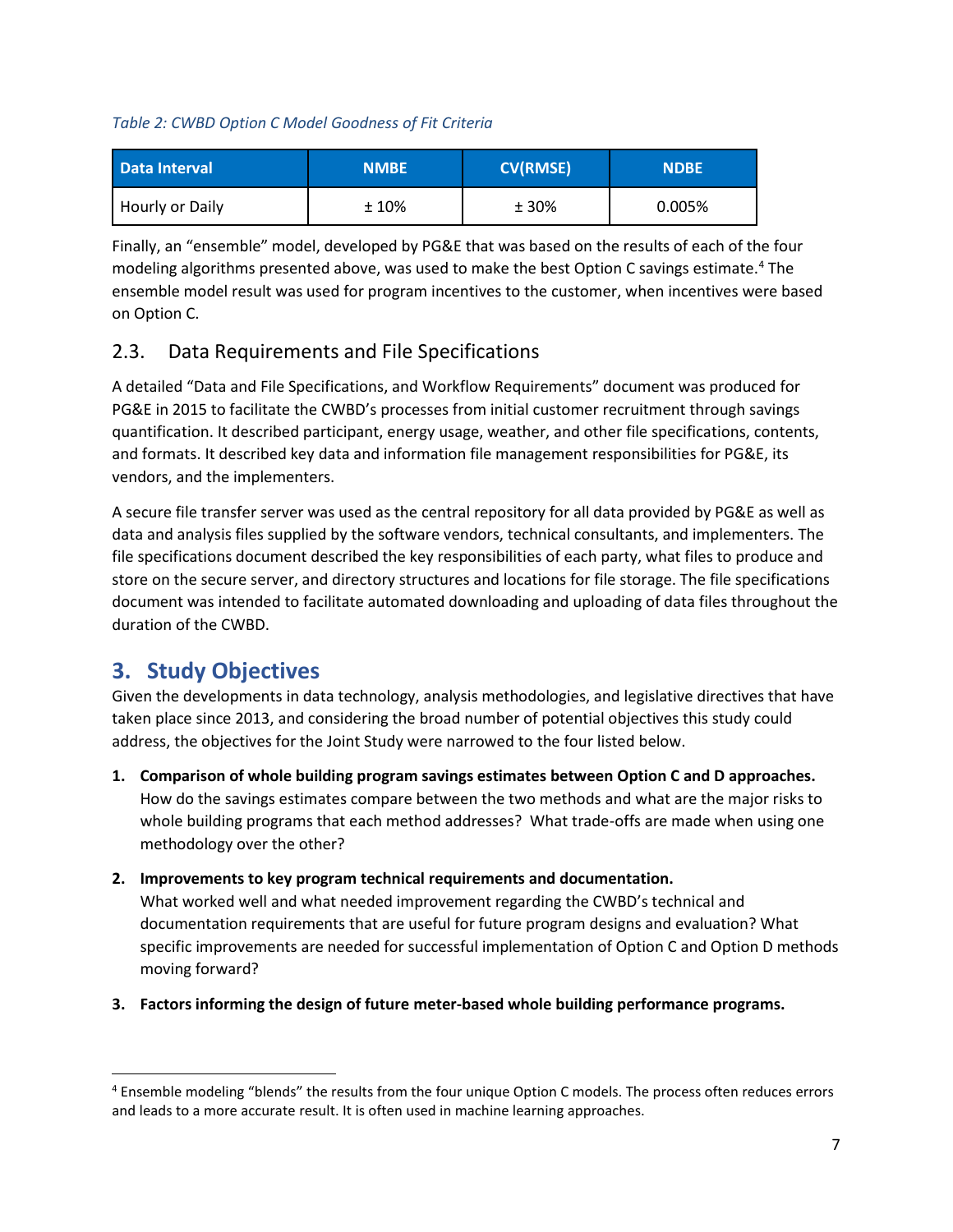*Table 2: CWBD Option C Model Goodness of Fit Criteria*

| Data Interval | NMBE | CV(RMSE) | NDBE |
|---|---|---|---|
| Hourly or Daily | ± 10% | ± 30% | 0.005% |

Finally, an "ensemble" model, developed by PG&E that was based on the results of each of the four modeling algorithms presented above, was used to make the best Option C savings estimate.[4] The ensemble model result was used for program incentives to the customer, when incentives were based on Option C.

## 2.3. Data Requirements and File Specifications

A detailed "Data and File Specifications, and Workflow Requirements" document was produced for PG&E in 2015 to facilitate the CWBD's processes from initial customer recruitment through savings quantification. It described participant, energy usage, weather, and other file specifications, contents, and formats. It described key data and information file management responsibilities for PG&E, its vendors, and the implementers.

A secure file transfer server was used as the central repository for all data provided by PG&E as well as data and analysis files supplied by the software vendors, technical consultants, and implementers. The file specifications document described the key responsibilities of each party, what files to produce and store on the secure server, and directory structures and locations for file storage. The file specifications document was intended to facilitate automated downloading and uploading of data files throughout the duration of the CWBD.

# 3. Study Objectives

Given the developments in data technology, analysis methodologies, and legislative directives that have taken place since 2013, and considering the broad number of potential objectives this study could address, the objectives for the Joint Study were narrowed to the four listed below.

1. **Comparison of whole building program savings estimates between Option C and D approaches.** How do the savings estimates compare between the two methods and what are the major risks to whole building programs that each method addresses? What trade-offs are made when using one methodology over the other?
2. **Improvements to key program technical requirements and documentation.** What worked well and what needed improvement regarding the CWBD's technical and documentation requirements that are useful for future program designs and evaluation? What specific improvements are needed for successful implementation of Option C and Option D methods moving forward?
3. **Factors informing the design of future meter-based whole building performance programs.**

[4] Ensemble modeling "blends" the results from the four unique Option C models. The process often reduces errors and leads to a more accurate result. It is often used in machine learning approaches.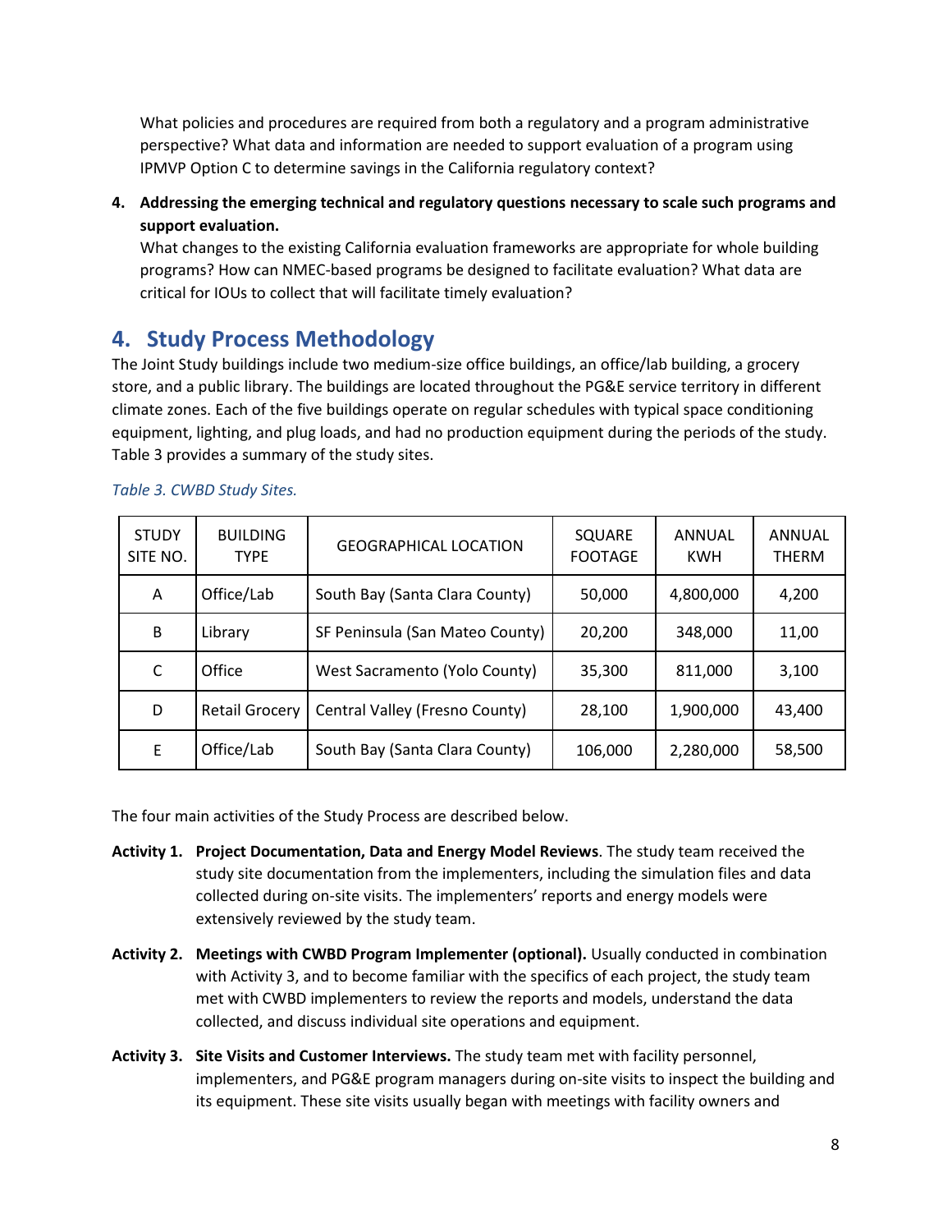What policies and procedures are required from both a regulatory and a program administrative perspective? What data and information are needed to support evaluation of a program using IPMVP Option C to determine savings in the California regulatory context?

4. **Addressing the emerging technical and regulatory questions necessary to scale such programs and support evaluation.**
   What changes to the existing California evaluation frameworks are appropriate for whole building programs? How can NMEC-based programs be designed to facilitate evaluation? What data are critical for IOUs to collect that will facilitate timely evaluation?

## 4. Study Process Methodology

The Joint Study buildings include two medium-size office buildings, an office/lab building, a grocery store, and a public library. The buildings are located throughout the PG&E service territory in different climate zones. Each of the five buildings operate on regular schedules with typical space conditioning equipment, lighting, and plug loads, and had no production equipment during the periods of the study. Table 3 provides a summary of the study sites.

*Table 3. CWBD Study Sites.*

| STUDY SITE NO. | BUILDING TYPE | GEOGRAPHICAL LOCATION | SQUARE FOOTAGE | ANNUAL KWH | ANNUAL THERM |
|---|---|---|---|---|---|
| A | Office/Lab | South Bay (Santa Clara County) | 50,000 | 4,800,000 | 4,200 |
| B | Library | SF Peninsula (San Mateo County) | 20,200 | 348,000 | 11,00 |
| C | Office | West Sacramento (Yolo County) | 35,300 | 811,000 | 3,100 |
| D | Retail Grocery | Central Valley (Fresno County) | 28,100 | 1,900,000 | 43,400 |
| E | Office/Lab | South Bay (Santa Clara County) | 106,000 | 2,280,000 | 58,500 |

The four main activities of the Study Process are described below.

**Activity 1. Project Documentation, Data and Energy Model Reviews**. The study team received the study site documentation from the implementers, including the simulation files and data collected during on-site visits. The implementers' reports and energy models were extensively reviewed by the study team.

**Activity 2. Meetings with CWBD Program Implementer (optional).** Usually conducted in combination with Activity 3, and to become familiar with the specifics of each project, the study team met with CWBD implementers to review the reports and models, understand the data collected, and discuss individual site operations and equipment.

**Activity 3. Site Visits and Customer Interviews.** The study team met with facility personnel, implementers, and PG&E program managers during on-site visits to inspect the building and its equipment. These site visits usually began with meetings with facility owners and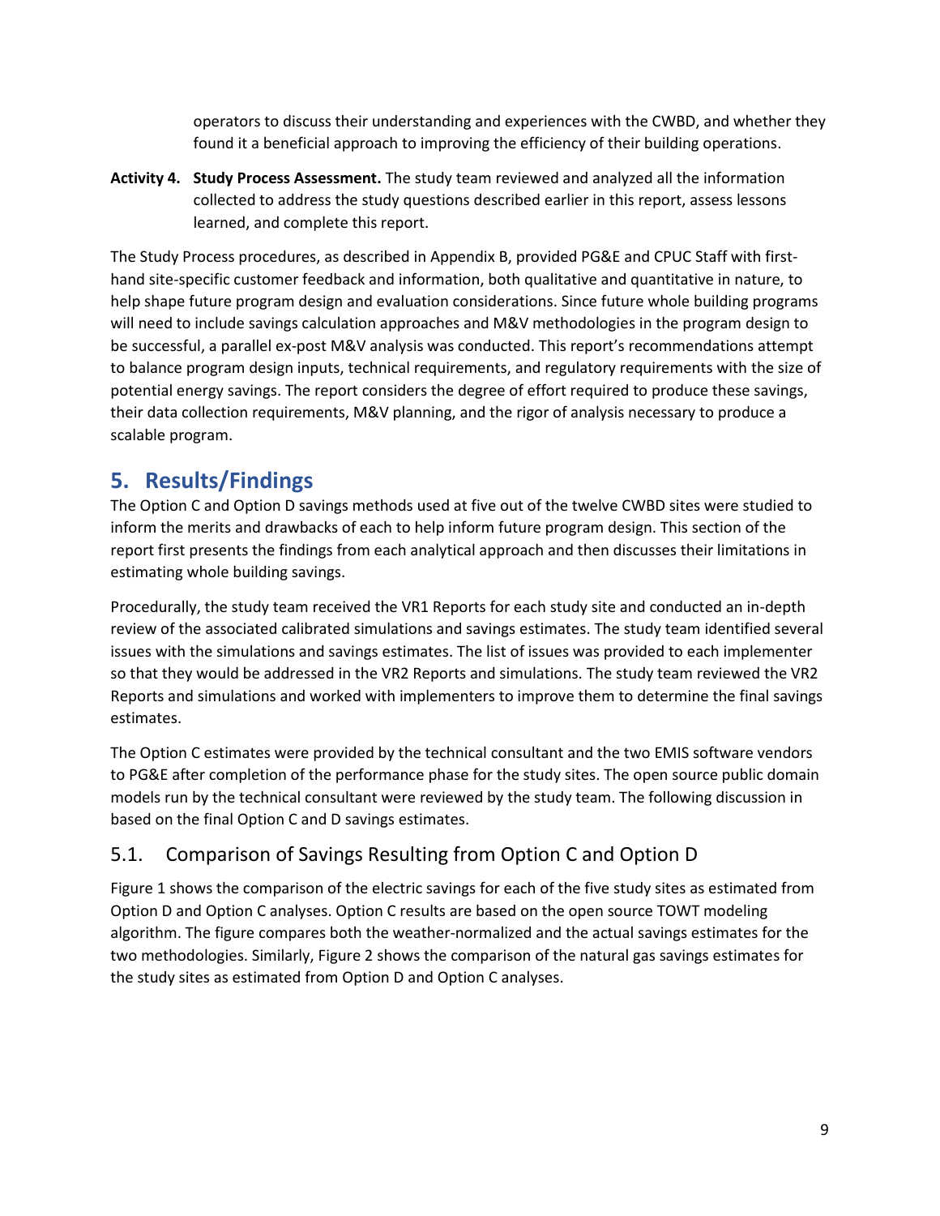operators to discuss their understanding and experiences with the CWBD, and whether they found it a beneficial approach to improving the efficiency of their building operations.

**Activity 4. Study Process Assessment.** The study team reviewed and analyzed all the information collected to address the study questions described earlier in this report, assess lessons learned, and complete this report.

The Study Process procedures, as described in Appendix B, provided PG&E and CPUC Staff with first-hand site-specific customer feedback and information, both qualitative and quantitative in nature, to help shape future program design and evaluation considerations. Since future whole building programs will need to include savings calculation approaches and M&V methodologies in the program design to be successful, a parallel ex-post M&V analysis was conducted. This report's recommendations attempt to balance program design inputs, technical requirements, and regulatory requirements with the size of potential energy savings. The report considers the degree of effort required to produce these savings, their data collection requirements, M&V planning, and the rigor of analysis necessary to produce a scalable program.

# 5. Results/Findings

The Option C and Option D savings methods used at five out of the twelve CWBD sites were studied to inform the merits and drawbacks of each to help inform future program design. This section of the report first presents the findings from each analytical approach and then discusses their limitations in estimating whole building savings.

Procedurally, the study team received the VR1 Reports for each study site and conducted an in-depth review of the associated calibrated simulations and savings estimates. The study team identified several issues with the simulations and savings estimates. The list of issues was provided to each implementer so that they would be addressed in the VR2 Reports and simulations. The study team reviewed the VR2 Reports and simulations and worked with implementers to improve them to determine the final savings estimates.

The Option C estimates were provided by the technical consultant and the two EMIS software vendors to PG&E after completion of the performance phase for the study sites. The open source public domain models run by the technical consultant were reviewed by the study team. The following discussion in based on the final Option C and D savings estimates.

## 5.1. Comparison of Savings Resulting from Option C and Option D

Figure 1 shows the comparison of the electric savings for each of the five study sites as estimated from Option D and Option C analyses. Option C results are based on the open source TOWT modeling algorithm. The figure compares both the weather-normalized and the actual savings estimates for the two methodologies. Similarly, Figure 2 shows the comparison of the natural gas savings estimates for the study sites as estimated from Option D and Option C analyses.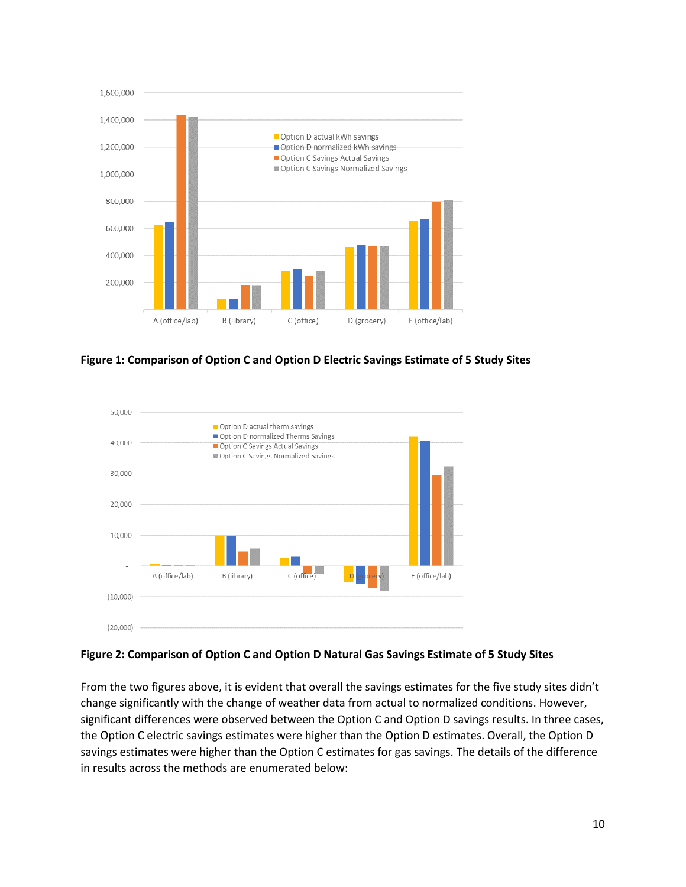**Figure 1: Comparison of Option C and Option D Electric Savings Estimate of 5 Study Sites**

**Figure 2: Comparison of Option C and Option D Natural Gas Savings Estimate of 5 Study Sites**

From the two figures above, it is evident that overall the savings estimates for the five study sites didn't change significantly with the change of weather data from actual to normalized conditions. However, significant differences were observed between the Option C and Option D savings results. In three cases, the Option C electric savings estimates were higher than the Option D estimates. Overall, the Option D savings estimates were higher than the Option C estimates for gas savings. The details of the difference in results across the methods are enumerated below: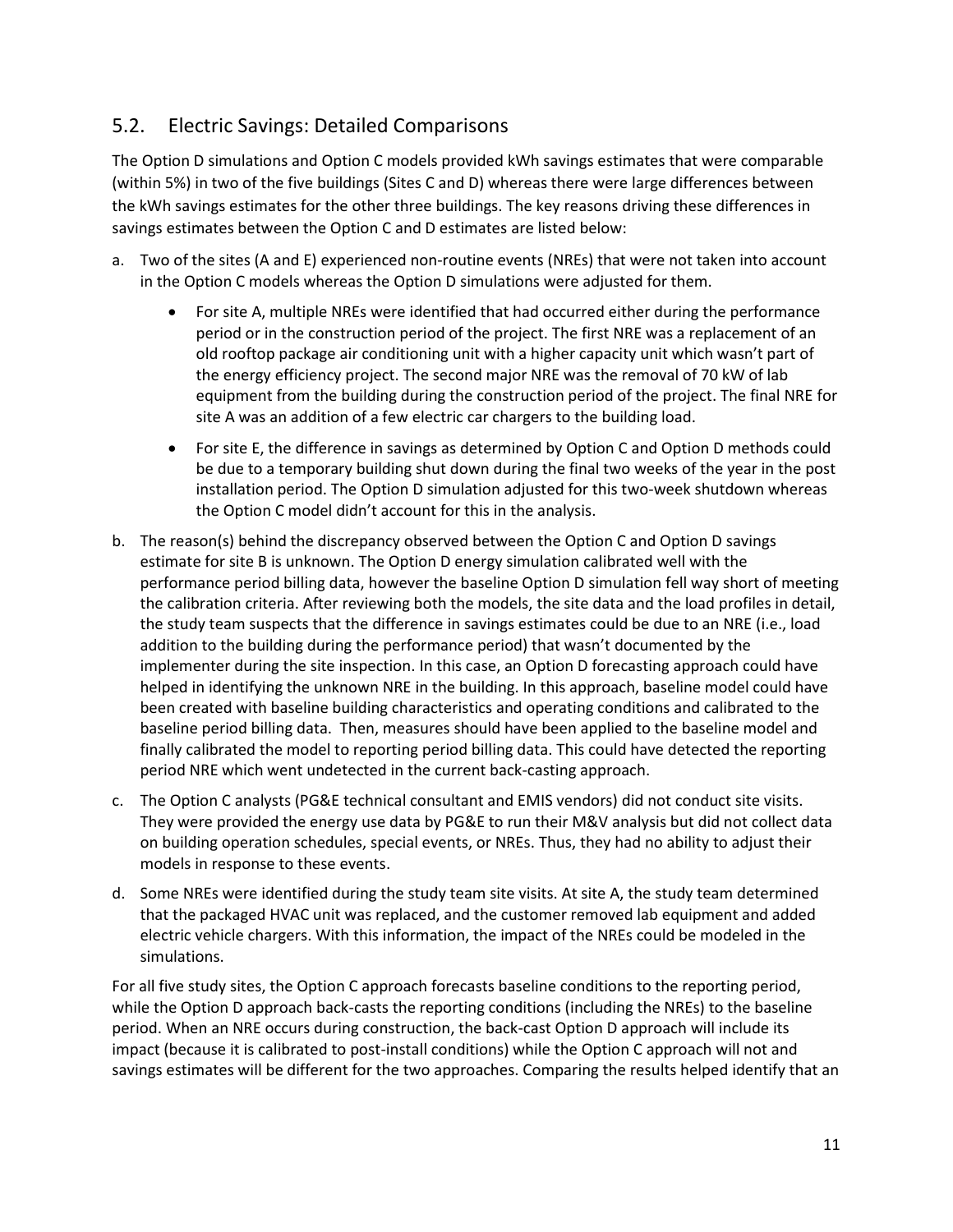## 5.2. Electric Savings: Detailed Comparisons

The Option D simulations and Option C models provided kWh savings estimates that were comparable (within 5%) in two of the five buildings (Sites C and D) whereas there were large differences between the kWh savings estimates for the other three buildings. The key reasons driving these differences in savings estimates between the Option C and D estimates are listed below:

a. Two of the sites (A and E) experienced non-routine events (NREs) that were not taken into account in the Option C models whereas the Option D simulations were adjusted for them.

   - For site A, multiple NREs were identified that had occurred either during the performance period or in the construction period of the project. The first NRE was a replacement of an old rooftop package air conditioning unit with a higher capacity unit which wasn't part of the energy efficiency project. The second major NRE was the removal of 70 kW of lab equipment from the building during the construction period of the project. The final NRE for site A was an addition of a few electric car chargers to the building load.
   - For site E, the difference in savings as determined by Option C and Option D methods could be due to a temporary building shut down during the final two weeks of the year in the post installation period. The Option D simulation adjusted for this two-week shutdown whereas the Option C model didn't account for this in the analysis.

b. The reason(s) behind the discrepancy observed between the Option C and Option D savings estimate for site B is unknown. The Option D energy simulation calibrated well with the performance period billing data, however the baseline Option D simulation fell way short of meeting the calibration criteria. After reviewing both the models, the site data and the load profiles in detail, the study team suspects that the difference in savings estimates could be due to an NRE (i.e., load addition to the building during the performance period) that wasn't documented by the implementer during the site inspection. In this case, an Option D forecasting approach could have helped in identifying the unknown NRE in the building. In this approach, baseline model could have been created with baseline building characteristics and operating conditions and calibrated to the baseline period billing data. Then, measures should have been applied to the baseline model and finally calibrated the model to reporting period billing data. This could have detected the reporting period NRE which went undetected in the current back-casting approach.

c. The Option C analysts (PG&E technical consultant and EMIS vendors) did not conduct site visits. They were provided the energy use data by PG&E to run their M&V analysis but did not collect data on building operation schedules, special events, or NREs. Thus, they had no ability to adjust their models in response to these events.

d. Some NREs were identified during the study team site visits. At site A, the study team determined that the packaged HVAC unit was replaced, and the customer removed lab equipment and added electric vehicle chargers. With this information, the impact of the NREs could be modeled in the simulations.

For all five study sites, the Option C approach forecasts baseline conditions to the reporting period, while the Option D approach back-casts the reporting conditions (including the NREs) to the baseline period. When an NRE occurs during construction, the back-cast Option D approach will include its impact (because it is calibrated to post-install conditions) while the Option C approach will not and savings estimates will be different for the two approaches. Comparing the results helped identify that an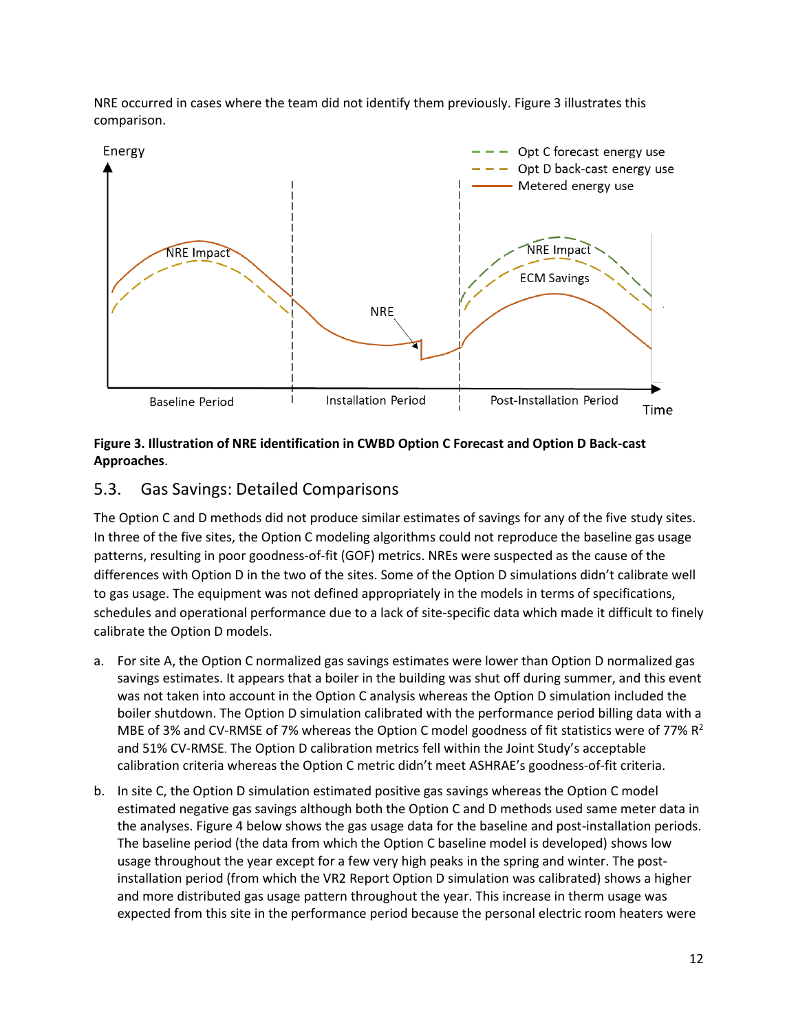NRE occurred in cases where the team did not identify them previously. Figure 3 illustrates this comparison.

**Figure 3. Illustration of NRE identification in CWBD Option C Forecast and Option D Back-cast Approaches**.

## 5.3. Gas Savings: Detailed Comparisons

The Option C and D methods did not produce similar estimates of savings for any of the five study sites. In three of the five sites, the Option C modeling algorithms could not reproduce the baseline gas usage patterns, resulting in poor goodness-of-fit (GOF) metrics. NREs were suspected as the cause of the differences with Option D in the two of the sites. Some of the Option D simulations didn't calibrate well to gas usage. The equipment was not defined appropriately in the models in terms of specifications, schedules and operational performance due to a lack of site-specific data which made it difficult to finely calibrate the Option D models.

a. For site A, the Option C normalized gas savings estimates were lower than Option D normalized gas savings estimates. It appears that a boiler in the building was shut off during summer, and this event was not taken into account in the Option C analysis whereas the Option D simulation included the boiler shutdown. The Option D simulation calibrated with the performance period billing data with a MBE of 3% and CV-RMSE of 7% whereas the Option C model goodness of fit statistics were of 77% $R^2$ and 51% CV-RMSE. The Option D calibration metrics fell within the Joint Study's acceptable calibration criteria whereas the Option C metric didn't meet ASHRAE's goodness-of-fit criteria.

b. In site C, the Option D simulation estimated positive gas savings whereas the Option C model estimated negative gas savings although both the Option C and D methods used same meter data in the analyses. Figure 4 below shows the gas usage data for the baseline and post-installation periods. The baseline period (the data from which the Option C baseline model is developed) shows low usage throughout the year except for a few very high peaks in the spring and winter. The post-installation period (from which the VR2 Report Option D simulation was calibrated) shows a higher and more distributed gas usage pattern throughout the year. This increase in therm usage was expected from this site in the performance period because the personal electric room heaters were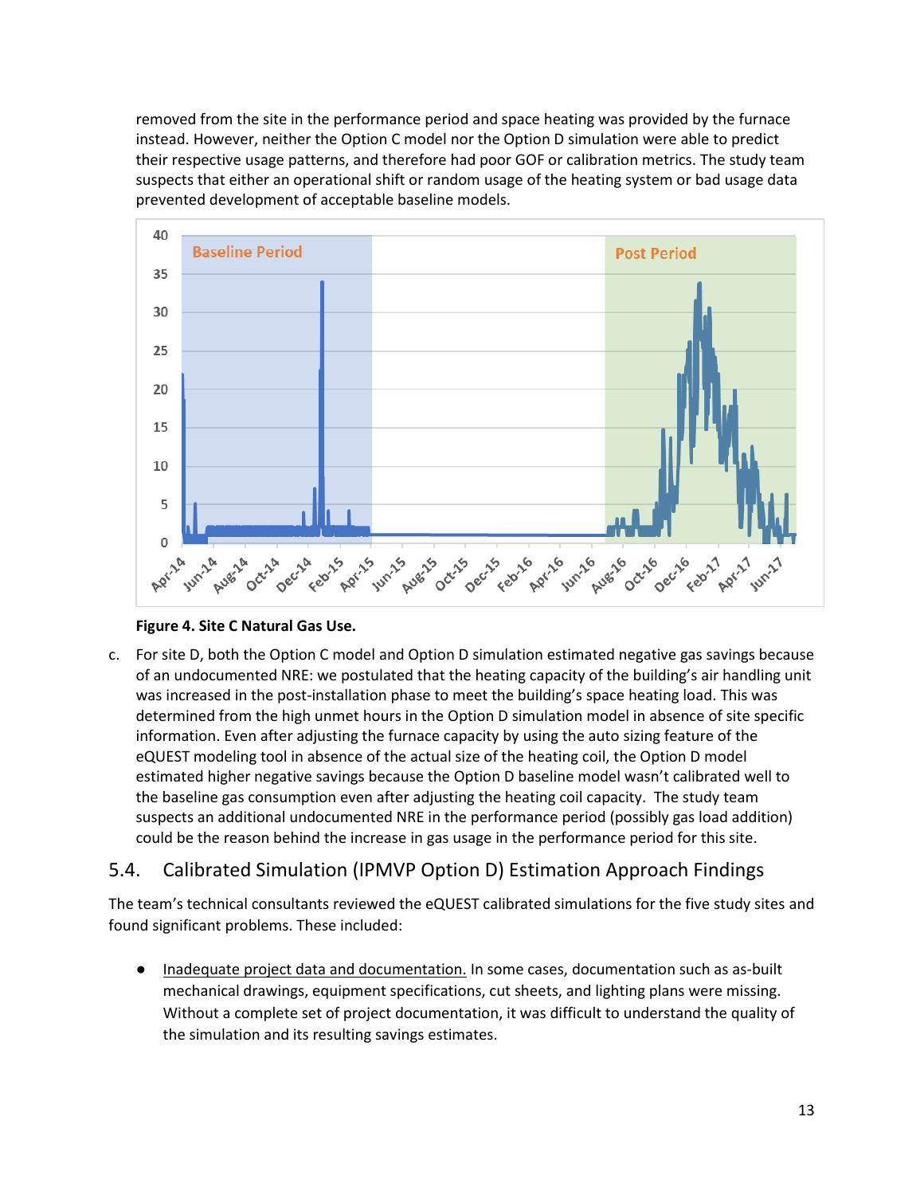removed from the site in the performance period and space heating was provided by the furnace instead. However, neither the Option C model nor the Option D simulation were able to predict their respective usage patterns, and therefore had poor GOF or calibration metrics. The study team suspects that either an operational shift or random usage of the heating system or bad usage data prevented development of acceptable baseline models.

**Figure 4. Site C Natural Gas Use.**

c. For site D, both the Option C model and Option D simulation estimated negative gas savings because of an undocumented NRE: we postulated that the heating capacity of the building's air handling unit was increased in the post-installation phase to meet the building's space heating load. This was determined from the high unmet hours in the Option D simulation model in absence of site specific information. Even after adjusting the furnace capacity by using the auto sizing feature of the eQUEST modeling tool in absence of the actual size of the heating coil, the Option D model estimated higher negative savings because the Option D baseline model wasn't calibrated well to the baseline gas consumption even after adjusting the heating coil capacity. The study team suspects an additional undocumented NRE in the performance period (possibly gas load addition) could be the reason behind the increase in gas usage in the performance period for this site.

## 5.4. Calibrated Simulation (IPMVP Option D) Estimation Approach Findings

The team's technical consultants reviewed the eQUEST calibrated simulations for the five study sites and found significant problems. These included:

- Inadequate project data and documentation. In some cases, documentation such as as-built mechanical drawings, equipment specifications, cut sheets, and lighting plans were missing. Without a complete set of project documentation, it was difficult to understand the quality of the simulation and its resulting savings estimates.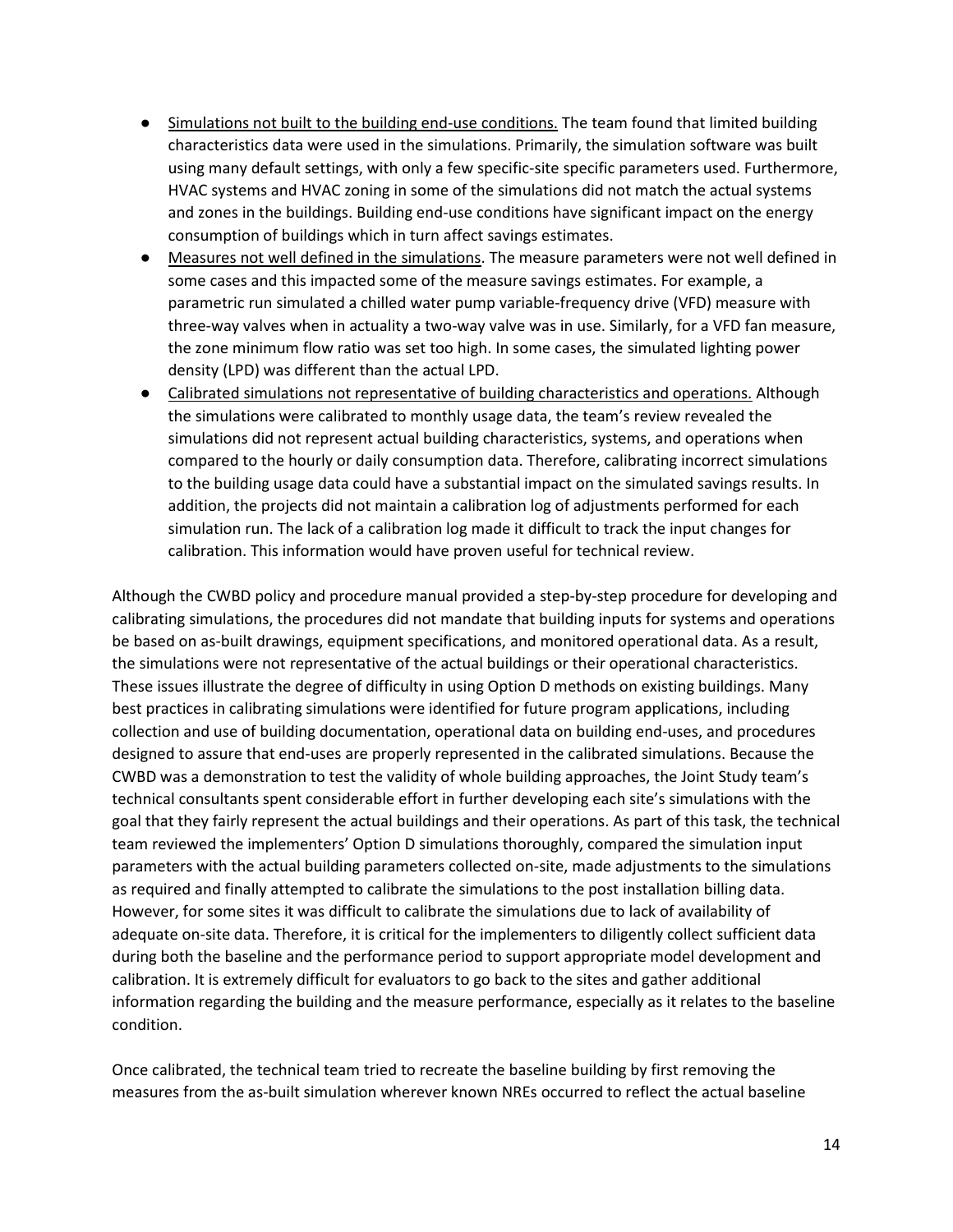- <u>Simulations not built to the building end-use conditions.</u> The team found that limited building characteristics data were used in the simulations. Primarily, the simulation software was built using many default settings, with only a few specific-site specific parameters used. Furthermore, HVAC systems and HVAC zoning in some of the simulations did not match the actual systems and zones in the buildings. Building end-use conditions have significant impact on the energy consumption of buildings which in turn affect savings estimates.
- <u>Measures not well defined in the simulations</u>. The measure parameters were not well defined in some cases and this impacted some of the measure savings estimates. For example, a parametric run simulated a chilled water pump variable-frequency drive (VFD) measure with three-way valves when in actuality a two-way valve was in use. Similarly, for a VFD fan measure, the zone minimum flow ratio was set too high. In some cases, the simulated lighting power density (LPD) was different than the actual LPD.
- <u>Calibrated simulations not representative of building characteristics and operations.</u> Although the simulations were calibrated to monthly usage data, the team's review revealed the simulations did not represent actual building characteristics, systems, and operations when compared to the hourly or daily consumption data. Therefore, calibrating incorrect simulations to the building usage data could have a substantial impact on the simulated savings results. In addition, the projects did not maintain a calibration log of adjustments performed for each simulation run. The lack of a calibration log made it difficult to track the input changes for calibration. This information would have proven useful for technical review.

Although the CWBD policy and procedure manual provided a step-by-step procedure for developing and calibrating simulations, the procedures did not mandate that building inputs for systems and operations be based on as-built drawings, equipment specifications, and monitored operational data. As a result, the simulations were not representative of the actual buildings or their operational characteristics. These issues illustrate the degree of difficulty in using Option D methods on existing buildings. Many best practices in calibrating simulations were identified for future program applications, including collection and use of building documentation, operational data on building end-uses, and procedures designed to assure that end-uses are properly represented in the calibrated simulations. Because the CWBD was a demonstration to test the validity of whole building approaches, the Joint Study team's technical consultants spent considerable effort in further developing each site's simulations with the goal that they fairly represent the actual buildings and their operations. As part of this task, the technical team reviewed the implementers' Option D simulations thoroughly, compared the simulation input parameters with the actual building parameters collected on-site, made adjustments to the simulations as required and finally attempted to calibrate the simulations to the post installation billing data. However, for some sites it was difficult to calibrate the simulations due to lack of availability of adequate on-site data. Therefore, it is critical for the implementers to diligently collect sufficient data during both the baseline and the performance period to support appropriate model development and calibration. It is extremely difficult for evaluators to go back to the sites and gather additional information regarding the building and the measure performance, especially as it relates to the baseline condition.

Once calibrated, the technical team tried to recreate the baseline building by first removing the measures from the as-built simulation wherever known NREs occurred to reflect the actual baseline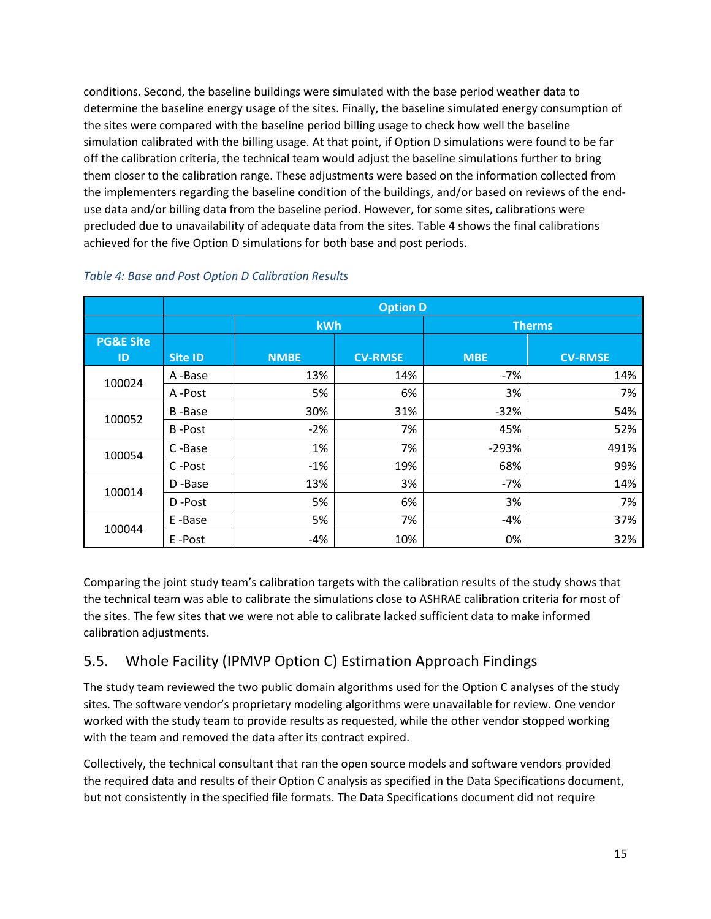conditions. Second, the baseline buildings were simulated with the base period weather data to determine the baseline energy usage of the sites. Finally, the baseline simulated energy consumption of the sites were compared with the baseline period billing usage to check how well the baseline simulation calibrated with the billing usage. At that point, if Option D simulations were found to be far off the calibration criteria, the technical team would adjust the baseline simulations further to bring them closer to the calibration range. These adjustments were based on the information collected from the implementers regarding the baseline condition of the buildings, and/or based on reviews of the end-use data and/or billing data from the baseline period. However, for some sites, calibrations were precluded due to unavailability of adequate data from the sites. Table 4 shows the final calibrations achieved for the five Option D simulations for both base and post periods.

*Table 4: Base and Post Option D Calibration Results*

| | Option D | | | | |
|---|---|---|---|---|---|
| | | kWh | | Therms | |
| PG&E Site ID | Site ID | NMBE | CV-RMSE | MBE | CV-RMSE |
| 100024 | A -Base | 13% | 14% | -7% | 14% |
| | A -Post | 5% | 6% | 3% | 7% |
| 100052 | B -Base | 30% | 31% | -32% | 54% |
| | B -Post | -2% | 7% | 45% | 52% |
| 100054 | C -Base | 1% | 7% | -293% | 491% |
| | C -Post | -1% | 19% | 68% | 99% |
| 100014 | D -Base | 13% | 3% | -7% | 14% |
| | D -Post | 5% | 6% | 3% | 7% |
| 100044 | E -Base | 5% | 7% | -4% | 37% |
| | E -Post | -4% | 10% | 0% | 32% |

Comparing the joint study team's calibration targets with the calibration results of the study shows that the technical team was able to calibrate the simulations close to ASHRAE calibration criteria for most of the sites. The few sites that we were not able to calibrate lacked sufficient data to make informed calibration adjustments.

## 5.5. Whole Facility (IPMVP Option C) Estimation Approach Findings

The study team reviewed the two public domain algorithms used for the Option C analyses of the study sites. The software vendor's proprietary modeling algorithms were unavailable for review. One vendor worked with the study team to provide results as requested, while the other vendor stopped working with the team and removed the data after its contract expired.

Collectively, the technical consultant that ran the open source models and software vendors provided the required data and results of their Option C analysis as specified in the Data Specifications document, but not consistently in the specified file formats. The Data Specifications document did not require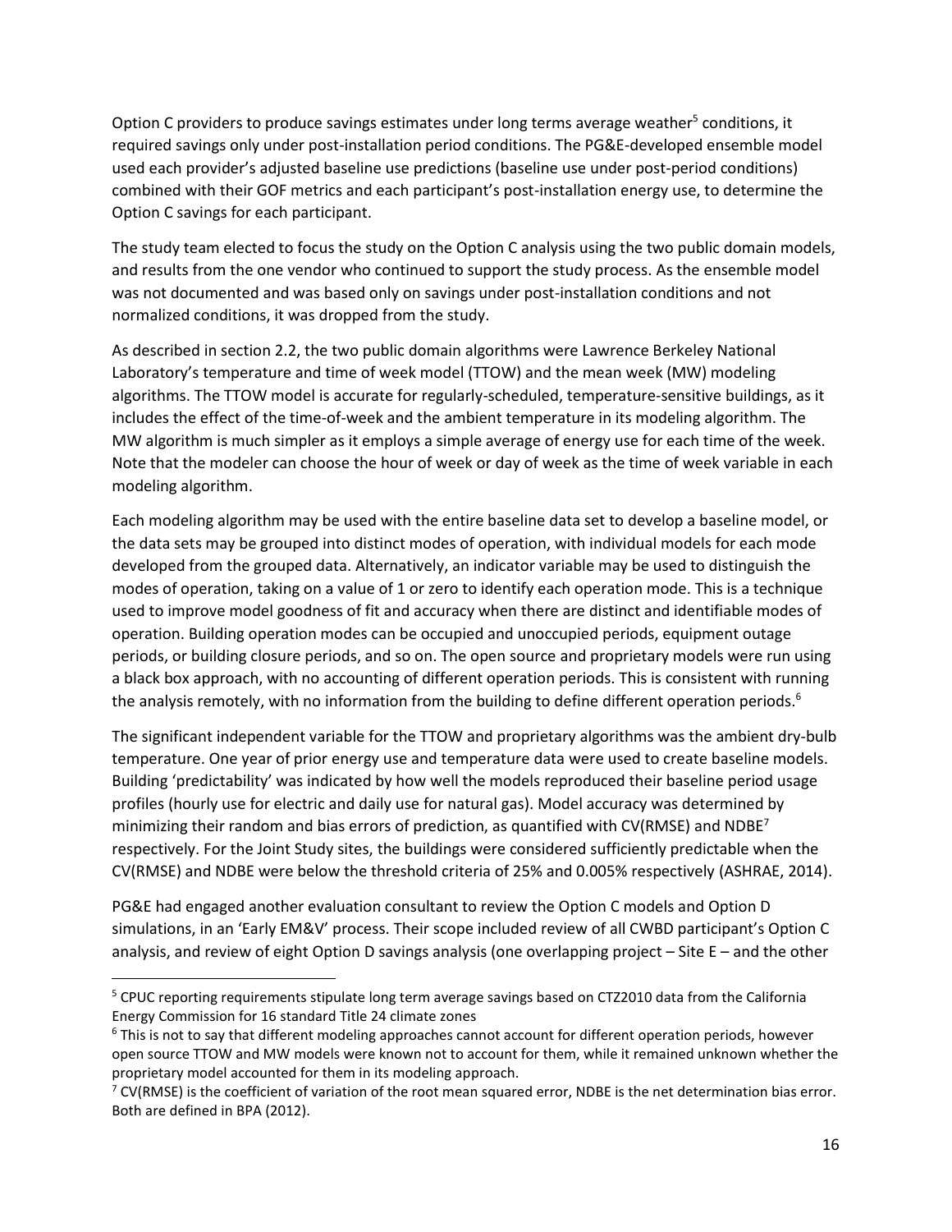Option C providers to produce savings estimates under long terms average weather[5] conditions, it required savings only under post-installation period conditions. The PG&E-developed ensemble model used each provider's adjusted baseline use predictions (baseline use under post-period conditions) combined with their GOF metrics and each participant's post-installation energy use, to determine the Option C savings for each participant.

The study team elected to focus the study on the Option C analysis using the two public domain models, and results from the one vendor who continued to support the study process. As the ensemble model was not documented and was based only on savings under post-installation conditions and not normalized conditions, it was dropped from the study.

As described in section 2.2, the two public domain algorithms were Lawrence Berkeley National Laboratory's temperature and time of week model (TTOW) and the mean week (MW) modeling algorithms. The TTOW model is accurate for regularly-scheduled, temperature-sensitive buildings, as it includes the effect of the time-of-week and the ambient temperature in its modeling algorithm. The MW algorithm is much simpler as it employs a simple average of energy use for each time of the week. Note that the modeler can choose the hour of week or day of week as the time of week variable in each modeling algorithm.

Each modeling algorithm may be used with the entire baseline data set to develop a baseline model, or the data sets may be grouped into distinct modes of operation, with individual models for each mode developed from the grouped data. Alternatively, an indicator variable may be used to distinguish the modes of operation, taking on a value of 1 or zero to identify each operation mode. This is a technique used to improve model goodness of fit and accuracy when there are distinct and identifiable modes of operation. Building operation modes can be occupied and unoccupied periods, equipment outage periods, or building closure periods, and so on. The open source and proprietary models were run using a black box approach, with no accounting of different operation periods. This is consistent with running the analysis remotely, with no information from the building to define different operation periods.[6]

The significant independent variable for the TTOW and proprietary algorithms was the ambient dry-bulb temperature. One year of prior energy use and temperature data were used to create baseline models. Building 'predictability' was indicated by how well the models reproduced their baseline period usage profiles (hourly use for electric and daily use for natural gas). Model accuracy was determined by minimizing their random and bias errors of prediction, as quantified with CV(RMSE) and NDBE[7] respectively. For the Joint Study sites, the buildings were considered sufficiently predictable when the CV(RMSE) and NDBE were below the threshold criteria of 25% and 0.005% respectively (ASHRAE, 2014).

PG&E had engaged another evaluation consultant to review the Option C models and Option D simulations, in an 'Early EM&V' process. Their scope included review of all CWBD participant's Option C analysis, and review of eight Option D savings analysis (one overlapping project – Site E – and the other

---

[5] CPUC reporting requirements stipulate long term average savings based on CTZ2010 data from the California Energy Commission for 16 standard Title 24 climate zones

[6] This is not to say that different modeling approaches cannot account for different operation periods, however open source TTOW and MW models were known not to account for them, while it remained unknown whether the proprietary model accounted for them in its modeling approach.

[7] CV(RMSE) is the coefficient of variation of the root mean squared error, NDBE is the net determination bias error. Both are defined in BPA (2012).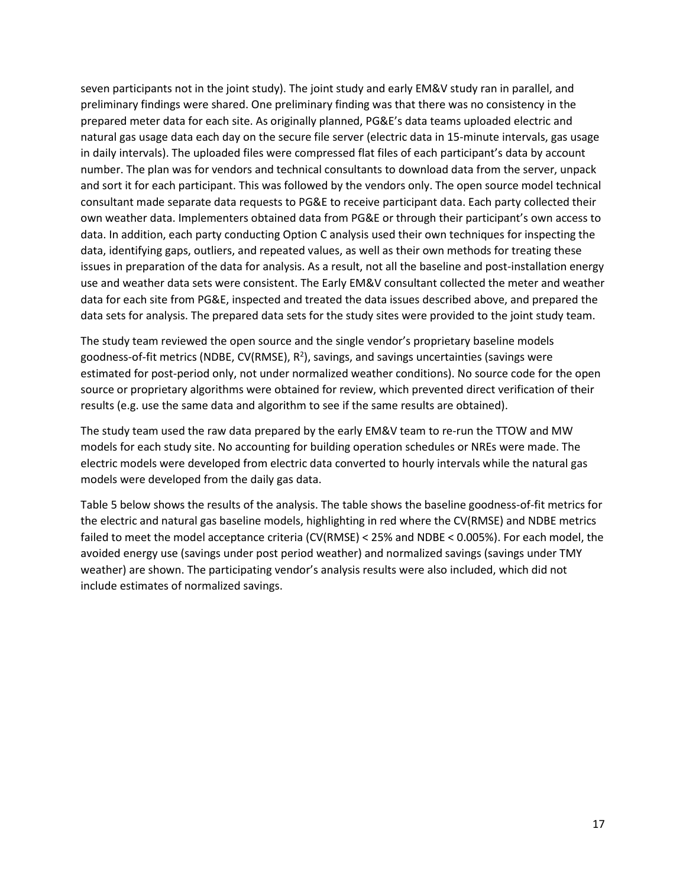seven participants not in the joint study). The joint study and early EM&V study ran in parallel, and preliminary findings were shared. One preliminary finding was that there was no consistency in the prepared meter data for each site. As originally planned, PG&E's data teams uploaded electric and natural gas usage data each day on the secure file server (electric data in 15-minute intervals, gas usage in daily intervals). The uploaded files were compressed flat files of each participant's data by account number. The plan was for vendors and technical consultants to download data from the server, unpack and sort it for each participant. This was followed by the vendors only. The open source model technical consultant made separate data requests to PG&E to receive participant data. Each party collected their own weather data. Implementers obtained data from PG&E or through their participant's own access to data. In addition, each party conducting Option C analysis used their own techniques for inspecting the data, identifying gaps, outliers, and repeated values, as well as their own methods for treating these issues in preparation of the data for analysis. As a result, not all the baseline and post-installation energy use and weather data sets were consistent. The Early EM&V consultant collected the meter and weather data for each site from PG&E, inspected and treated the data issues described above, and prepared the data sets for analysis. The prepared data sets for the study sites were provided to the joint study team.

The study team reviewed the open source and the single vendor's proprietary baseline models goodness-of-fit metrics (NDBE, CV(RMSE), $R^2$), savings, and savings uncertainties (savings were estimated for post-period only, not under normalized weather conditions). No source code for the open source or proprietary algorithms were obtained for review, which prevented direct verification of their results (e.g. use the same data and algorithm to see if the same results are obtained).

The study team used the raw data prepared by the early EM&V team to re-run the TTOW and MW models for each study site. No accounting for building operation schedules or NREs were made. The electric models were developed from electric data converted to hourly intervals while the natural gas models were developed from the daily gas data.

Table 5 below shows the results of the analysis. The table shows the baseline goodness-of-fit metrics for the electric and natural gas baseline models, highlighting in red where the CV(RMSE) and NDBE metrics failed to meet the model acceptance criteria (CV(RMSE) < 25% and NDBE < 0.005%). For each model, the avoided energy use (savings under post period weather) and normalized savings (savings under TMY weather) are shown. The participating vendor's analysis results were also included, which did not include estimates of normalized savings.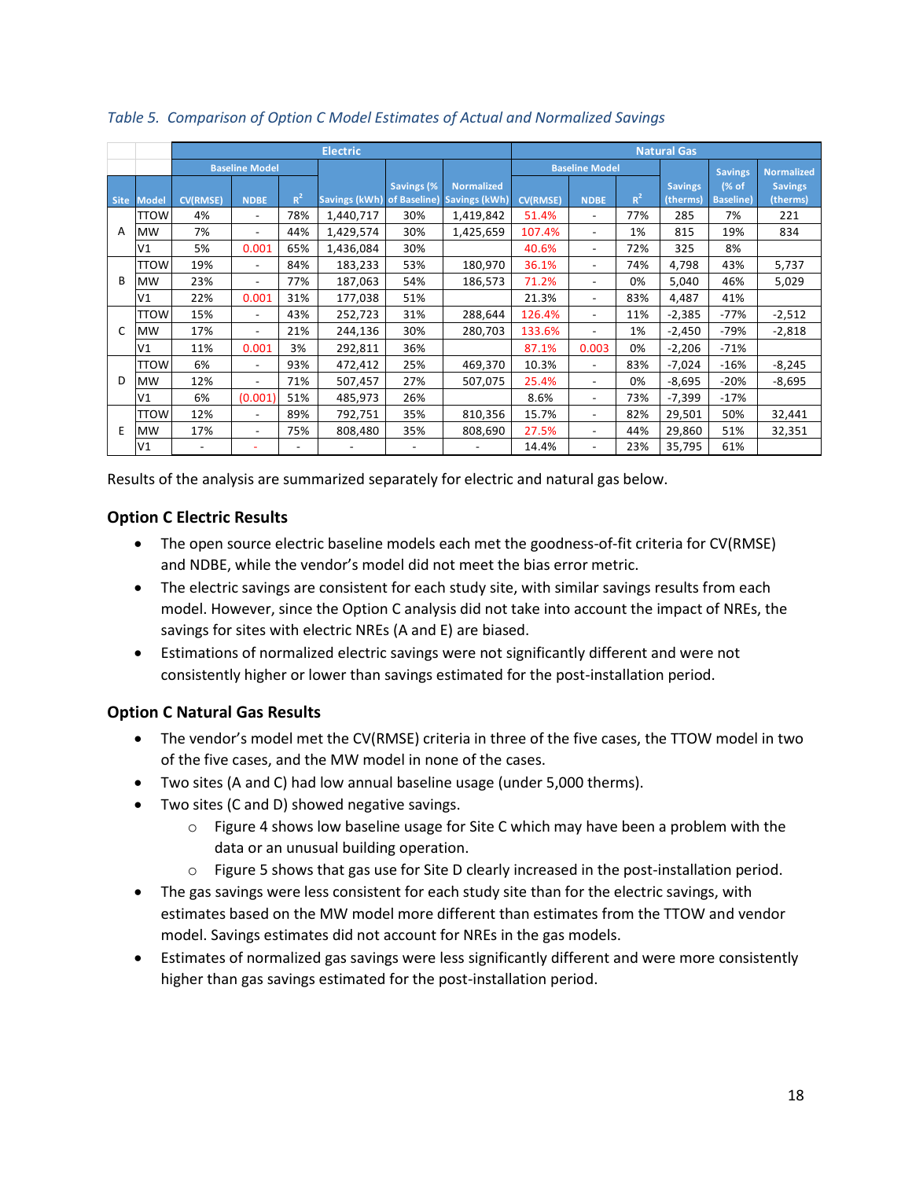*Table 5. Comparison of Option C Model Estimates of Actual and Normalized Savings*

| | | Electric | | | | | | Natural Gas | | | | | |
|---|---|---|---|---|---|---|---|---|---|---|---|---|---|
| | | Baseline Model | | | | | | Baseline Model | | | | | |
| Site | Model | CV(RMSE) | NDBE | $R^2$ | Savings (kWh) | Savings (% of Baseline) | Normalized Savings (kWh) | CV(RMSE) | NDBE | $R^2$ | Savings (therms) | Savings (% of Baseline) | Normalized Savings (therms) |
| A | TTOW | 4% | - | 78% | 1,440,717 | 30% | 1,419,842 | 51.4% | - | 77% | 285 | 7% | 221 |
| | MW | 7% | - | 44% | 1,429,574 | 30% | 1,425,659 | 107.4% | - | 1% | 815 | 19% | 834 |
| | V1 | 5% | 0.001 | 65% | 1,436,084 | 30% | | 40.6% | - | 72% | 325 | 8% | |
| B | TTOW | 19% | - | 84% | 183,233 | 53% | 180,970 | 36.1% | - | 74% | 4,798 | 43% | 5,737 |
| | MW | 23% | - | 77% | 187,063 | 54% | 186,573 | 71.2% | - | 0% | 5,040 | 46% | 5,029 |
| | V1 | 22% | 0.001 | 31% | 177,038 | 51% | | 21.3% | - | 83% | 4,487 | 41% | |
| C | TTOW | 15% | - | 43% | 252,723 | 31% | 288,644 | 126.4% | - | 11% | -2,385 | -77% | -2,512 |
| | MW | 17% | - | 21% | 244,136 | 30% | 280,703 | 133.6% | - | 1% | -2,450 | -79% | -2,818 |
| | V1 | 11% | 0.001 | 3% | 292,811 | 36% | | 87.1% | 0.003 | 0% | -2,206 | -71% | |
| D | TTOW | 6% | - | 93% | 472,412 | 25% | 469,370 | 10.3% | - | 83% | -7,024 | -16% | -8,245 |
| | MW | 12% | - | 71% | 507,457 | 27% | 507,075 | 25.4% | - | 0% | -8,695 | -20% | -8,695 |
| | V1 | 6% | (0.001) | 51% | 485,973 | 26% | | 8.6% | - | 73% | -7,399 | -17% | |
| E | TTOW | 12% | - | 89% | 792,751 | 35% | 810,356 | 15.7% | - | 82% | 29,501 | 50% | 32,441 |
| | MW | 17% | - | 75% | 808,480 | 35% | 808,690 | 27.5% | - | 44% | 29,860 | 51% | 32,351 |
| | V1 | - | - | - | - | - | - | 14.4% | - | 23% | 35,795 | 61% | |

Results of the analysis are summarized separately for electric and natural gas below.

### Option C Electric Results

- The open source electric baseline models each met the goodness-of-fit criteria for CV(RMSE) and NDBE, while the vendor's model did not meet the bias error metric.
- The electric savings are consistent for each study site, with similar savings results from each model. However, since the Option C analysis did not take into account the impact of NREs, the savings for sites with electric NREs (A and E) are biased.
- Estimations of normalized electric savings were not significantly different and were not consistently higher or lower than savings estimated for the post-installation period.

### Option C Natural Gas Results

- The vendor's model met the CV(RMSE) criteria in three of the five cases, the TTOW model in two of the five cases, and the MW model in none of the cases.
- Two sites (A and C) had low annual baseline usage (under 5,000 therms).
- Two sites (C and D) showed negative savings.
  - Figure 4 shows low baseline usage for Site C which may have been a problem with the data or an unusual building operation.
  - Figure 5 shows that gas use for Site D clearly increased in the post-installation period.
- The gas savings were less consistent for each study site than for the electric savings, with estimates based on the MW model more different than estimates from the TTOW and vendor model. Savings estimates did not account for NREs in the gas models.
- Estimates of normalized gas savings were less significantly different and were more consistently higher than gas savings estimated for the post-installation period.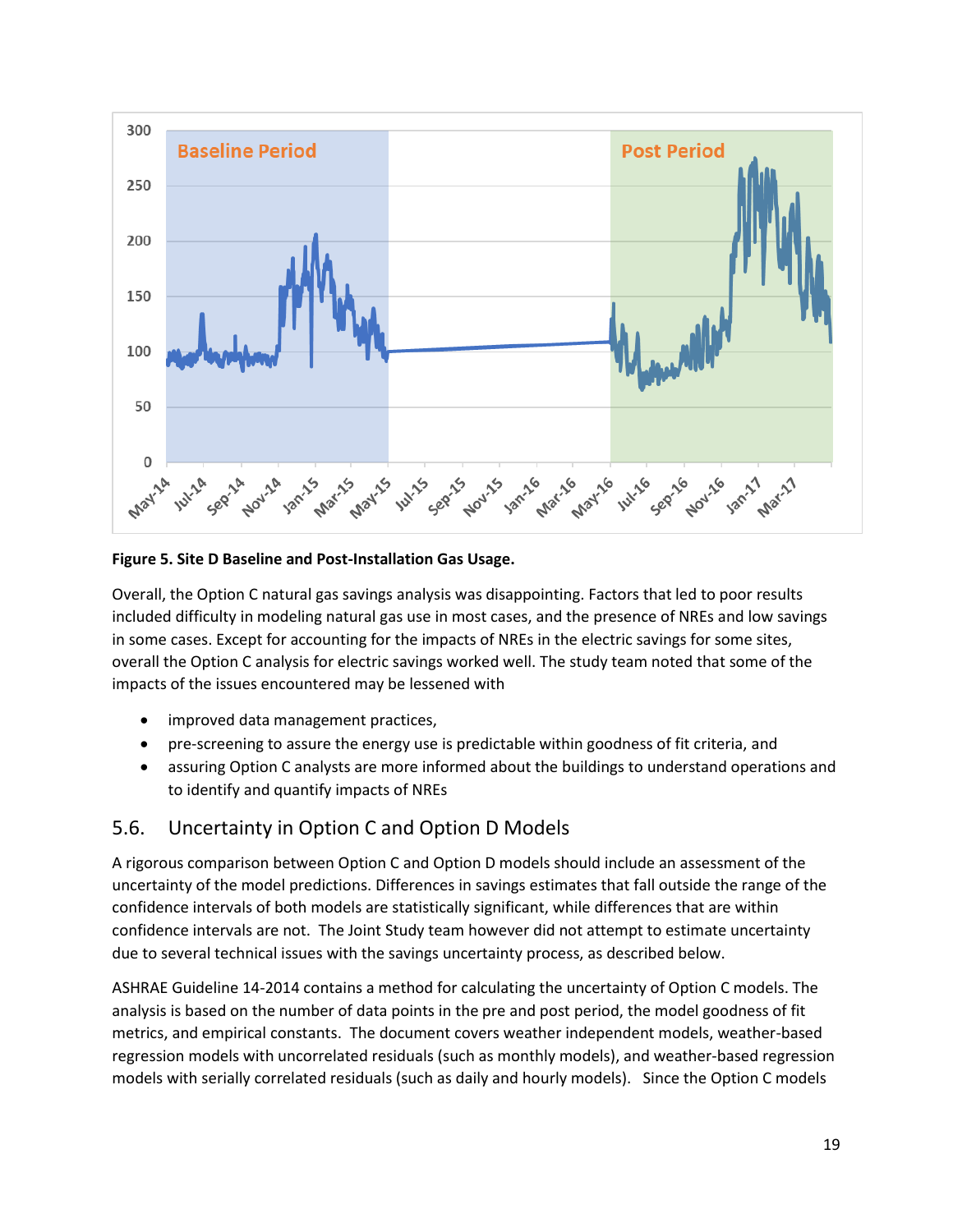**Figure 5. Site D Baseline and Post-Installation Gas Usage.**

Overall, the Option C natural gas savings analysis was disappointing. Factors that led to poor results included difficulty in modeling natural gas use in most cases, and the presence of NREs and low savings in some cases. Except for accounting for the impacts of NREs in the electric savings for some sites, overall the Option C analysis for electric savings worked well. The study team noted that some of the impacts of the issues encountered may be lessened with

- improved data management practices,
- pre-screening to assure the energy use is predictable within goodness of fit criteria, and
- assuring Option C analysts are more informed about the buildings to understand operations and to identify and quantify impacts of NREs

## 5.6. Uncertainty in Option C and Option D Models

A rigorous comparison between Option C and Option D models should include an assessment of the uncertainty of the model predictions. Differences in savings estimates that fall outside the range of the confidence intervals of both models are statistically significant, while differences that are within confidence intervals are not. The Joint Study team however did not attempt to estimate uncertainty due to several technical issues with the savings uncertainty process, as described below.

ASHRAE Guideline 14-2014 contains a method for calculating the uncertainty of Option C models. The analysis is based on the number of data points in the pre and post period, the model goodness of fit metrics, and empirical constants. The document covers weather independent models, weather-based regression models with uncorrelated residuals (such as monthly models), and weather-based regression models with serially correlated residuals (such as daily and hourly models). Since the Option C models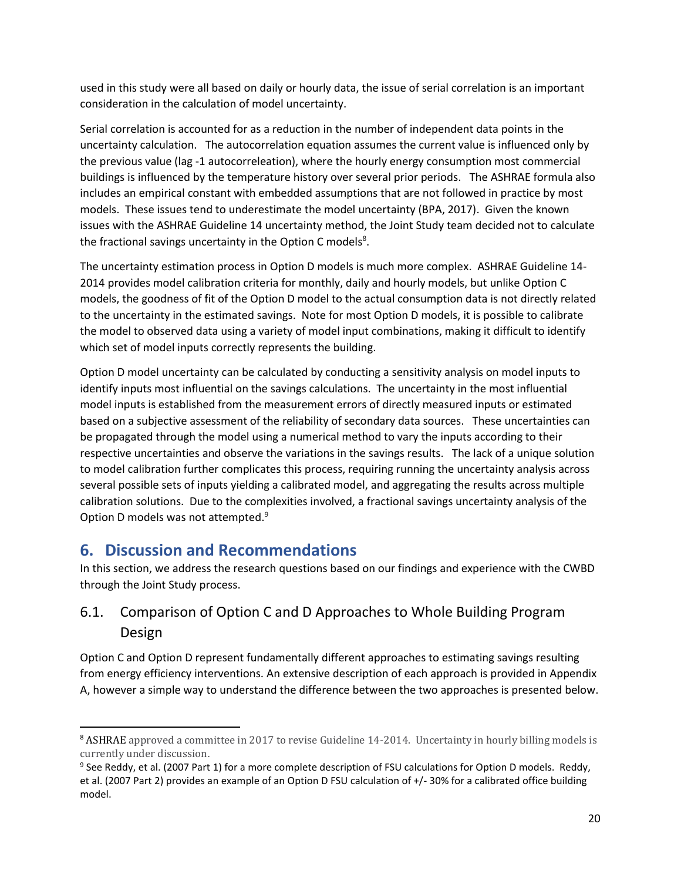used in this study were all based on daily or hourly data, the issue of serial correlation is an important consideration in the calculation of model uncertainty.

Serial correlation is accounted for as a reduction in the number of independent data points in the uncertainty calculation. The autocorrelation equation assumes the current value is influenced only by the previous value (lag -1 autocorreleation), where the hourly energy consumption most commercial buildings is influenced by the temperature history over several prior periods. The ASHRAE formula also includes an empirical constant with embedded assumptions that are not followed in practice by most models. These issues tend to underestimate the model uncertainty (BPA, 2017). Given the known issues with the ASHRAE Guideline 14 uncertainty method, the Joint Study team decided not to calculate the fractional savings uncertainty in the Option C models[8].

The uncertainty estimation process in Option D models is much more complex. ASHRAE Guideline 14-2014 provides model calibration criteria for monthly, daily and hourly models, but unlike Option C models, the goodness of fit of the Option D model to the actual consumption data is not directly related to the uncertainty in the estimated savings. Note for most Option D models, it is possible to calibrate the model to observed data using a variety of model input combinations, making it difficult to identify which set of model inputs correctly represents the building.

Option D model uncertainty can be calculated by conducting a sensitivity analysis on model inputs to identify inputs most influential on the savings calculations. The uncertainty in the most influential model inputs is established from the measurement errors of directly measured inputs or estimated based on a subjective assessment of the reliability of secondary data sources. These uncertainties can be propagated through the model using a numerical method to vary the inputs according to their respective uncertainties and observe the variations in the savings results. The lack of a unique solution to model calibration further complicates this process, requiring running the uncertainty analysis across several possible sets of inputs yielding a calibrated model, and aggregating the results across multiple calibration solutions. Due to the complexities involved, a fractional savings uncertainty analysis of the Option D models was not attempted.[9]

# 6. Discussion and Recommendations

In this section, we address the research questions based on our findings and experience with the CWBD through the Joint Study process.

## 6.1. Comparison of Option C and D Approaches to Whole Building Program Design

Option C and Option D represent fundamentally different approaches to estimating savings resulting from energy efficiency interventions. An extensive description of each approach is provided in Appendix A, however a simple way to understand the difference between the two approaches is presented below.

---

[8] ASHRAE approved a committee in 2017 to revise Guideline 14-2014. Uncertainty in hourly billing models is currently under discussion.

[9] See Reddy, et al. (2007 Part 1) for a more complete description of FSU calculations for Option D models. Reddy, et al. (2007 Part 2) provides an example of an Option D FSU calculation of +/- 30% for a calibrated office building model.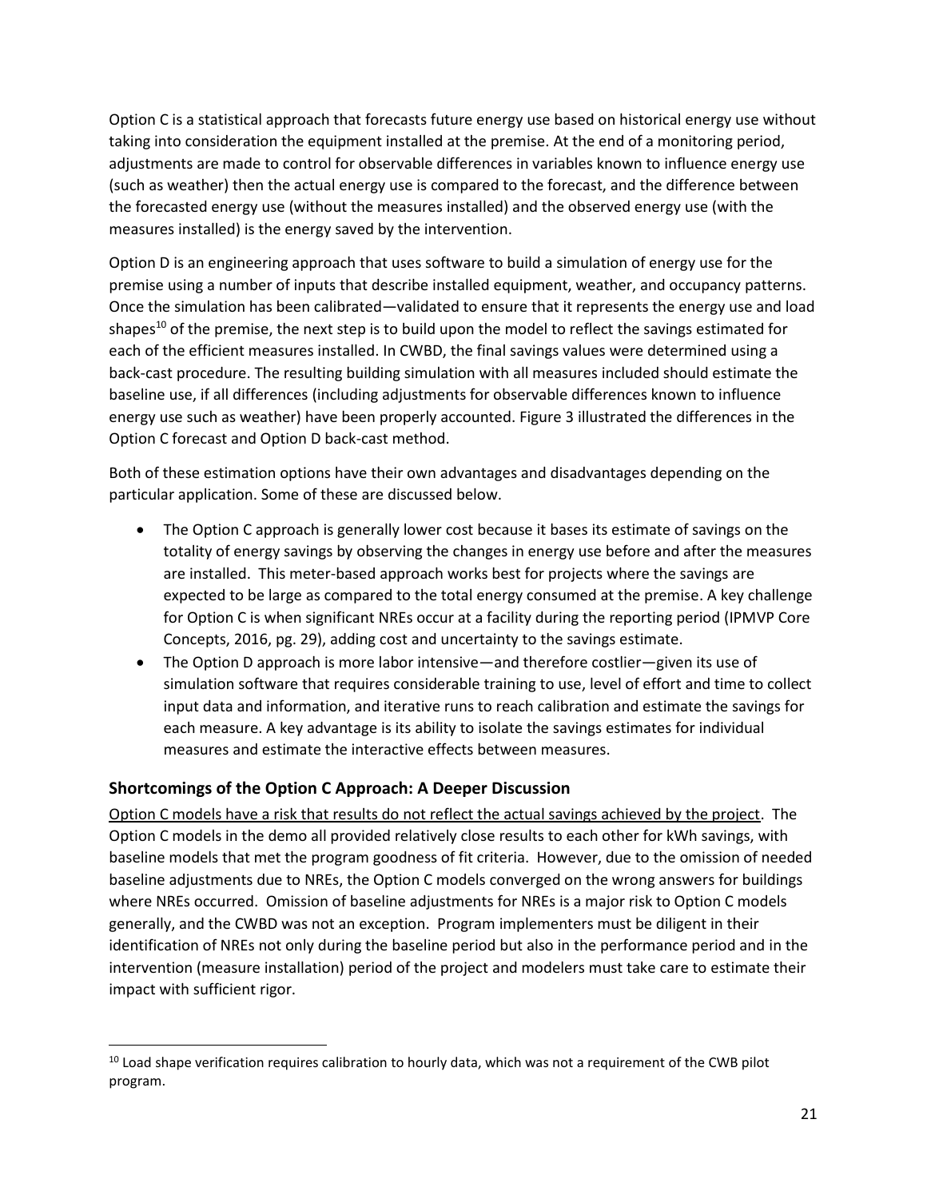Option C is a statistical approach that forecasts future energy use based on historical energy use without taking into consideration the equipment installed at the premise. At the end of a monitoring period, adjustments are made to control for observable differences in variables known to influence energy use (such as weather) then the actual energy use is compared to the forecast, and the difference between the forecasted energy use (without the measures installed) and the observed energy use (with the measures installed) is the energy saved by the intervention.

Option D is an engineering approach that uses software to build a simulation of energy use for the premise using a number of inputs that describe installed equipment, weather, and occupancy patterns. Once the simulation has been calibrated—validated to ensure that it represents the energy use and load shapes[10] of the premise, the next step is to build upon the model to reflect the savings estimated for each of the efficient measures installed. In CWBD, the final savings values were determined using a back-cast procedure. The resulting building simulation with all measures included should estimate the baseline use, if all differences (including adjustments for observable differences known to influence energy use such as weather) have been properly accounted. Figure 3 illustrated the differences in the Option C forecast and Option D back-cast method.

Both of these estimation options have their own advantages and disadvantages depending on the particular application. Some of these are discussed below.

- The Option C approach is generally lower cost because it bases its estimate of savings on the totality of energy savings by observing the changes in energy use before and after the measures are installed. This meter-based approach works best for projects where the savings are expected to be large as compared to the total energy consumed at the premise. A key challenge for Option C is when significant NREs occur at a facility during the reporting period (IPMVP Core Concepts, 2016, pg. 29), adding cost and uncertainty to the savings estimate.
- The Option D approach is more labor intensive—and therefore costlier—given its use of simulation software that requires considerable training to use, level of effort and time to collect input data and information, and iterative runs to reach calibration and estimate the savings for each measure. A key advantage is its ability to isolate the savings estimates for individual measures and estimate the interactive effects between measures.

### Shortcomings of the Option C Approach: A Deeper Discussion

Option C models have a risk that results do not reflect the actual savings achieved by the project. The Option C models in the demo all provided relatively close results to each other for kWh savings, with baseline models that met the program goodness of fit criteria. However, due to the omission of needed baseline adjustments due to NREs, the Option C models converged on the wrong answers for buildings where NREs occurred. Omission of baseline adjustments for NREs is a major risk to Option C models generally, and the CWBD was not an exception. Program implementers must be diligent in their identification of NREs not only during the baseline period but also in the performance period and in the intervention (measure installation) period of the project and modelers must take care to estimate their impact with sufficient rigor.

[10] Load shape verification requires calibration to hourly data, which was not a requirement of the CWB pilot program.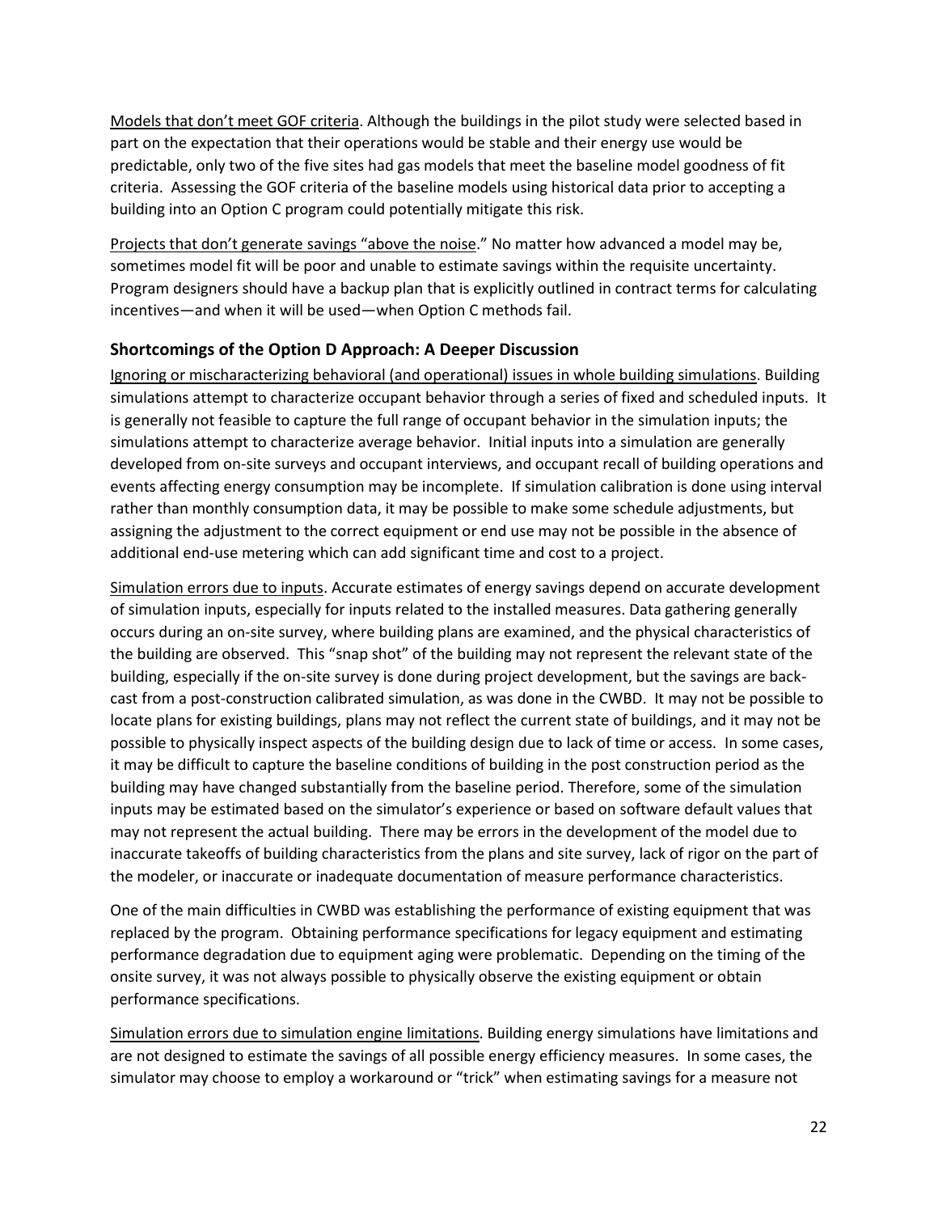Models that don't meet GOF criteria. Although the buildings in the pilot study were selected based in part on the expectation that their operations would be stable and their energy use would be predictable, only two of the five sites had gas models that meet the baseline model goodness of fit criteria. Assessing the GOF criteria of the baseline models using historical data prior to accepting a building into an Option C program could potentially mitigate this risk.

Projects that don't generate savings "above the noise." No matter how advanced a model may be, sometimes model fit will be poor and unable to estimate savings within the requisite uncertainty. Program designers should have a backup plan that is explicitly outlined in contract terms for calculating incentives—and when it will be used—when Option C methods fail.

### Shortcomings of the Option D Approach: A Deeper Discussion

Ignoring or mischaracterizing behavioral (and operational) issues in whole building simulations. Building simulations attempt to characterize occupant behavior through a series of fixed and scheduled inputs. It is generally not feasible to capture the full range of occupant behavior in the simulation inputs; the simulations attempt to characterize average behavior. Initial inputs into a simulation are generally developed from on-site surveys and occupant interviews, and occupant recall of building operations and events affecting energy consumption may be incomplete. If simulation calibration is done using interval rather than monthly consumption data, it may be possible to make some schedule adjustments, but assigning the adjustment to the correct equipment or end use may not be possible in the absence of additional end-use metering which can add significant time and cost to a project.

Simulation errors due to inputs. Accurate estimates of energy savings depend on accurate development of simulation inputs, especially for inputs related to the installed measures. Data gathering generally occurs during an on-site survey, where building plans are examined, and the physical characteristics of the building are observed. This "snap shot" of the building may not represent the relevant state of the building, especially if the on-site survey is done during project development, but the savings are back-cast from a post-construction calibrated simulation, as was done in the CWBD. It may not be possible to locate plans for existing buildings, plans may not reflect the current state of buildings, and it may not be possible to physically inspect aspects of the building design due to lack of time or access. In some cases, it may be difficult to capture the baseline conditions of building in the post construction period as the building may have changed substantially from the baseline period. Therefore, some of the simulation inputs may be estimated based on the simulator's experience or based on software default values that may not represent the actual building. There may be errors in the development of the model due to inaccurate takeoffs of building characteristics from the plans and site survey, lack of rigor on the part of the modeler, or inaccurate or inadequate documentation of measure performance characteristics.

One of the main difficulties in CWBD was establishing the performance of existing equipment that was replaced by the program. Obtaining performance specifications for legacy equipment and estimating performance degradation due to equipment aging were problematic. Depending on the timing of the onsite survey, it was not always possible to physically observe the existing equipment or obtain performance specifications.

Simulation errors due to simulation engine limitations. Building energy simulations have limitations and are not designed to estimate the savings of all possible energy efficiency measures. In some cases, the simulator may choose to employ a workaround or "trick" when estimating savings for a measure not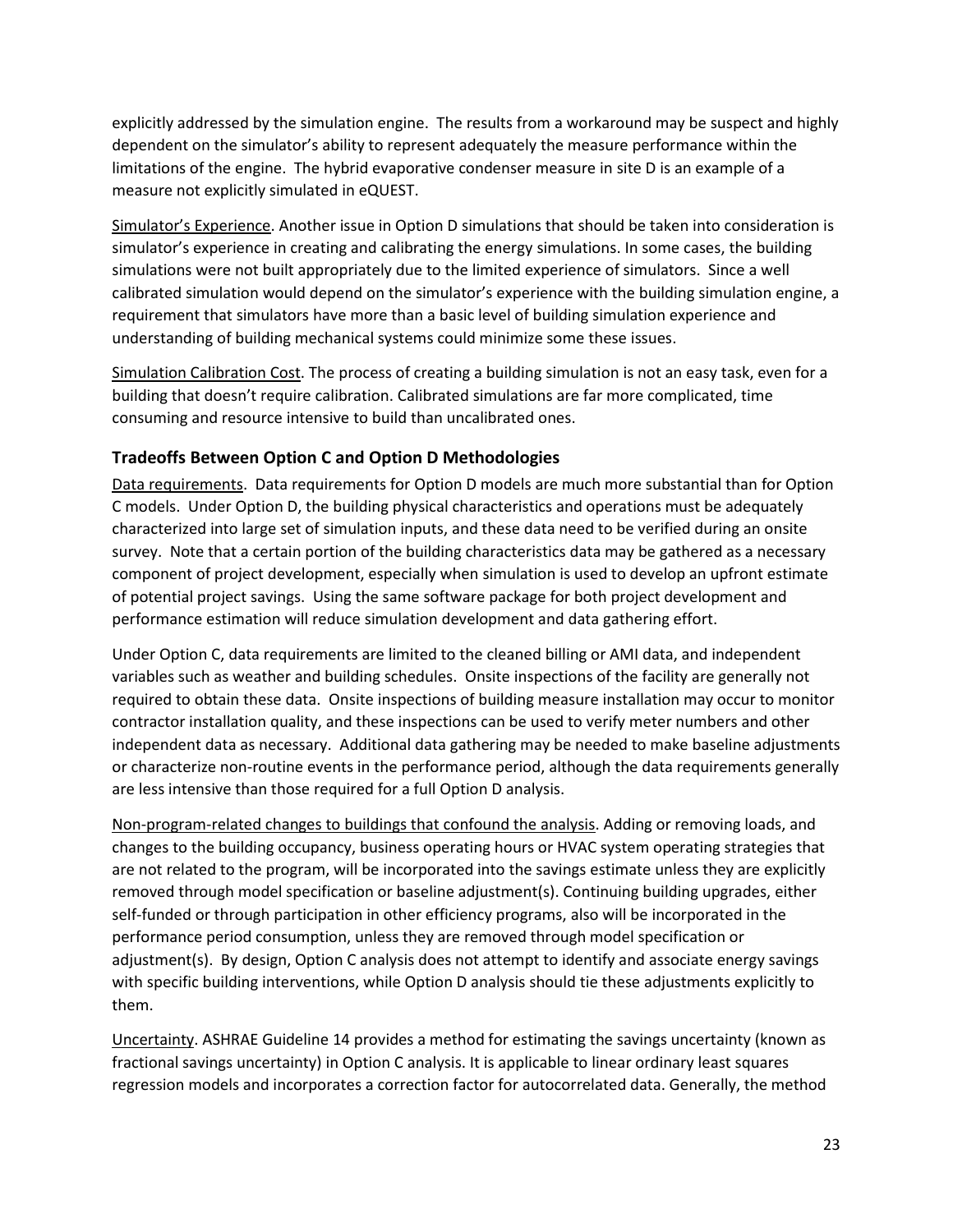explicitly addressed by the simulation engine. The results from a workaround may be suspect and highly dependent on the simulator's ability to represent adequately the measure performance within the limitations of the engine. The hybrid evaporative condenser measure in site D is an example of a measure not explicitly simulated in eQUEST.

Simulator's Experience. Another issue in Option D simulations that should be taken into consideration is simulator's experience in creating and calibrating the energy simulations. In some cases, the building simulations were not built appropriately due to the limited experience of simulators. Since a well calibrated simulation would depend on the simulator's experience with the building simulation engine, a requirement that simulators have more than a basic level of building simulation experience and understanding of building mechanical systems could minimize some these issues.

Simulation Calibration Cost. The process of creating a building simulation is not an easy task, even for a building that doesn't require calibration. Calibrated simulations are far more complicated, time consuming and resource intensive to build than uncalibrated ones.

### Tradeoffs Between Option C and Option D Methodologies

Data requirements. Data requirements for Option D models are much more substantial than for Option C models. Under Option D, the building physical characteristics and operations must be adequately characterized into large set of simulation inputs, and these data need to be verified during an onsite survey. Note that a certain portion of the building characteristics data may be gathered as a necessary component of project development, especially when simulation is used to develop an upfront estimate of potential project savings. Using the same software package for both project development and performance estimation will reduce simulation development and data gathering effort.

Under Option C, data requirements are limited to the cleaned billing or AMI data, and independent variables such as weather and building schedules. Onsite inspections of the facility are generally not required to obtain these data. Onsite inspections of building measure installation may occur to monitor contractor installation quality, and these inspections can be used to verify meter numbers and other independent data as necessary. Additional data gathering may be needed to make baseline adjustments or characterize non-routine events in the performance period, although the data requirements generally are less intensive than those required for a full Option D analysis.

Non-program-related changes to buildings that confound the analysis. Adding or removing loads, and changes to the building occupancy, business operating hours or HVAC system operating strategies that are not related to the program, will be incorporated into the savings estimate unless they are explicitly removed through model specification or baseline adjustment(s). Continuing building upgrades, either self-funded or through participation in other efficiency programs, also will be incorporated in the performance period consumption, unless they are removed through model specification or adjustment(s). By design, Option C analysis does not attempt to identify and associate energy savings with specific building interventions, while Option D analysis should tie these adjustments explicitly to them.

Uncertainty. ASHRAE Guideline 14 provides a method for estimating the savings uncertainty (known as fractional savings uncertainty) in Option C analysis. It is applicable to linear ordinary least squares regression models and incorporates a correction factor for autocorrelated data. Generally, the method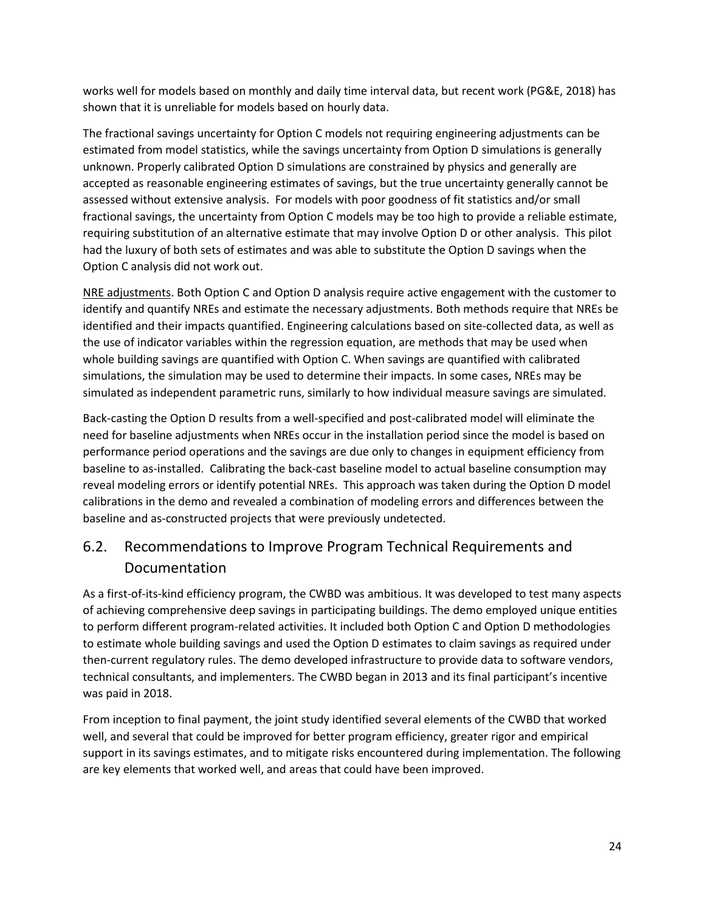works well for models based on monthly and daily time interval data, but recent work (PG&E, 2018) has shown that it is unreliable for models based on hourly data.

The fractional savings uncertainty for Option C models not requiring engineering adjustments can be estimated from model statistics, while the savings uncertainty from Option D simulations is generally unknown. Properly calibrated Option D simulations are constrained by physics and generally are accepted as reasonable engineering estimates of savings, but the true uncertainty generally cannot be assessed without extensive analysis. For models with poor goodness of fit statistics and/or small fractional savings, the uncertainty from Option C models may be too high to provide a reliable estimate, requiring substitution of an alternative estimate that may involve Option D or other analysis. This pilot had the luxury of both sets of estimates and was able to substitute the Option D savings when the Option C analysis did not work out.

NRE adjustments. Both Option C and Option D analysis require active engagement with the customer to identify and quantify NREs and estimate the necessary adjustments. Both methods require that NREs be identified and their impacts quantified. Engineering calculations based on site-collected data, as well as the use of indicator variables within the regression equation, are methods that may be used when whole building savings are quantified with Option C. When savings are quantified with calibrated simulations, the simulation may be used to determine their impacts. In some cases, NREs may be simulated as independent parametric runs, similarly to how individual measure savings are simulated.

Back-casting the Option D results from a well-specified and post-calibrated model will eliminate the need for baseline adjustments when NREs occur in the installation period since the model is based on performance period operations and the savings are due only to changes in equipment efficiency from baseline to as-installed. Calibrating the back-cast baseline model to actual baseline consumption may reveal modeling errors or identify potential NREs. This approach was taken during the Option D model calibrations in the demo and revealed a combination of modeling errors and differences between the baseline and as-constructed projects that were previously undetected.

## 6.2. Recommendations to Improve Program Technical Requirements and Documentation

As a first-of-its-kind efficiency program, the CWBD was ambitious. It was developed to test many aspects of achieving comprehensive deep savings in participating buildings. The demo employed unique entities to perform different program-related activities. It included both Option C and Option D methodologies to estimate whole building savings and used the Option D estimates to claim savings as required under then-current regulatory rules. The demo developed infrastructure to provide data to software vendors, technical consultants, and implementers. The CWBD began in 2013 and its final participant's incentive was paid in 2018.

From inception to final payment, the joint study identified several elements of the CWBD that worked well, and several that could be improved for better program efficiency, greater rigor and empirical support in its savings estimates, and to mitigate risks encountered during implementation. The following are key elements that worked well, and areas that could have been improved.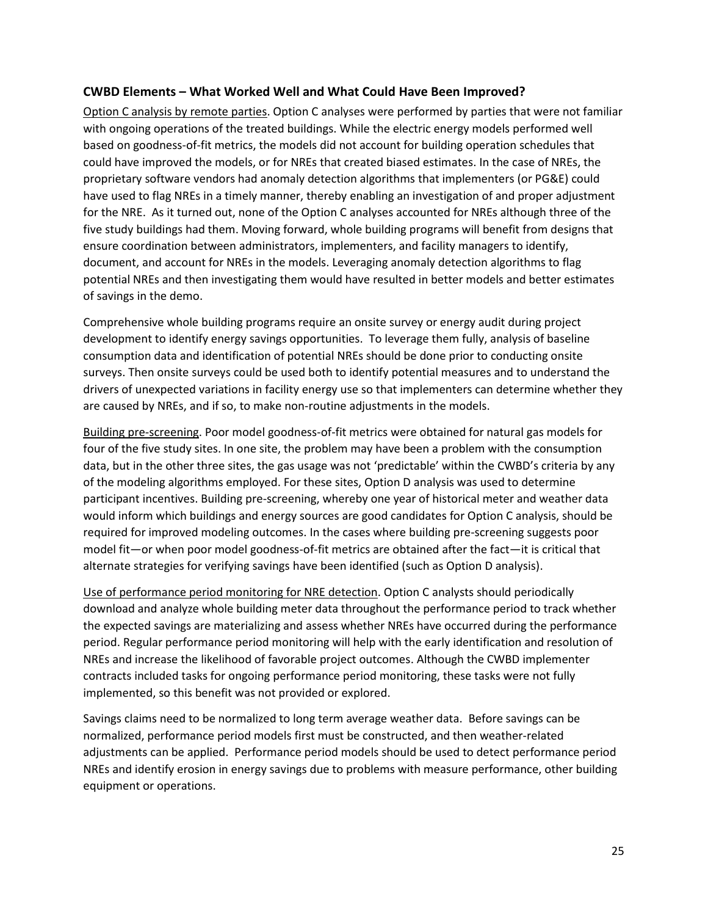### CWBD Elements – What Worked Well and What Could Have Been Improved?

<u>Option C analysis by remote parties</u>. Option C analyses were performed by parties that were not familiar with ongoing operations of the treated buildings. While the electric energy models performed well based on goodness-of-fit metrics, the models did not account for building operation schedules that could have improved the models, or for NREs that created biased estimates. In the case of NREs, the proprietary software vendors had anomaly detection algorithms that implementers (or PG&E) could have used to flag NREs in a timely manner, thereby enabling an investigation of and proper adjustment for the NRE. As it turned out, none of the Option C analyses accounted for NREs although three of the five study buildings had them. Moving forward, whole building programs will benefit from designs that ensure coordination between administrators, implementers, and facility managers to identify, document, and account for NREs in the models. Leveraging anomaly detection algorithms to flag potential NREs and then investigating them would have resulted in better models and better estimates of savings in the demo.

Comprehensive whole building programs require an onsite survey or energy audit during project development to identify energy savings opportunities. To leverage them fully, analysis of baseline consumption data and identification of potential NREs should be done prior to conducting onsite surveys. Then onsite surveys could be used both to identify potential measures and to understand the drivers of unexpected variations in facility energy use so that implementers can determine whether they are caused by NREs, and if so, to make non-routine adjustments in the models.

<u>Building pre-screening</u>. Poor model goodness-of-fit metrics were obtained for natural gas models for four of the five study sites. In one site, the problem may have been a problem with the consumption data, but in the other three sites, the gas usage was not 'predictable' within the CWBD's criteria by any of the modeling algorithms employed. For these sites, Option D analysis was used to determine participant incentives. Building pre-screening, whereby one year of historical meter and weather data would inform which buildings and energy sources are good candidates for Option C analysis, should be required for improved modeling outcomes. In the cases where building pre-screening suggests poor model fit—or when poor model goodness-of-fit metrics are obtained after the fact—it is critical that alternate strategies for verifying savings have been identified (such as Option D analysis).

<u>Use of performance period monitoring for NRE detection</u>. Option C analysts should periodically download and analyze whole building meter data throughout the performance period to track whether the expected savings are materializing and assess whether NREs have occurred during the performance period. Regular performance period monitoring will help with the early identification and resolution of NREs and increase the likelihood of favorable project outcomes. Although the CWBD implementer contracts included tasks for ongoing performance period monitoring, these tasks were not fully implemented, so this benefit was not provided or explored.

Savings claims need to be normalized to long term average weather data. Before savings can be normalized, performance period models first must be constructed, and then weather-related adjustments can be applied. Performance period models should be used to detect performance period NREs and identify erosion in energy savings due to problems with measure performance, other building equipment or operations.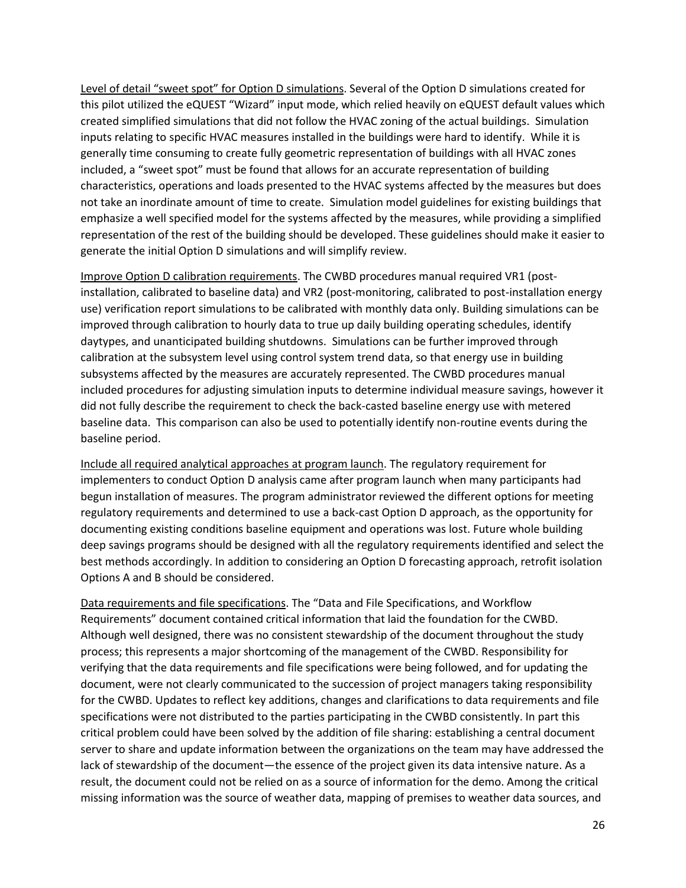Level of detail "sweet spot" for Option D simulations. Several of the Option D simulations created for this pilot utilized the eQUEST "Wizard" input mode, which relied heavily on eQUEST default values which created simplified simulations that did not follow the HVAC zoning of the actual buildings. Simulation inputs relating to specific HVAC measures installed in the buildings were hard to identify. While it is generally time consuming to create fully geometric representation of buildings with all HVAC zones included, a "sweet spot" must be found that allows for an accurate representation of building characteristics, operations and loads presented to the HVAC systems affected by the measures but does not take an inordinate amount of time to create. Simulation model guidelines for existing buildings that emphasize a well specified model for the systems affected by the measures, while providing a simplified representation of the rest of the building should be developed. These guidelines should make it easier to generate the initial Option D simulations and will simplify review.

Improve Option D calibration requirements. The CWBD procedures manual required VR1 (post-installation, calibrated to baseline data) and VR2 (post-monitoring, calibrated to post-installation energy use) verification report simulations to be calibrated with monthly data only. Building simulations can be improved through calibration to hourly data to true up daily building operating schedules, identify daytypes, and unanticipated building shutdowns. Simulations can be further improved through calibration at the subsystem level using control system trend data, so that energy use in building subsystems affected by the measures are accurately represented. The CWBD procedures manual included procedures for adjusting simulation inputs to determine individual measure savings, however it did not fully describe the requirement to check the back-casted baseline energy use with metered baseline data. This comparison can also be used to potentially identify non-routine events during the baseline period.

Include all required analytical approaches at program launch. The regulatory requirement for implementers to conduct Option D analysis came after program launch when many participants had begun installation of measures. The program administrator reviewed the different options for meeting regulatory requirements and determined to use a back-cast Option D approach, as the opportunity for documenting existing conditions baseline equipment and operations was lost. Future whole building deep savings programs should be designed with all the regulatory requirements identified and select the best methods accordingly. In addition to considering an Option D forecasting approach, retrofit isolation Options A and B should be considered.

Data requirements and file specifications. The "Data and File Specifications, and Workflow Requirements" document contained critical information that laid the foundation for the CWBD. Although well designed, there was no consistent stewardship of the document throughout the study process; this represents a major shortcoming of the management of the CWBD. Responsibility for verifying that the data requirements and file specifications were being followed, and for updating the document, were not clearly communicated to the succession of project managers taking responsibility for the CWBD. Updates to reflect key additions, changes and clarifications to data requirements and file specifications were not distributed to the parties participating in the CWBD consistently. In part this critical problem could have been solved by the addition of file sharing: establishing a central document server to share and update information between the organizations on the team may have addressed the lack of stewardship of the document—the essence of the project given its data intensive nature. As a result, the document could not be relied on as a source of information for the demo. Among the critical missing information was the source of weather data, mapping of premises to weather data sources, and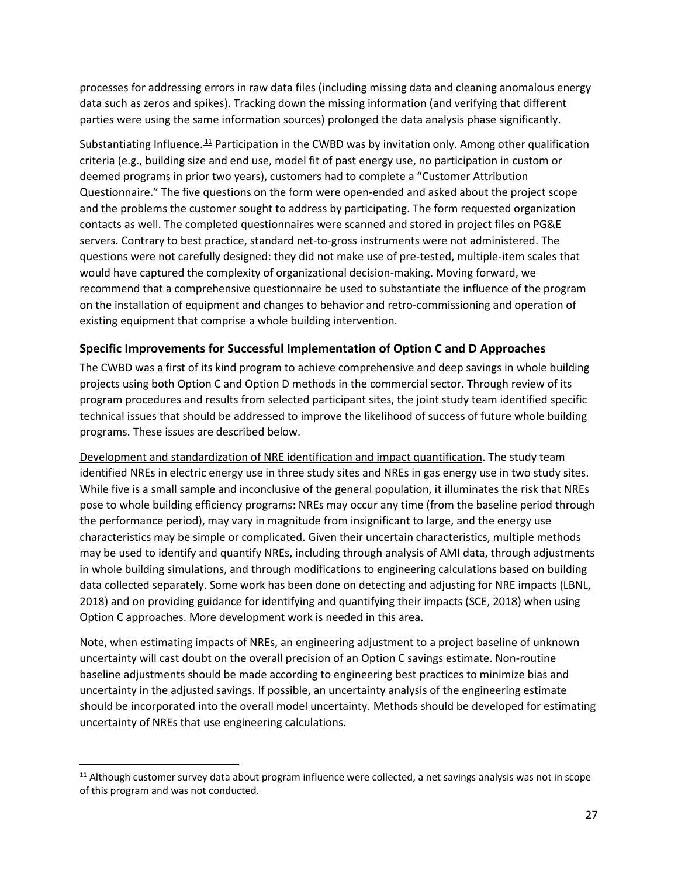processes for addressing errors in raw data files (including missing data and cleaning anomalous energy data such as zeros and spikes). Tracking down the missing information (and verifying that different parties were using the same information sources) prolonged the data analysis phase significantly.

Substantiating Influence.[11] Participation in the CWBD was by invitation only. Among other qualification criteria (e.g., building size and end use, model fit of past energy use, no participation in custom or deemed programs in prior two years), customers had to complete a "Customer Attribution Questionnaire." The five questions on the form were open-ended and asked about the project scope and the problems the customer sought to address by participating. The form requested organization contacts as well. The completed questionnaires were scanned and stored in project files on PG&E servers. Contrary to best practice, standard net-to-gross instruments were not administered. The questions were not carefully designed: they did not make use of pre-tested, multiple-item scales that would have captured the complexity of organizational decision-making. Moving forward, we recommend that a comprehensive questionnaire be used to substantiate the influence of the program on the installation of equipment and changes to behavior and retro-commissioning and operation of existing equipment that comprise a whole building intervention.

### Specific Improvements for Successful Implementation of Option C and D Approaches

The CWBD was a first of its kind program to achieve comprehensive and deep savings in whole building projects using both Option C and Option D methods in the commercial sector. Through review of its program procedures and results from selected participant sites, the joint study team identified specific technical issues that should be addressed to improve the likelihood of success of future whole building programs. These issues are described below.

Development and standardization of NRE identification and impact quantification. The study team identified NREs in electric energy use in three study sites and NREs in gas energy use in two study sites. While five is a small sample and inconclusive of the general population, it illuminates the risk that NREs pose to whole building efficiency programs: NREs may occur any time (from the baseline period through the performance period), may vary in magnitude from insignificant to large, and the energy use characteristics may be simple or complicated. Given their uncertain characteristics, multiple methods may be used to identify and quantify NREs, including through analysis of AMI data, through adjustments in whole building simulations, and through modifications to engineering calculations based on building data collected separately. Some work has been done on detecting and adjusting for NRE impacts (LBNL, 2018) and on providing guidance for identifying and quantifying their impacts (SCE, 2018) when using Option C approaches. More development work is needed in this area.

Note, when estimating impacts of NREs, an engineering adjustment to a project baseline of unknown uncertainty will cast doubt on the overall precision of an Option C savings estimate. Non-routine baseline adjustments should be made according to engineering best practices to minimize bias and uncertainty in the adjusted savings. If possible, an uncertainty analysis of the engineering estimate should be incorporated into the overall model uncertainty. Methods should be developed for estimating uncertainty of NREs that use engineering calculations.

[11] Although customer survey data about program influence were collected, a net savings analysis was not in scope of this program and was not conducted.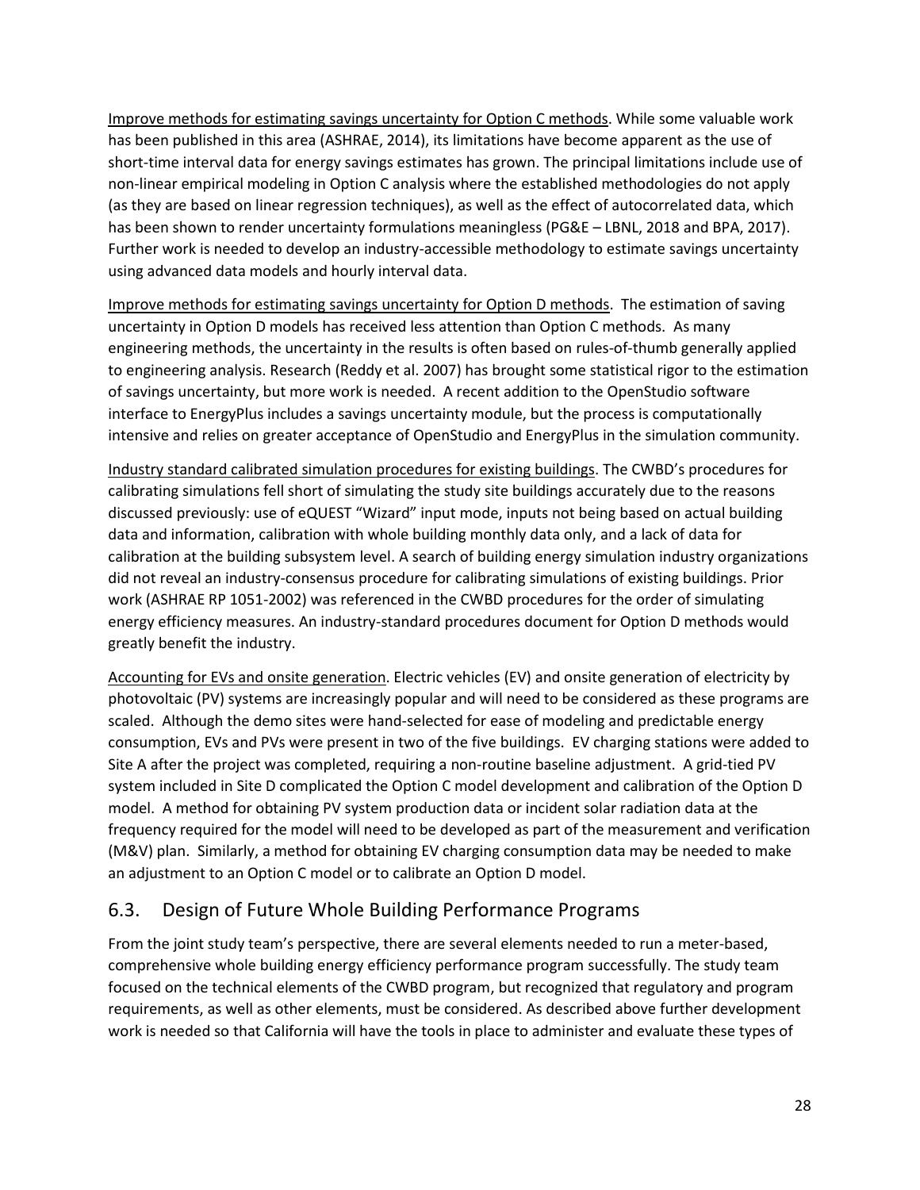<u>Improve methods for estimating savings uncertainty for Option C methods</u>. While some valuable work has been published in this area (ASHRAE, 2014), its limitations have become apparent as the use of short-time interval data for energy savings estimates has grown. The principal limitations include use of non-linear empirical modeling in Option C analysis where the established methodologies do not apply (as they are based on linear regression techniques), as well as the effect of autocorrelated data, which has been shown to render uncertainty formulations meaningless (PG&E – LBNL, 2018 and BPA, 2017). Further work is needed to develop an industry-accessible methodology to estimate savings uncertainty using advanced data models and hourly interval data.

<u>Improve methods for estimating savings uncertainty for Option D methods</u>. The estimation of saving uncertainty in Option D models has received less attention than Option C methods. As many engineering methods, the uncertainty in the results is often based on rules-of-thumb generally applied to engineering analysis. Research (Reddy et al. 2007) has brought some statistical rigor to the estimation of savings uncertainty, but more work is needed. A recent addition to the OpenStudio software interface to EnergyPlus includes a savings uncertainty module, but the process is computationally intensive and relies on greater acceptance of OpenStudio and EnergyPlus in the simulation community.

<u>Industry standard calibrated simulation procedures for existing buildings</u>. The CWBD's procedures for calibrating simulations fell short of simulating the study site buildings accurately due to the reasons discussed previously: use of eQUEST "Wizard" input mode, inputs not being based on actual building data and information, calibration with whole building monthly data only, and a lack of data for calibration at the building subsystem level. A search of building energy simulation industry organizations did not reveal an industry-consensus procedure for calibrating simulations of existing buildings. Prior work (ASHRAE RP 1051-2002) was referenced in the CWBD procedures for the order of simulating energy efficiency measures. An industry-standard procedures document for Option D methods would greatly benefit the industry.

<u>Accounting for EVs and onsite generation</u>. Electric vehicles (EV) and onsite generation of electricity by photovoltaic (PV) systems are increasingly popular and will need to be considered as these programs are scaled. Although the demo sites were hand-selected for ease of modeling and predictable energy consumption, EVs and PVs were present in two of the five buildings. EV charging stations were added to Site A after the project was completed, requiring a non-routine baseline adjustment. A grid-tied PV system included in Site D complicated the Option C model development and calibration of the Option D model. A method for obtaining PV system production data or incident solar radiation data at the frequency required for the model will need to be developed as part of the measurement and verification (M&V) plan. Similarly, a method for obtaining EV charging consumption data may be needed to make an adjustment to an Option C model or to calibrate an Option D model.

## 6.3. Design of Future Whole Building Performance Programs

From the joint study team's perspective, there are several elements needed to run a meter-based, comprehensive whole building energy efficiency performance program successfully. The study team focused on the technical elements of the CWBD program, but recognized that regulatory and program requirements, as well as other elements, must be considered. As described above further development work is needed so that California will have the tools in place to administer and evaluate these types of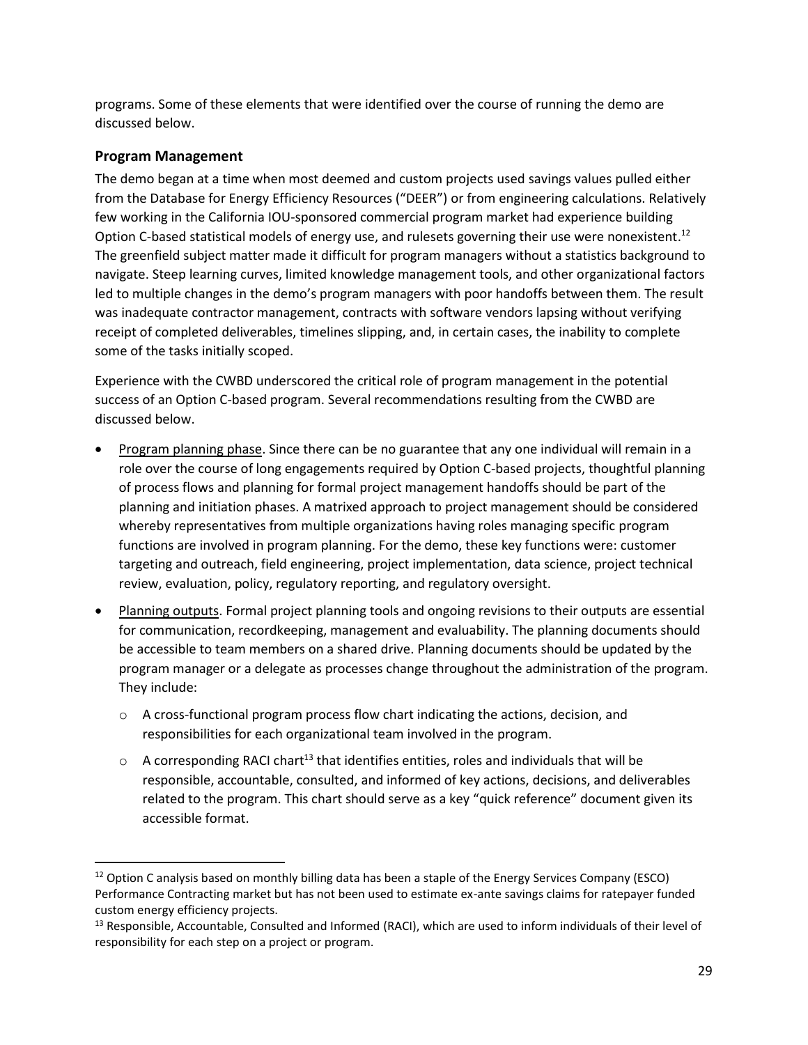programs. Some of these elements that were identified over the course of running the demo are discussed below.

### Program Management

The demo began at a time when most deemed and custom projects used savings values pulled either from the Database for Energy Efficiency Resources ("DEER") or from engineering calculations. Relatively few working in the California IOU-sponsored commercial program market had experience building Option C-based statistical models of energy use, and rulesets governing their use were nonexistent.[12] The greenfield subject matter made it difficult for program managers without a statistics background to navigate. Steep learning curves, limited knowledge management tools, and other organizational factors led to multiple changes in the demo's program managers with poor handoffs between them. The result was inadequate contractor management, contracts with software vendors lapsing without verifying receipt of completed deliverables, timelines slipping, and, in certain cases, the inability to complete some of the tasks initially scoped.

Experience with the CWBD underscored the critical role of program management in the potential success of an Option C-based program. Several recommendations resulting from the CWBD are discussed below.

- Program planning phase. Since there can be no guarantee that any one individual will remain in a role over the course of long engagements required by Option C-based projects, thoughtful planning of process flows and planning for formal project management handoffs should be part of the planning and initiation phases. A matrixed approach to project management should be considered whereby representatives from multiple organizations having roles managing specific program functions are involved in program planning. For the demo, these key functions were: customer targeting and outreach, field engineering, project implementation, data science, project technical review, evaluation, policy, regulatory reporting, and regulatory oversight.
- Planning outputs. Formal project planning tools and ongoing revisions to their outputs are essential for communication, recordkeeping, management and evaluability. The planning documents should be accessible to team members on a shared drive. Planning documents should be updated by the program manager or a delegate as processes change throughout the administration of the program. They include:
  - A cross-functional program process flow chart indicating the actions, decision, and responsibilities for each organizational team involved in the program.
  - A corresponding RACI chart[13] that identifies entities, roles and individuals that will be responsible, accountable, consulted, and informed of key actions, decisions, and deliverables related to the program. This chart should serve as a key "quick reference" document given its accessible format.

---

[12] Option C analysis based on monthly billing data has been a staple of the Energy Services Company (ESCO) Performance Contracting market but has not been used to estimate ex-ante savings claims for ratepayer funded custom energy efficiency projects.

[13] Responsible, Accountable, Consulted and Informed (RACI), which are used to inform individuals of their level of responsibility for each step on a project or program.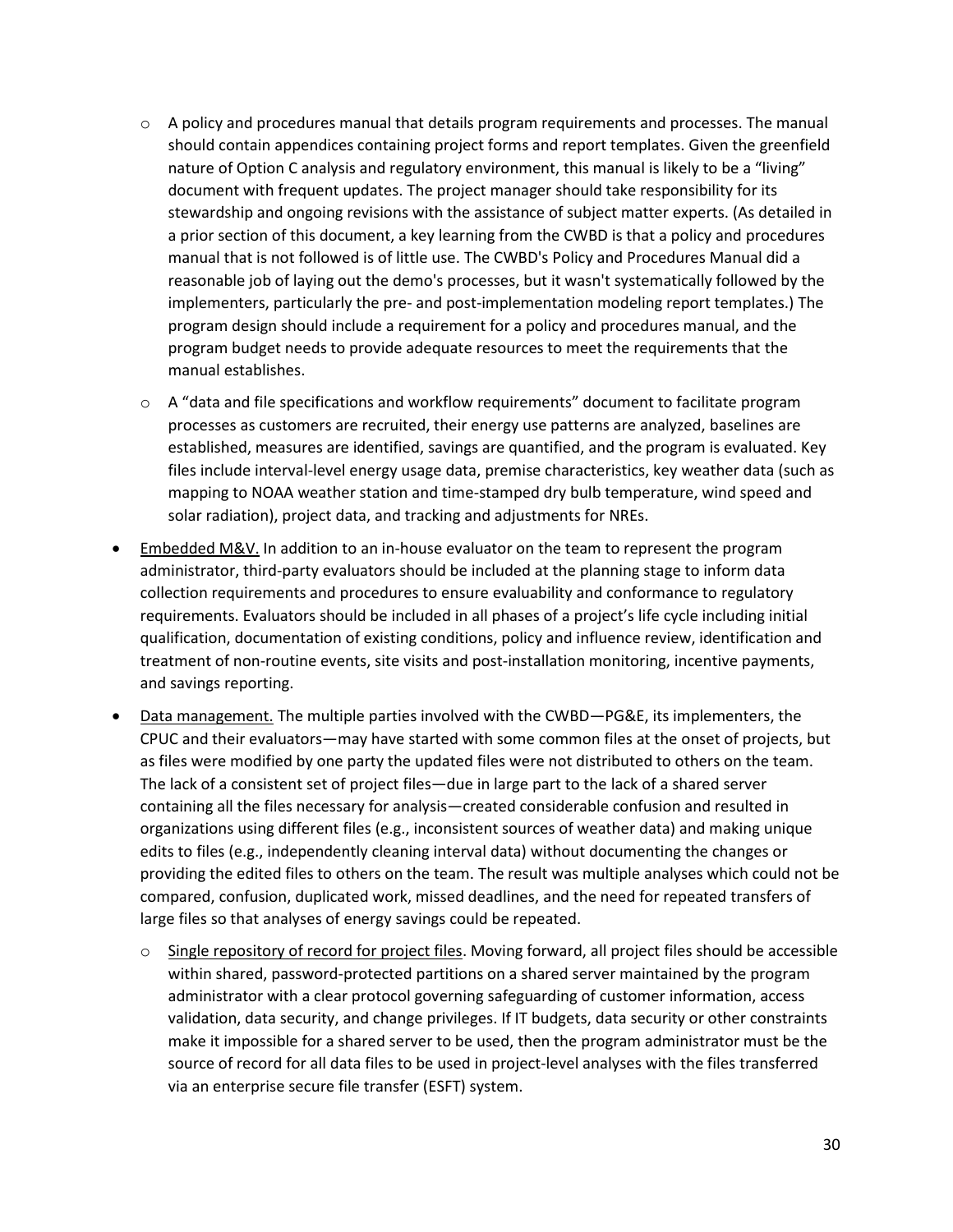- A policy and procedures manual that details program requirements and processes. The manual should contain appendices containing project forms and report templates. Given the greenfield nature of Option C analysis and regulatory environment, this manual is likely to be a "living" document with frequent updates. The project manager should take responsibility for its stewardship and ongoing revisions with the assistance of subject matter experts. (As detailed in a prior section of this document, a key learning from the CWBD is that a policy and procedures manual that is not followed is of little use. The CWBD's Policy and Procedures Manual did a reasonable job of laying out the demo's processes, but it wasn't systematically followed by the implementers, particularly the pre- and post-implementation modeling report templates.) The program design should include a requirement for a policy and procedures manual, and the program budget needs to provide adequate resources to meet the requirements that the manual establishes.
  - A "data and file specifications and workflow requirements" document to facilitate program processes as customers are recruited, their energy use patterns are analyzed, baselines are established, measures are identified, savings are quantified, and the program is evaluated. Key files include interval-level energy usage data, premise characteristics, key weather data (such as mapping to NOAA weather station and time-stamped dry bulb temperature, wind speed and solar radiation), project data, and tracking and adjustments for NREs.

- <u>Embedded M&V.</u> In addition to an in-house evaluator on the team to represent the program administrator, third-party evaluators should be included at the planning stage to inform data collection requirements and procedures to ensure evaluability and conformance to regulatory requirements. Evaluators should be included in all phases of a project's life cycle including initial qualification, documentation of existing conditions, policy and influence review, identification and treatment of non-routine events, site visits and post-installation monitoring, incentive payments, and savings reporting.

- <u>Data management.</u> The multiple parties involved with the CWBD—PG&E, its implementers, the CPUC and their evaluators—may have started with some common files at the onset of projects, but as files were modified by one party the updated files were not distributed to others on the team. The lack of a consistent set of project files—due in large part to the lack of a shared server containing all the files necessary for analysis—created considerable confusion and resulted in organizations using different files (e.g., inconsistent sources of weather data) and making unique edits to files (e.g., independently cleaning interval data) without documenting the changes or providing the edited files to others on the team. The result was multiple analyses which could not be compared, confusion, duplicated work, missed deadlines, and the need for repeated transfers of large files so that analyses of energy savings could be repeated.
  - <u>Single repository of record for project files</u>. Moving forward, all project files should be accessible within shared, password-protected partitions on a shared server maintained by the program administrator with a clear protocol governing safeguarding of customer information, access validation, data security, and change privileges. If IT budgets, data security or other constraints make it impossible for a shared server to be used, then the program administrator must be the source of record for all data files to be used in project-level analyses with the files transferred via an enterprise secure file transfer (ESFT) system.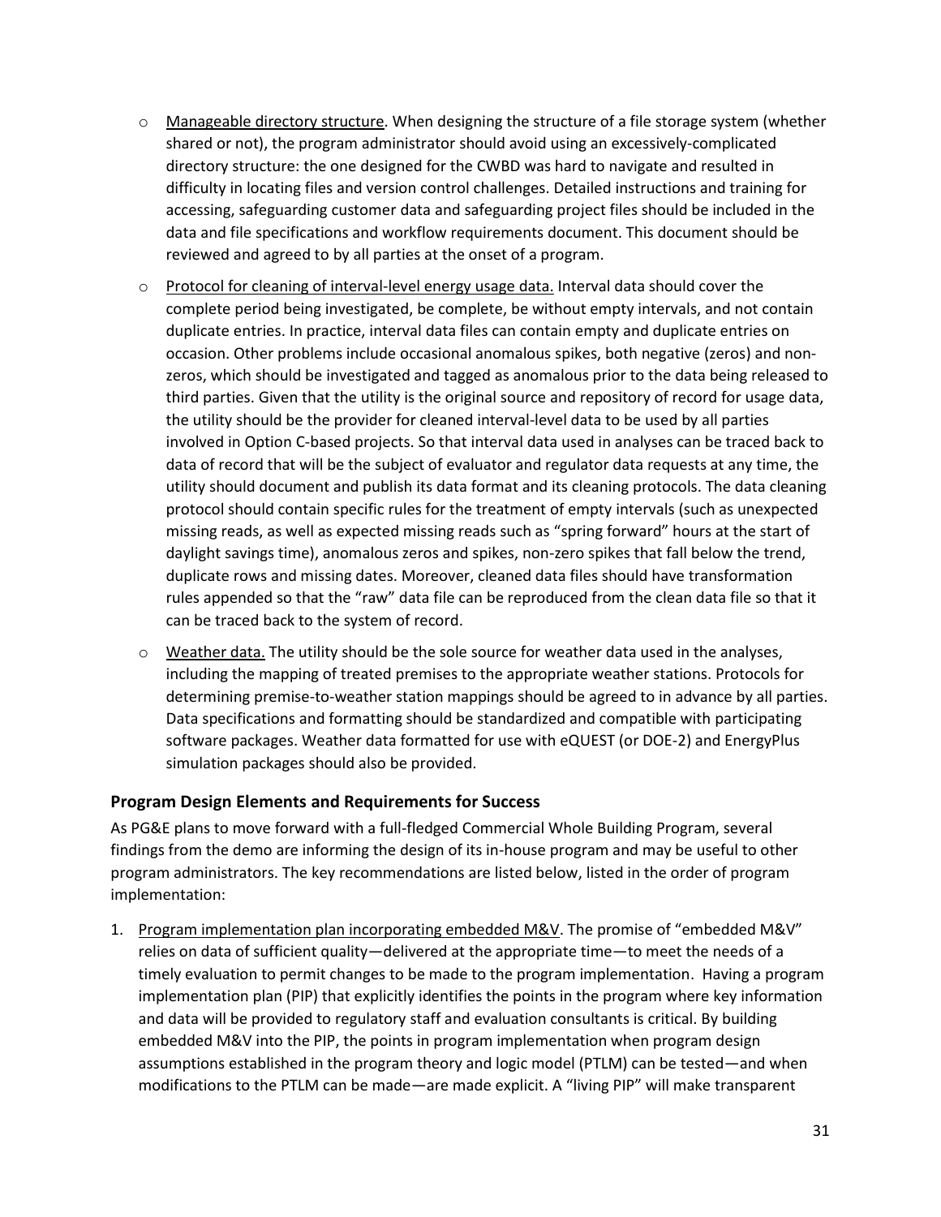- Manageable directory structure. When designing the structure of a file storage system (whether shared or not), the program administrator should avoid using an excessively-complicated directory structure: the one designed for the CWBD was hard to navigate and resulted in difficulty in locating files and version control challenges. Detailed instructions and training for accessing, safeguarding customer data and safeguarding project files should be included in the data and file specifications and workflow requirements document. This document should be reviewed and agreed to by all parties at the onset of a program.
- Protocol for cleaning of interval-level energy usage data. Interval data should cover the complete period being investigated, be complete, be without empty intervals, and not contain duplicate entries. In practice, interval data files can contain empty and duplicate entries on occasion. Other problems include occasional anomalous spikes, both negative (zeros) and non-zeros, which should be investigated and tagged as anomalous prior to the data being released to third parties. Given that the utility is the original source and repository of record for usage data, the utility should be the provider for cleaned interval-level data to be used by all parties involved in Option C-based projects. So that interval data used in analyses can be traced back to data of record that will be the subject of evaluator and regulator data requests at any time, the utility should document and publish its data format and its cleaning protocols. The data cleaning protocol should contain specific rules for the treatment of empty intervals (such as unexpected missing reads, as well as expected missing reads such as "spring forward" hours at the start of daylight savings time), anomalous zeros and spikes, non-zero spikes that fall below the trend, duplicate rows and missing dates. Moreover, cleaned data files should have transformation rules appended so that the "raw" data file can be reproduced from the clean data file so that it can be traced back to the system of record.
- Weather data. The utility should be the sole source for weather data used in the analyses, including the mapping of treated premises to the appropriate weather stations. Protocols for determining premise-to-weather station mappings should be agreed to in advance by all parties. Data specifications and formatting should be standardized and compatible with participating software packages. Weather data formatted for use with eQUEST (or DOE-2) and EnergyPlus simulation packages should also be provided.

### Program Design Elements and Requirements for Success

As PG&E plans to move forward with a full-fledged Commercial Whole Building Program, several findings from the demo are informing the design of its in-house program and may be useful to other program administrators. The key recommendations are listed below, listed in the order of program implementation:

1. Program implementation plan incorporating embedded M&V. The promise of "embedded M&V" relies on data of sufficient quality—delivered at the appropriate time—to meet the needs of a timely evaluation to permit changes to be made to the program implementation. Having a program implementation plan (PIP) that explicitly identifies the points in the program where key information and data will be provided to regulatory staff and evaluation consultants is critical. By building embedded M&V into the PIP, the points in program implementation when program design assumptions established in the program theory and logic model (PTLM) can be tested—and when modifications to the PTLM can be made—are made explicit. A "living PIP" will make transparent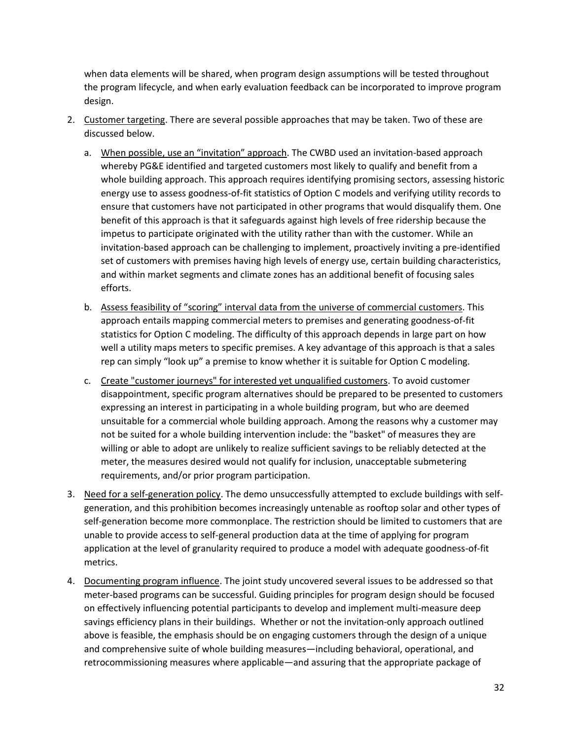when data elements will be shared, when program design assumptions will be tested throughout the program lifecycle, and when early evaluation feedback can be incorporated to improve program design.

2. Customer targeting. There are several possible approaches that may be taken. Two of these are discussed below.

   a. When possible, use an "invitation" approach. The CWBD used an invitation-based approach whereby PG&E identified and targeted customers most likely to qualify and benefit from a whole building approach. This approach requires identifying promising sectors, assessing historic energy use to assess goodness-of-fit statistics of Option C models and verifying utility records to ensure that customers have not participated in other programs that would disqualify them. One benefit of this approach is that it safeguards against high levels of free ridership because the impetus to participate originated with the utility rather than with the customer. While an invitation-based approach can be challenging to implement, proactively inviting a pre-identified set of customers with premises having high levels of energy use, certain building characteristics, and within market segments and climate zones has an additional benefit of focusing sales efforts.

   b. Assess feasibility of "scoring" interval data from the universe of commercial customers. This approach entails mapping commercial meters to premises and generating goodness-of-fit statistics for Option C modeling. The difficulty of this approach depends in large part on how well a utility maps meters to specific premises. A key advantage of this approach is that a sales rep can simply "look up" a premise to know whether it is suitable for Option C modeling.

   c. Create "customer journeys" for interested yet unqualified customers. To avoid customer disappointment, specific program alternatives should be prepared to be presented to customers expressing an interest in participating in a whole building program, but who are deemed unsuitable for a commercial whole building approach. Among the reasons why a customer may not be suited for a whole building intervention include: the "basket" of measures they are willing or able to adopt are unlikely to realize sufficient savings to be reliably detected at the meter, the measures desired would not qualify for inclusion, unacceptable submetering requirements, and/or prior program participation.

3. Need for a self-generation policy. The demo unsuccessfully attempted to exclude buildings with self-generation, and this prohibition becomes increasingly untenable as rooftop solar and other types of self-generation become more commonplace. The restriction should be limited to customers that are unable to provide access to self-general production data at the time of applying for program application at the level of granularity required to produce a model with adequate goodness-of-fit metrics.

4. Documenting program influence. The joint study uncovered several issues to be addressed so that meter-based programs can be successful. Guiding principles for program design should be focused on effectively influencing potential participants to develop and implement multi-measure deep savings efficiency plans in their buildings. Whether or not the invitation-only approach outlined above is feasible, the emphasis should be on engaging customers through the design of a unique and comprehensive suite of whole building measures—including behavioral, operational, and retrocommissioning measures where applicable—and assuring that the appropriate package of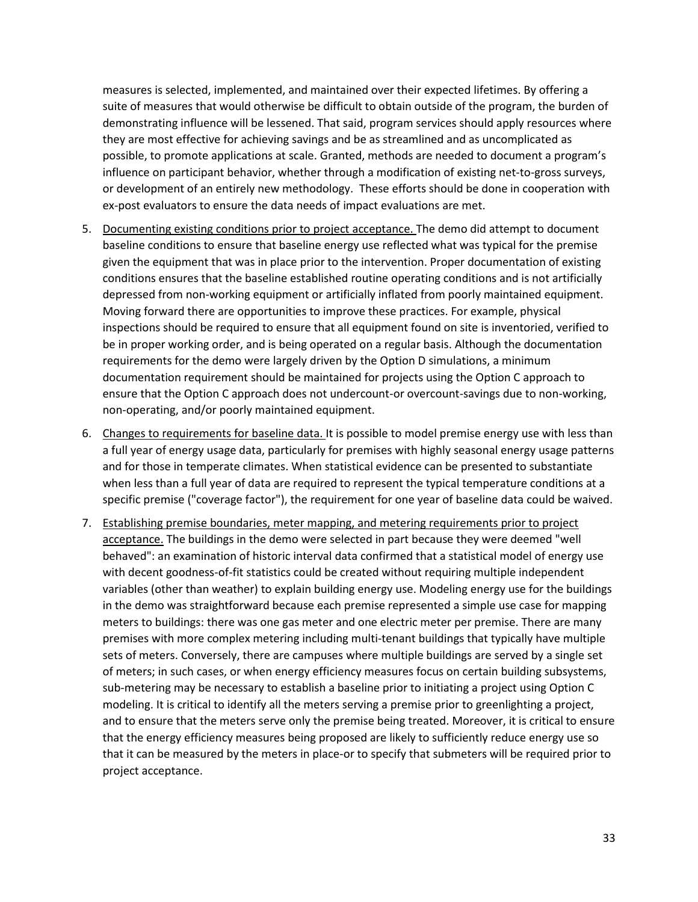measures is selected, implemented, and maintained over their expected lifetimes. By offering a suite of measures that would otherwise be difficult to obtain outside of the program, the burden of demonstrating influence will be lessened. That said, program services should apply resources where they are most effective for achieving savings and be as streamlined and as uncomplicated as possible, to promote applications at scale. Granted, methods are needed to document a program's influence on participant behavior, whether through a modification of existing net-to-gross surveys, or development of an entirely new methodology. These efforts should be done in cooperation with ex-post evaluators to ensure the data needs of impact evaluations are met.

5. Documenting existing conditions prior to project acceptance. The demo did attempt to document baseline conditions to ensure that baseline energy use reflected what was typical for the premise given the equipment that was in place prior to the intervention. Proper documentation of existing conditions ensures that the baseline established routine operating conditions and is not artificially depressed from non-working equipment or artificially inflated from poorly maintained equipment. Moving forward there are opportunities to improve these practices. For example, physical inspections should be required to ensure that all equipment found on site is inventoried, verified to be in proper working order, and is being operated on a regular basis. Although the documentation requirements for the demo were largely driven by the Option D simulations, a minimum documentation requirement should be maintained for projects using the Option C approach to ensure that the Option C approach does not undercount-or overcount-savings due to non-working, non-operating, and/or poorly maintained equipment.

6. Changes to requirements for baseline data. It is possible to model premise energy use with less than a full year of energy usage data, particularly for premises with highly seasonal energy usage patterns and for those in temperate climates. When statistical evidence can be presented to substantiate when less than a full year of data are required to represent the typical temperature conditions at a specific premise ("coverage factor"), the requirement for one year of baseline data could be waived.

7. Establishing premise boundaries, meter mapping, and metering requirements prior to project acceptance. The buildings in the demo were selected in part because they were deemed "well behaved": an examination of historic interval data confirmed that a statistical model of energy use with decent goodness-of-fit statistics could be created without requiring multiple independent variables (other than weather) to explain building energy use. Modeling energy use for the buildings in the demo was straightforward because each premise represented a simple use case for mapping meters to buildings: there was one gas meter and one electric meter per premise. There are many premises with more complex metering including multi-tenant buildings that typically have multiple sets of meters. Conversely, there are campuses where multiple buildings are served by a single set of meters; in such cases, or when energy efficiency measures focus on certain building subsystems, sub-metering may be necessary to establish a baseline prior to initiating a project using Option C modeling. It is critical to identify all the meters serving a premise prior to greenlighting a project, and to ensure that the meters serve only the premise being treated. Moreover, it is critical to ensure that the energy efficiency measures being proposed are likely to sufficiently reduce energy use so that it can be measured by the meters in place-or to specify that submeters will be required prior to project acceptance.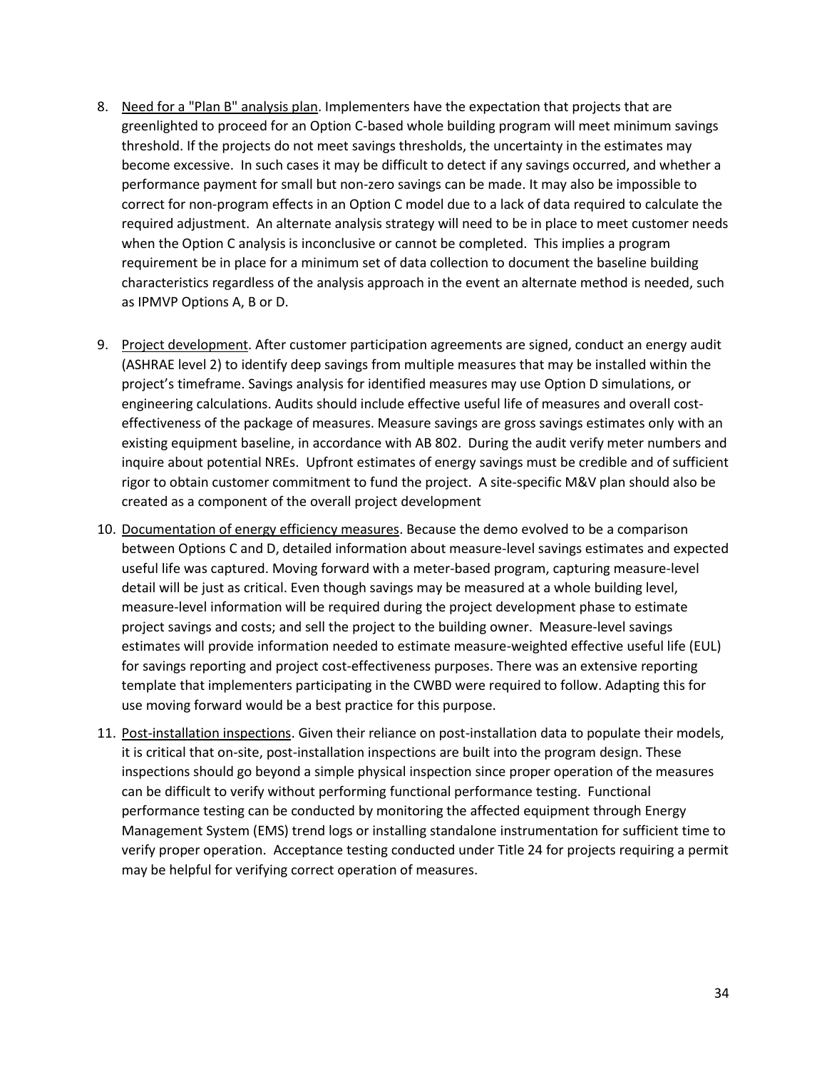8. <u>Need for a "Plan B" analysis plan</u>. Implementers have the expectation that projects that are greenlighted to proceed for an Option C-based whole building program will meet minimum savings threshold. If the projects do not meet savings thresholds, the uncertainty in the estimates may become excessive. In such cases it may be difficult to detect if any savings occurred, and whether a performance payment for small but non-zero savings can be made. It may also be impossible to correct for non-program effects in an Option C model due to a lack of data required to calculate the required adjustment. An alternate analysis strategy will need to be in place to meet customer needs when the Option C analysis is inconclusive or cannot be completed. This implies a program requirement be in place for a minimum set of data collection to document the baseline building characteristics regardless of the analysis approach in the event an alternate method is needed, such as IPMVP Options A, B or D.

9. <u>Project development</u>. After customer participation agreements are signed, conduct an energy audit (ASHRAE level 2) to identify deep savings from multiple measures that may be installed within the project's timeframe. Savings analysis for identified measures may use Option D simulations, or engineering calculations. Audits should include effective useful life of measures and overall cost-effectiveness of the package of measures. Measure savings are gross savings estimates only with an existing equipment baseline, in accordance with AB 802. During the audit verify meter numbers and inquire about potential NREs. Upfront estimates of energy savings must be credible and of sufficient rigor to obtain customer commitment to fund the project. A site-specific M&V plan should also be created as a component of the overall project development

10. <u>Documentation of energy efficiency measures</u>. Because the demo evolved to be a comparison between Options C and D, detailed information about measure-level savings estimates and expected useful life was captured. Moving forward with a meter-based program, capturing measure-level detail will be just as critical. Even though savings may be measured at a whole building level, measure-level information will be required during the project development phase to estimate project savings and costs; and sell the project to the building owner. Measure-level savings estimates will provide information needed to estimate measure-weighted effective useful life (EUL) for savings reporting and project cost-effectiveness purposes. There was an extensive reporting template that implementers participating in the CWBD were required to follow. Adapting this for use moving forward would be a best practice for this purpose.

11. <u>Post-installation inspections</u>. Given their reliance on post-installation data to populate their models, it is critical that on-site, post-installation inspections are built into the program design. These inspections should go beyond a simple physical inspection since proper operation of the measures can be difficult to verify without performing functional performance testing. Functional performance testing can be conducted by monitoring the affected equipment through Energy Management System (EMS) trend logs or installing standalone instrumentation for sufficient time to verify proper operation. Acceptance testing conducted under Title 24 for projects requiring a permit may be helpful for verifying correct operation of measures.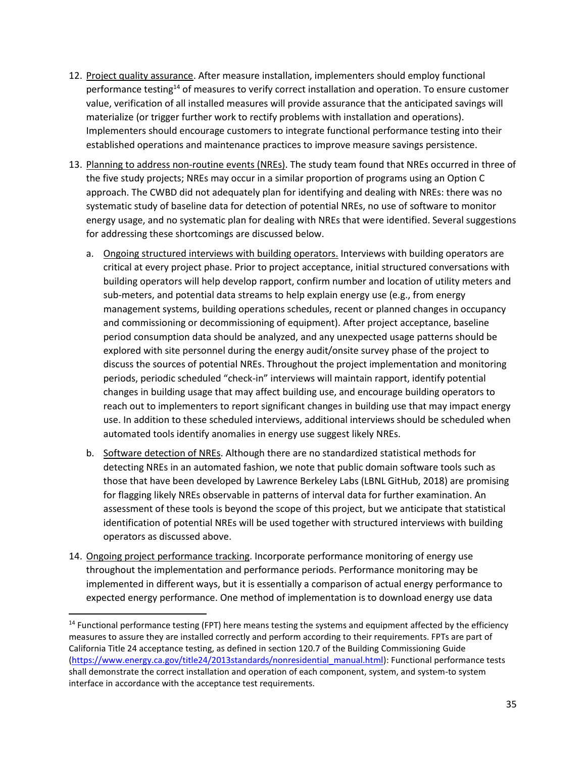12. Project quality assurance. After measure installation, implementers should employ functional performance testing[14] of measures to verify correct installation and operation. To ensure customer value, verification of all installed measures will provide assurance that the anticipated savings will materialize (or trigger further work to rectify problems with installation and operations). Implementers should encourage customers to integrate functional performance testing into their established operations and maintenance practices to improve measure savings persistence.

13. Planning to address non-routine events (NREs). The study team found that NREs occurred in three of the five study projects; NREs may occur in a similar proportion of programs using an Option C approach. The CWBD did not adequately plan for identifying and dealing with NREs: there was no systematic study of baseline data for detection of potential NREs, no use of software to monitor energy usage, and no systematic plan for dealing with NREs that were identified. Several suggestions for addressing these shortcomings are discussed below.

    a. Ongoing structured interviews with building operators. Interviews with building operators are critical at every project phase. Prior to project acceptance, initial structured conversations with building operators will help develop rapport, confirm number and location of utility meters and sub-meters, and potential data streams to help explain energy use (e.g., from energy management systems, building operations schedules, recent or planned changes in occupancy and commissioning or decommissioning of equipment). After project acceptance, baseline period consumption data should be analyzed, and any unexpected usage patterns should be explored with site personnel during the energy audit/onsite survey phase of the project to discuss the sources of potential NREs. Throughout the project implementation and monitoring periods, periodic scheduled "check-in" interviews will maintain rapport, identify potential changes in building usage that may affect building use, and encourage building operators to reach out to implementers to report significant changes in building use that may impact energy use. In addition to these scheduled interviews, additional interviews should be scheduled when automated tools identify anomalies in energy use suggest likely NREs.

    b. Software detection of NREs. Although there are no standardized statistical methods for detecting NREs in an automated fashion, we note that public domain software tools such as those that have been developed by Lawrence Berkeley Labs (LBNL GitHub, 2018) are promising for flagging likely NREs observable in patterns of interval data for further examination. An assessment of these tools is beyond the scope of this project, but we anticipate that statistical identification of potential NREs will be used together with structured interviews with building operators as discussed above.

14. Ongoing project performance tracking. Incorporate performance monitoring of energy use throughout the implementation and performance periods. Performance monitoring may be implemented in different ways, but it is essentially a comparison of actual energy performance to expected energy performance. One method of implementation is to download energy use data

[14] Functional performance testing (FPT) here means testing the systems and equipment affected by the efficiency measures to assure they are installed correctly and perform according to their requirements. FPTs are part of California Title 24 acceptance testing, as defined in section 120.7 of the Building Commissioning Guide (https://www.energy.ca.gov/title24/2013standards/nonresidential_manual.html): Functional performance tests shall demonstrate the correct installation and operation of each component, system, and system-to system interface in accordance with the acceptance test requirements.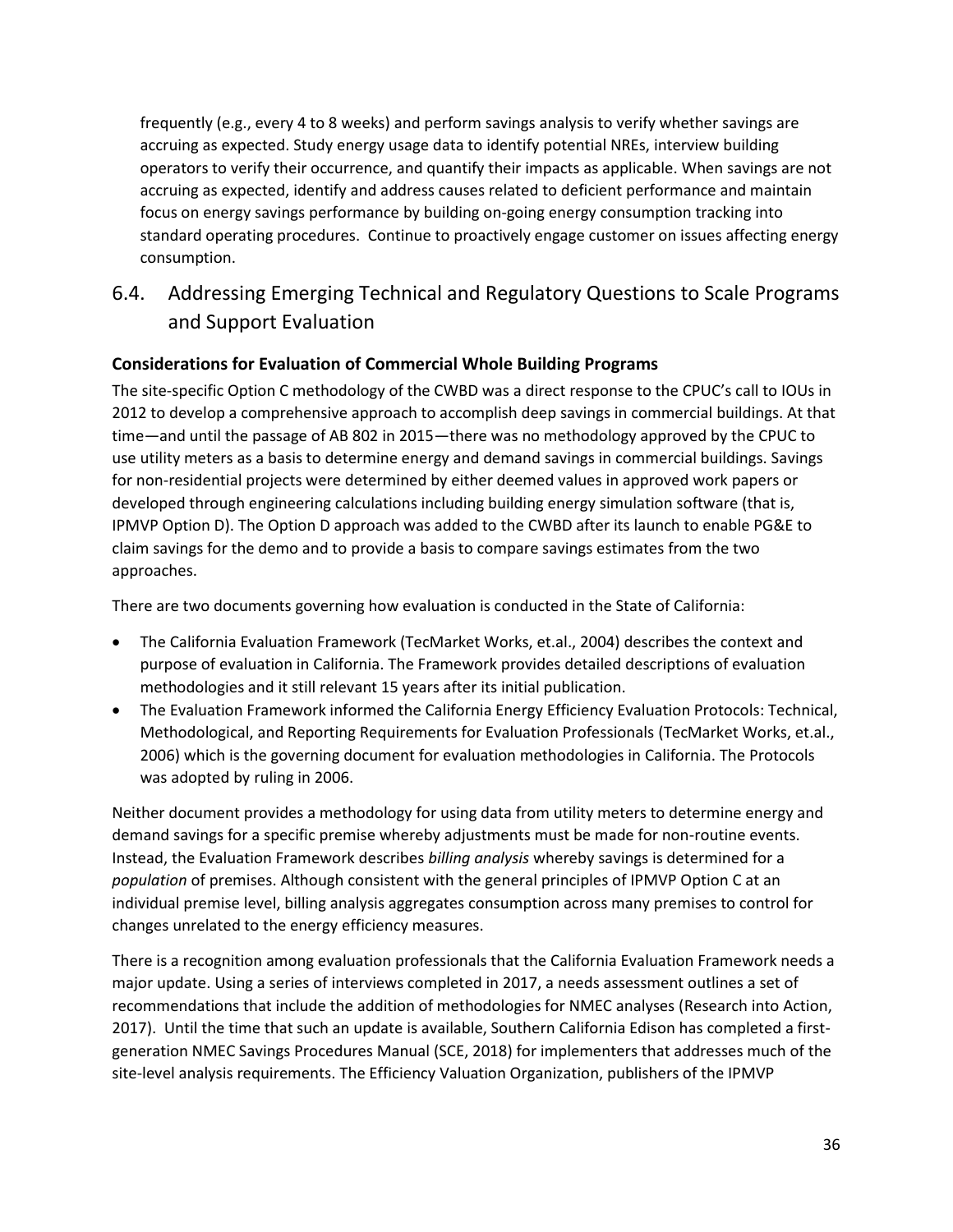frequently (e.g., every 4 to 8 weeks) and perform savings analysis to verify whether savings are accruing as expected. Study energy usage data to identify potential NREs, interview building operators to verify their occurrence, and quantify their impacts as applicable. When savings are not accruing as expected, identify and address causes related to deficient performance and maintain focus on energy savings performance by building on-going energy consumption tracking into standard operating procedures. Continue to proactively engage customer on issues affecting energy consumption.

## 6.4. Addressing Emerging Technical and Regulatory Questions to Scale Programs and Support Evaluation

**Considerations for Evaluation of Commercial Whole Building Programs**

The site-specific Option C methodology of the CWBD was a direct response to the CPUC's call to IOUs in 2012 to develop a comprehensive approach to accomplish deep savings in commercial buildings. At that time—and until the passage of AB 802 in 2015—there was no methodology approved by the CPUC to use utility meters as a basis to determine energy and demand savings in commercial buildings. Savings for non-residential projects were determined by either deemed values in approved work papers or developed through engineering calculations including building energy simulation software (that is, IPMVP Option D). The Option D approach was added to the CWBD after its launch to enable PG&E to claim savings for the demo and to provide a basis to compare savings estimates from the two approaches.

There are two documents governing how evaluation is conducted in the State of California:

- The California Evaluation Framework (TecMarket Works, et.al., 2004) describes the context and purpose of evaluation in California. The Framework provides detailed descriptions of evaluation methodologies and it still relevant 15 years after its initial publication.
- The Evaluation Framework informed the California Energy Efficiency Evaluation Protocols: Technical, Methodological, and Reporting Requirements for Evaluation Professionals (TecMarket Works, et.al., 2006) which is the governing document for evaluation methodologies in California. The Protocols was adopted by ruling in 2006.

Neither document provides a methodology for using data from utility meters to determine energy and demand savings for a specific premise whereby adjustments must be made for non-routine events. Instead, the Evaluation Framework describes *billing analysis* whereby savings is determined for a *population* of premises. Although consistent with the general principles of IPMVP Option C at an individual premise level, billing analysis aggregates consumption across many premises to control for changes unrelated to the energy efficiency measures.

There is a recognition among evaluation professionals that the California Evaluation Framework needs a major update. Using a series of interviews completed in 2017, a needs assessment outlines a set of recommendations that include the addition of methodologies for NMEC analyses (Research into Action, 2017). Until the time that such an update is available, Southern California Edison has completed a first-generation NMEC Savings Procedures Manual (SCE, 2018) for implementers that addresses much of the site-level analysis requirements. The Efficiency Valuation Organization, publishers of the IPMVP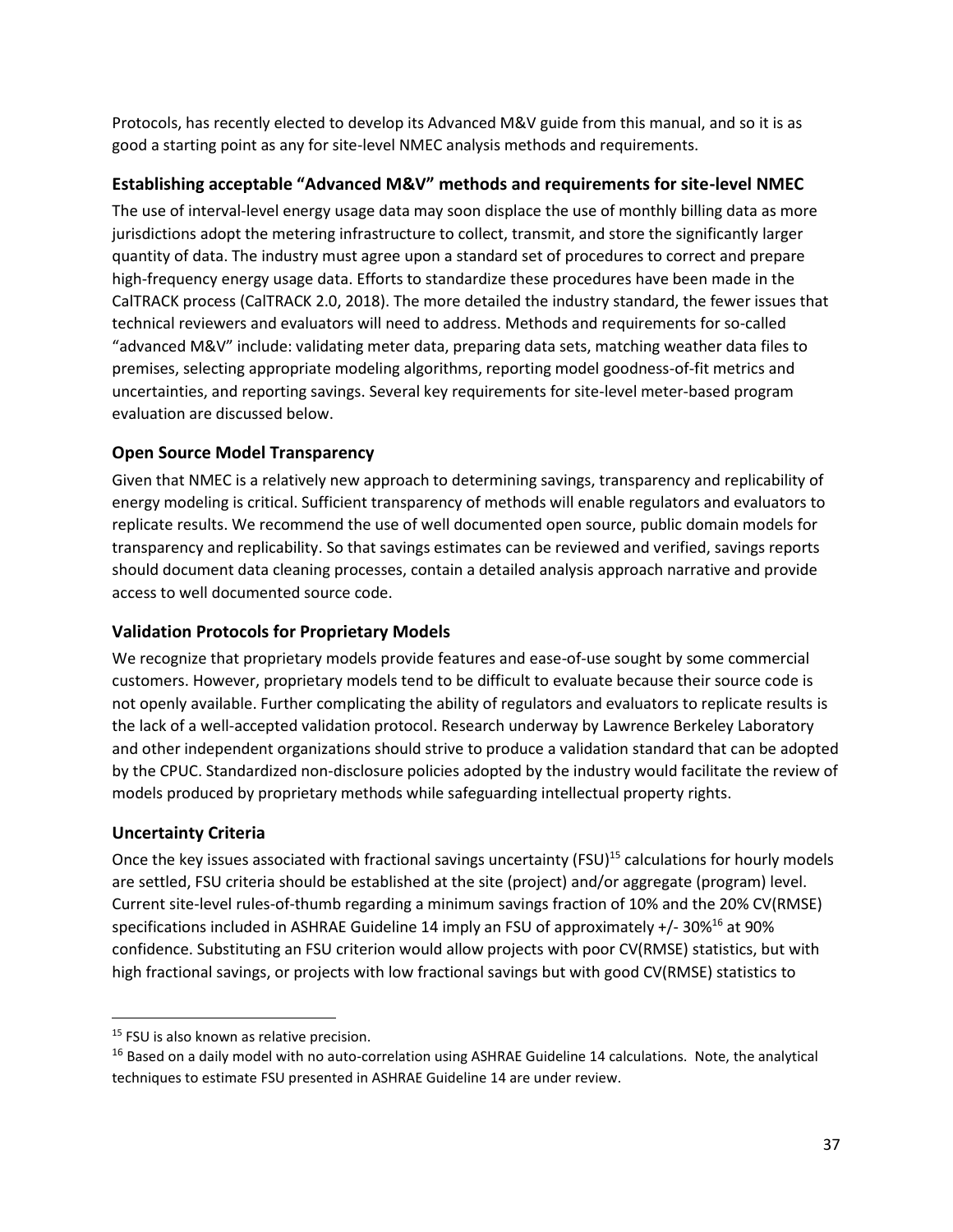Protocols, has recently elected to develop its Advanced M&V guide from this manual, and so it is as good a starting point as any for site-level NMEC analysis methods and requirements.

### Establishing acceptable "Advanced M&V" methods and requirements for site-level NMEC

The use of interval-level energy usage data may soon displace the use of monthly billing data as more jurisdictions adopt the metering infrastructure to collect, transmit, and store the significantly larger quantity of data. The industry must agree upon a standard set of procedures to correct and prepare high-frequency energy usage data. Efforts to standardize these procedures have been made in the CalTRACK process (CalTRACK 2.0, 2018). The more detailed the industry standard, the fewer issues that technical reviewers and evaluators will need to address. Methods and requirements for so-called "advanced M&V" include: validating meter data, preparing data sets, matching weather data files to premises, selecting appropriate modeling algorithms, reporting model goodness-of-fit metrics and uncertainties, and reporting savings. Several key requirements for site-level meter-based program evaluation are discussed below.

### Open Source Model Transparency

Given that NMEC is a relatively new approach to determining savings, transparency and replicability of energy modeling is critical. Sufficient transparency of methods will enable regulators and evaluators to replicate results. We recommend the use of well documented open source, public domain models for transparency and replicability. So that savings estimates can be reviewed and verified, savings reports should document data cleaning processes, contain a detailed analysis approach narrative and provide access to well documented source code.

### Validation Protocols for Proprietary Models

We recognize that proprietary models provide features and ease-of-use sought by some commercial customers. However, proprietary models tend to be difficult to evaluate because their source code is not openly available. Further complicating the ability of regulators and evaluators to replicate results is the lack of a well-accepted validation protocol. Research underway by Lawrence Berkeley Laboratory and other independent organizations should strive to produce a validation standard that can be adopted by the CPUC. Standardized non-disclosure policies adopted by the industry would facilitate the review of models produced by proprietary methods while safeguarding intellectual property rights.

### Uncertainty Criteria

Once the key issues associated with fractional savings uncertainty (FSU)[15] calculations for hourly models are settled, FSU criteria should be established at the site (project) and/or aggregate (program) level. Current site-level rules-of-thumb regarding a minimum savings fraction of 10% and the 20% CV(RMSE) specifications included in ASHRAE Guideline 14 imply an FSU of approximately +/- 30%[16] at 90% confidence. Substituting an FSU criterion would allow projects with poor CV(RMSE) statistics, but with high fractional savings, or projects with low fractional savings but with good CV(RMSE) statistics to

---

[15] FSU is also known as relative precision.

[16] Based on a daily model with no auto-correlation using ASHRAE Guideline 14 calculations. Note, the analytical techniques to estimate FSU presented in ASHRAE Guideline 14 are under review.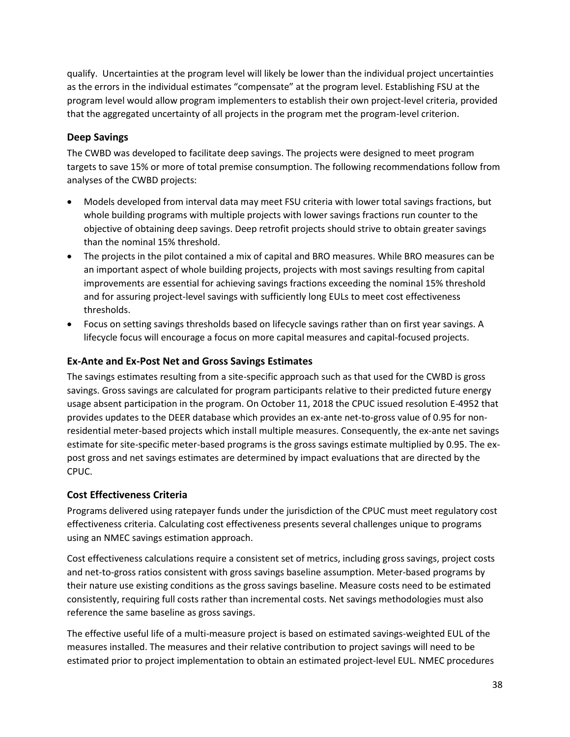qualify. Uncertainties at the program level will likely be lower than the individual project uncertainties as the errors in the individual estimates "compensate" at the program level. Establishing FSU at the program level would allow program implementers to establish their own project-level criteria, provided that the aggregated uncertainty of all projects in the program met the program-level criterion.

### Deep Savings

The CWBD was developed to facilitate deep savings. The projects were designed to meet program targets to save 15% or more of total premise consumption. The following recommendations follow from analyses of the CWBD projects:

- Models developed from interval data may meet FSU criteria with lower total savings fractions, but whole building programs with multiple projects with lower savings fractions run counter to the objective of obtaining deep savings. Deep retrofit projects should strive to obtain greater savings than the nominal 15% threshold.
- The projects in the pilot contained a mix of capital and BRO measures. While BRO measures can be an important aspect of whole building projects, projects with most savings resulting from capital improvements are essential for achieving savings fractions exceeding the nominal 15% threshold and for assuring project-level savings with sufficiently long EULs to meet cost effectiveness thresholds.
- Focus on setting savings thresholds based on lifecycle savings rather than on first year savings. A lifecycle focus will encourage a focus on more capital measures and capital-focused projects.

### Ex-Ante and Ex-Post Net and Gross Savings Estimates

The savings estimates resulting from a site-specific approach such as that used for the CWBD is gross savings. Gross savings are calculated for program participants relative to their predicted future energy usage absent participation in the program. On October 11, 2018 the CPUC issued resolution E-4952 that provides updates to the DEER database which provides an ex-ante net-to-gross value of 0.95 for non-residential meter-based projects which install multiple measures. Consequently, the ex-ante net savings estimate for site-specific meter-based programs is the gross savings estimate multiplied by 0.95. The ex-post gross and net savings estimates are determined by impact evaluations that are directed by the CPUC.

### Cost Effectiveness Criteria

Programs delivered using ratepayer funds under the jurisdiction of the CPUC must meet regulatory cost effectiveness criteria. Calculating cost effectiveness presents several challenges unique to programs using an NMEC savings estimation approach.

Cost effectiveness calculations require a consistent set of metrics, including gross savings, project costs and net-to-gross ratios consistent with gross savings baseline assumption. Meter-based programs by their nature use existing conditions as the gross savings baseline. Measure costs need to be estimated consistently, requiring full costs rather than incremental costs. Net savings methodologies must also reference the same baseline as gross savings.

The effective useful life of a multi-measure project is based on estimated savings-weighted EUL of the measures installed. The measures and their relative contribution to project savings will need to be estimated prior to project implementation to obtain an estimated project-level EUL. NMEC procedures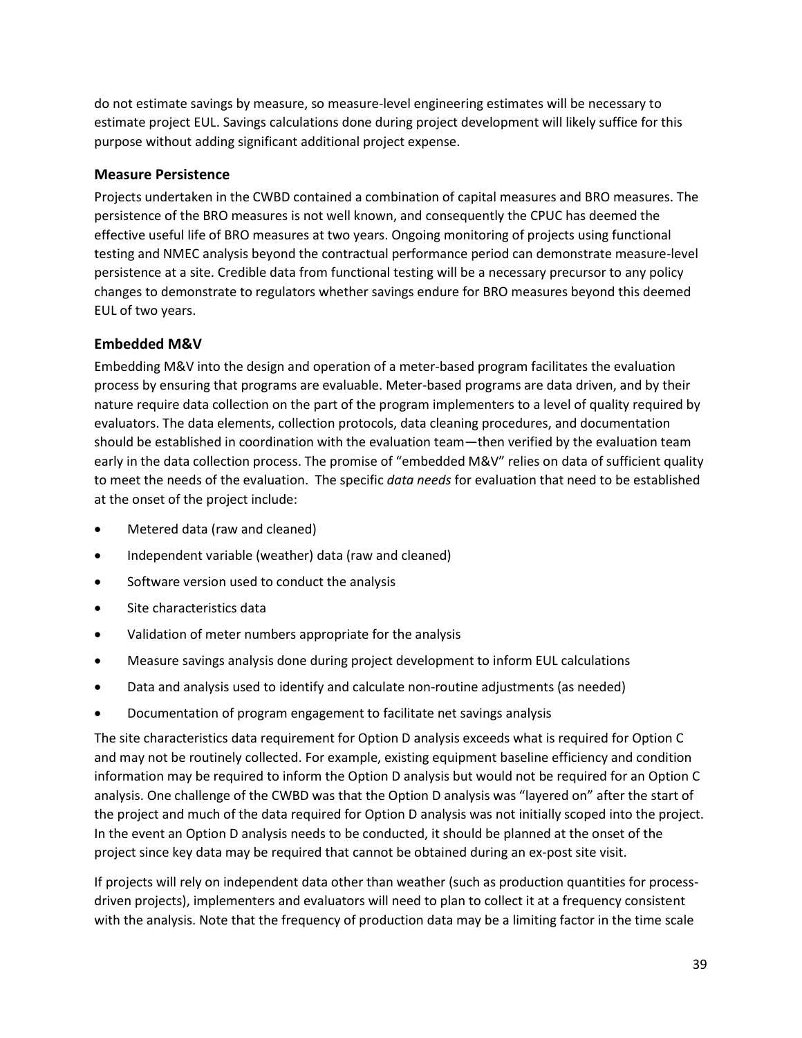do not estimate savings by measure, so measure-level engineering estimates will be necessary to estimate project EUL. Savings calculations done during project development will likely suffice for this purpose without adding significant additional project expense.

### Measure Persistence

Projects undertaken in the CWBD contained a combination of capital measures and BRO measures. The persistence of the BRO measures is not well known, and consequently the CPUC has deemed the effective useful life of BRO measures at two years. Ongoing monitoring of projects using functional testing and NMEC analysis beyond the contractual performance period can demonstrate measure-level persistence at a site. Credible data from functional testing will be a necessary precursor to any policy changes to demonstrate to regulators whether savings endure for BRO measures beyond this deemed EUL of two years.

### Embedded M&V

Embedding M&V into the design and operation of a meter-based program facilitates the evaluation process by ensuring that programs are evaluable. Meter-based programs are data driven, and by their nature require data collection on the part of the program implementers to a level of quality required by evaluators. The data elements, collection protocols, data cleaning procedures, and documentation should be established in coordination with the evaluation team—then verified by the evaluation team early in the data collection process. The promise of "embedded M&V" relies on data of sufficient quality to meet the needs of the evaluation. The specific *data needs* for evaluation that need to be established at the onset of the project include:

- Metered data (raw and cleaned)
- Independent variable (weather) data (raw and cleaned)
- Software version used to conduct the analysis
- Site characteristics data
- Validation of meter numbers appropriate for the analysis
- Measure savings analysis done during project development to inform EUL calculations
- Data and analysis used to identify and calculate non-routine adjustments (as needed)
- Documentation of program engagement to facilitate net savings analysis

The site characteristics data requirement for Option D analysis exceeds what is required for Option C and may not be routinely collected. For example, existing equipment baseline efficiency and condition information may be required to inform the Option D analysis but would not be required for an Option C analysis. One challenge of the CWBD was that the Option D analysis was "layered on" after the start of the project and much of the data required for Option D analysis was not initially scoped into the project. In the event an Option D analysis needs to be conducted, it should be planned at the onset of the project since key data may be required that cannot be obtained during an ex-post site visit.

If projects will rely on independent data other than weather (such as production quantities for process-driven projects), implementers and evaluators will need to plan to collect it at a frequency consistent with the analysis. Note that the frequency of production data may be a limiting factor in the time scale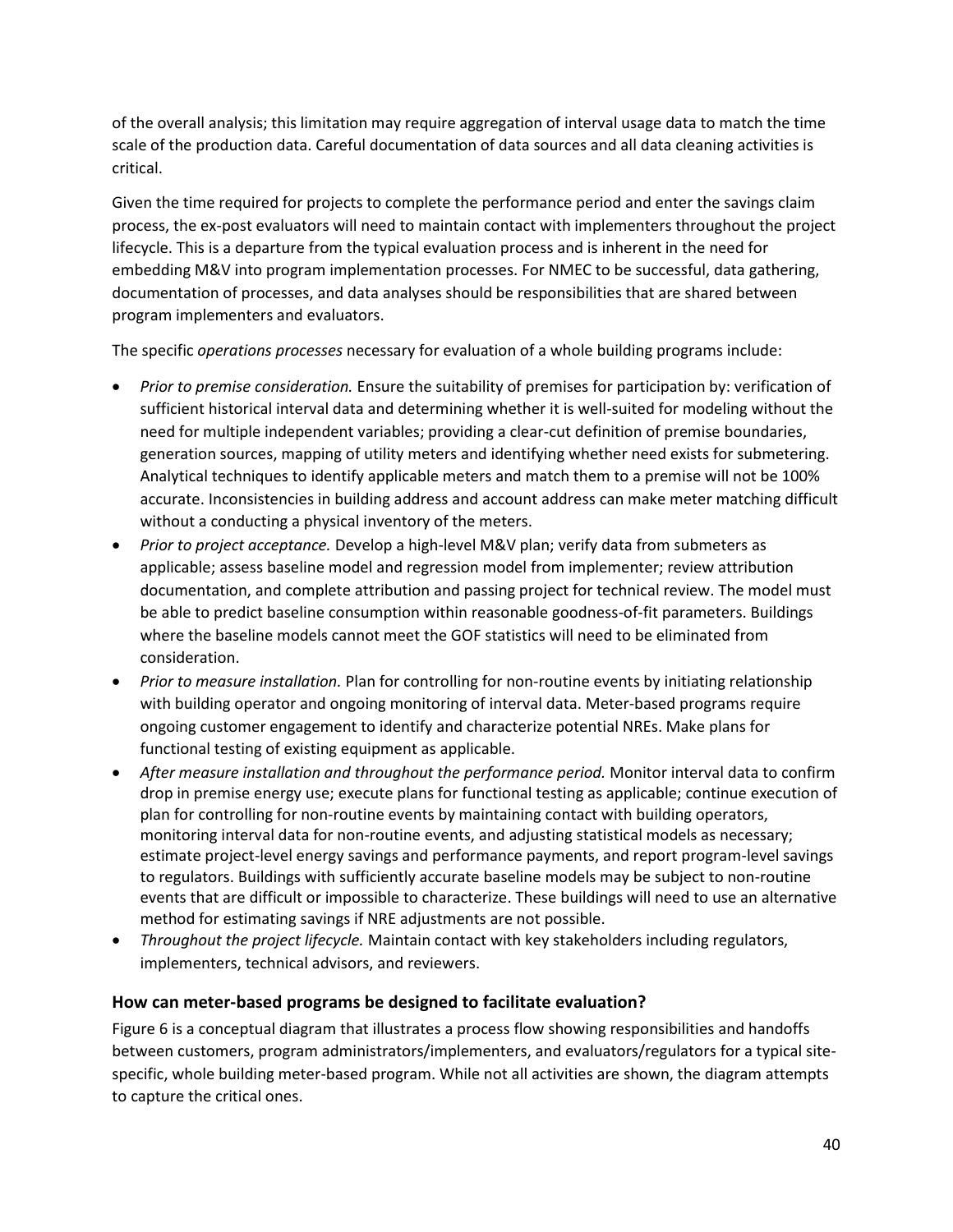of the overall analysis; this limitation may require aggregation of interval usage data to match the time scale of the production data. Careful documentation of data sources and all data cleaning activities is critical.

Given the time required for projects to complete the performance period and enter the savings claim process, the ex-post evaluators will need to maintain contact with implementers throughout the project lifecycle. This is a departure from the typical evaluation process and is inherent in the need for embedding M&V into program implementation processes. For NMEC to be successful, data gathering, documentation of processes, and data analyses should be responsibilities that are shared between program implementers and evaluators.

The specific *operations processes* necessary for evaluation of a whole building programs include:

- *Prior to premise consideration.* Ensure the suitability of premises for participation by: verification of sufficient historical interval data and determining whether it is well-suited for modeling without the need for multiple independent variables; providing a clear-cut definition of premise boundaries, generation sources, mapping of utility meters and identifying whether need exists for submetering. Analytical techniques to identify applicable meters and match them to a premise will not be 100% accurate. Inconsistencies in building address and account address can make meter matching difficult without a conducting a physical inventory of the meters.
- *Prior to project acceptance.* Develop a high-level M&V plan; verify data from submeters as applicable; assess baseline model and regression model from implementer; review attribution documentation, and complete attribution and passing project for technical review. The model must be able to predict baseline consumption within reasonable goodness-of-fit parameters. Buildings where the baseline models cannot meet the GOF statistics will need to be eliminated from consideration.
- *Prior to measure installation.* Plan for controlling for non-routine events by initiating relationship with building operator and ongoing monitoring of interval data. Meter-based programs require ongoing customer engagement to identify and characterize potential NREs. Make plans for functional testing of existing equipment as applicable.
- *After measure installation and throughout the performance period.* Monitor interval data to confirm drop in premise energy use; execute plans for functional testing as applicable; continue execution of plan for controlling for non-routine events by maintaining contact with building operators, monitoring interval data for non-routine events, and adjusting statistical models as necessary; estimate project-level energy savings and performance payments, and report program-level savings to regulators. Buildings with sufficiently accurate baseline models may be subject to non-routine events that are difficult or impossible to characterize. These buildings will need to use an alternative method for estimating savings if NRE adjustments are not possible.
- *Throughout the project lifecycle.* Maintain contact with key stakeholders including regulators, implementers, technical advisors, and reviewers.

### How can meter-based programs be designed to facilitate evaluation?

Figure 6 is a conceptual diagram that illustrates a process flow showing responsibilities and handoffs between customers, program administrators/implementers, and evaluators/regulators for a typical site-specific, whole building meter-based program. While not all activities are shown, the diagram attempts to capture the critical ones.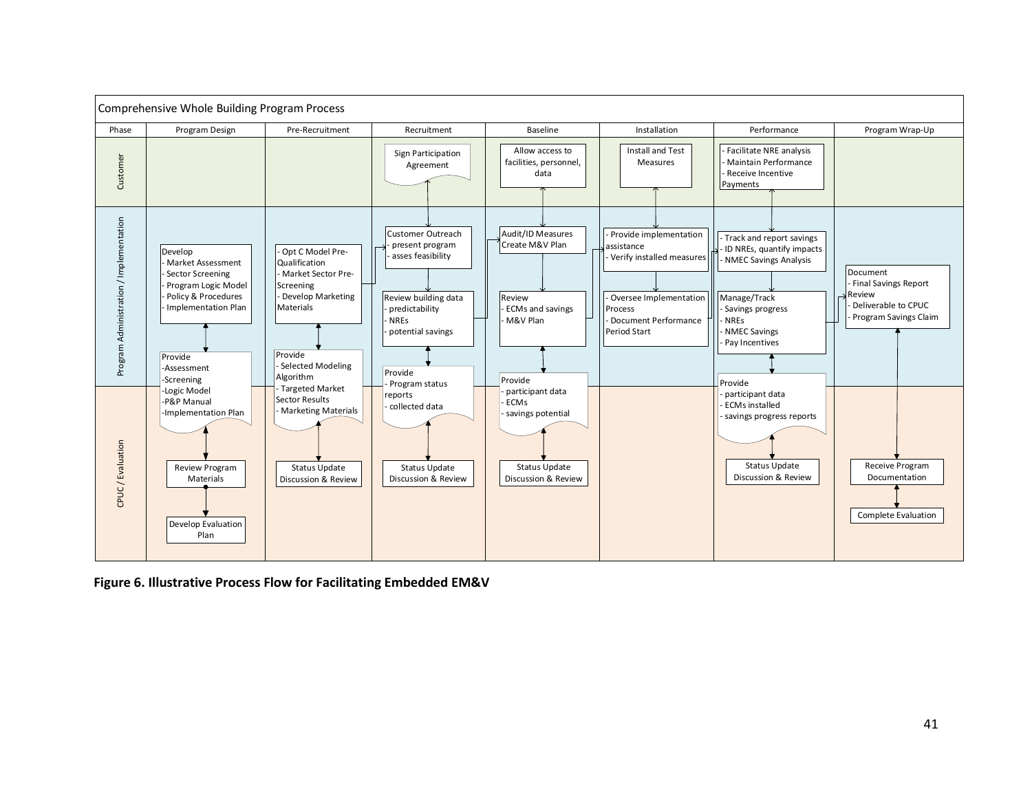**Comprehensive Whole Building Program Process**

| Phase | Program Design | Pre-Recruitment | Recruitment | Baseline | Installation | Performance | Program Wrap-Up |
|---|---|---|---|---|---|---|---|
| Customer | | | Sign Participation Agreement | Allow access to facilities, personnel, data | Install and Test Measures | - Facilitate NRE analysis<br>- Maintain Performance<br>- Receive Incentive Payments | |
| Program Administration / Implementation | Develop<br>- Market Assessment<br>- Sector Screening<br>- Program Logic Model<br>- Policy & Procedures<br>- Implementation Plan | - Opt C Model Pre-Qualification<br>- Market Sector Pre-Screening<br>- Develop Marketing Materials | Customer Outreach<br>- present program<br>- asses feasibility<br><br>Review building data<br>- predictability<br>- NREs<br>- potential savings | Audit/ID Measures<br>Create M&V Plan<br><br>Review<br>- ECMs and savings<br>- M&V Plan | - Provide implementation assistance<br>- Verify installed measures<br><br>- Oversee Implementation Process<br>- Document Performance Period Start | - Track and report savings<br>- ID NREs, quantify impacts<br>- NMEC Savings Analysis<br><br>Manage/Track<br>- Savings progress<br>- NREs<br>- NMEC Savings<br>- Pay Incentives | Document<br>- Final Savings Report Review<br>- Deliverable to CPUC<br>- Program Savings Claim |
| CPUC / Evaluation | Provide<br>-Assessment<br>-Screening<br>-Logic Model<br>-P&P Manual<br>-Implementation Plan<br><br>Review Program Materials<br><br>Develop Evaluation Plan | Provide<br>- Selected Modeling Algorithm<br>- Targeted Market Sector Results<br>- Marketing Materials<br><br>Status Update Discussion & Review | Provide<br>- Program status reports<br>- collected data<br><br>Status Update Discussion & Review | Provide<br>- participant data<br>- ECMs<br>- savings potential<br><br>Status Update Discussion & Review | | Provide<br>- participant data<br>- ECMs installed<br>- savings progress reports<br><br>Status Update Discussion & Review | Receive Program Documentation<br><br>Complete Evaluation |

**Figure 6. Illustrative Process Flow for Facilitating Embedded EM&V**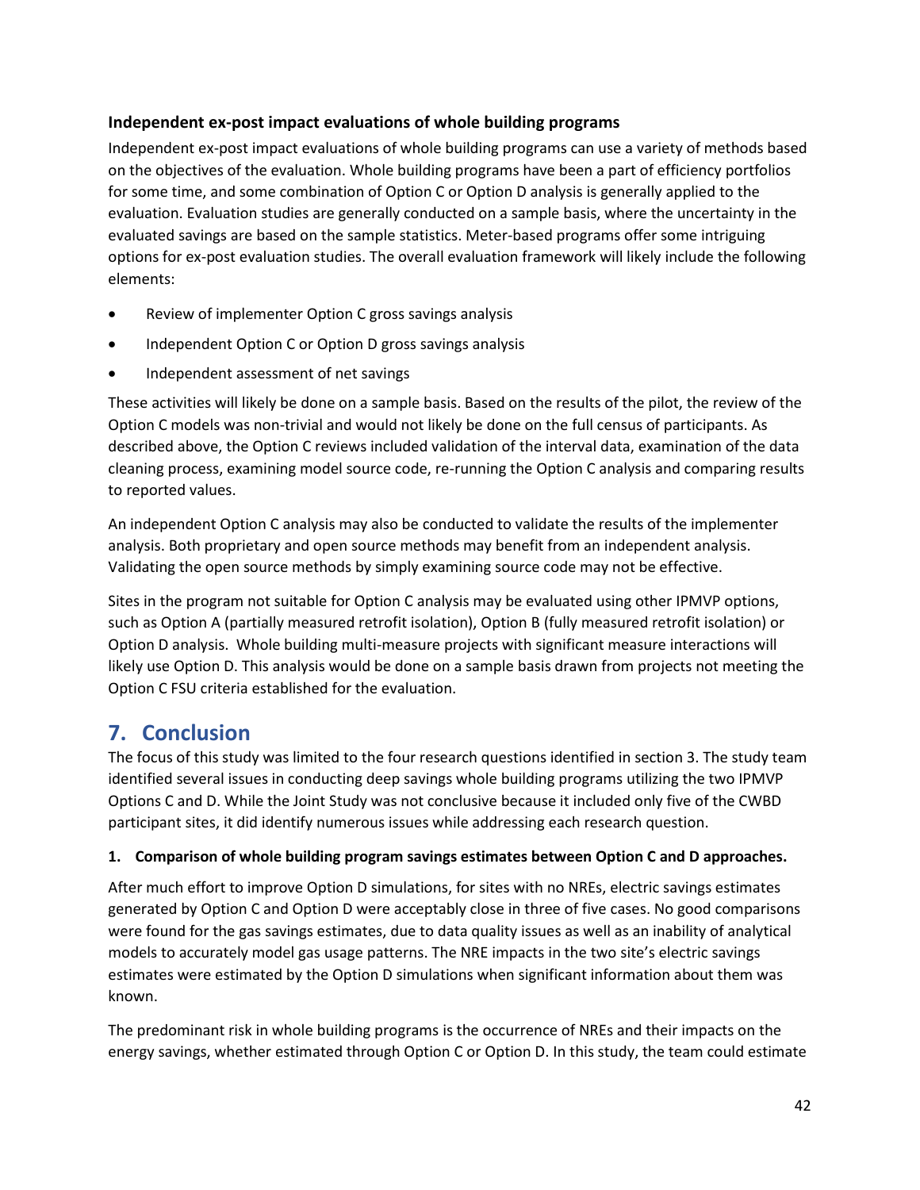### Independent ex-post impact evaluations of whole building programs

Independent ex-post impact evaluations of whole building programs can use a variety of methods based on the objectives of the evaluation. Whole building programs have been a part of efficiency portfolios for some time, and some combination of Option C or Option D analysis is generally applied to the evaluation. Evaluation studies are generally conducted on a sample basis, where the uncertainty in the evaluated savings are based on the sample statistics. Meter-based programs offer some intriguing options for ex-post evaluation studies. The overall evaluation framework will likely include the following elements:

- Review of implementer Option C gross savings analysis
- Independent Option C or Option D gross savings analysis
- Independent assessment of net savings

These activities will likely be done on a sample basis. Based on the results of the pilot, the review of the Option C models was non-trivial and would not likely be done on the full census of participants. As described above, the Option C reviews included validation of the interval data, examination of the data cleaning process, examining model source code, re-running the Option C analysis and comparing results to reported values.

An independent Option C analysis may also be conducted to validate the results of the implementer analysis. Both proprietary and open source methods may benefit from an independent analysis. Validating the open source methods by simply examining source code may not be effective.

Sites in the program not suitable for Option C analysis may be evaluated using other IPMVP options, such as Option A (partially measured retrofit isolation), Option B (fully measured retrofit isolation) or Option D analysis. Whole building multi-measure projects with significant measure interactions will likely use Option D. This analysis would be done on a sample basis drawn from projects not meeting the Option C FSU criteria established for the evaluation.

## 7. Conclusion

The focus of this study was limited to the four research questions identified in section 3. The study team identified several issues in conducting deep savings whole building programs utilizing the two IPMVP Options C and D. While the Joint Study was not conclusive because it included only five of the CWBD participant sites, it did identify numerous issues while addressing each research question.

**1. Comparison of whole building program savings estimates between Option C and D approaches.**

After much effort to improve Option D simulations, for sites with no NREs, electric savings estimates generated by Option C and Option D were acceptably close in three of five cases. No good comparisons were found for the gas savings estimates, due to data quality issues as well as an inability of analytical models to accurately model gas usage patterns. The NRE impacts in the two site's electric savings estimates were estimated by the Option D simulations when significant information about them was known.

The predominant risk in whole building programs is the occurrence of NREs and their impacts on the energy savings, whether estimated through Option C or Option D. In this study, the team could estimate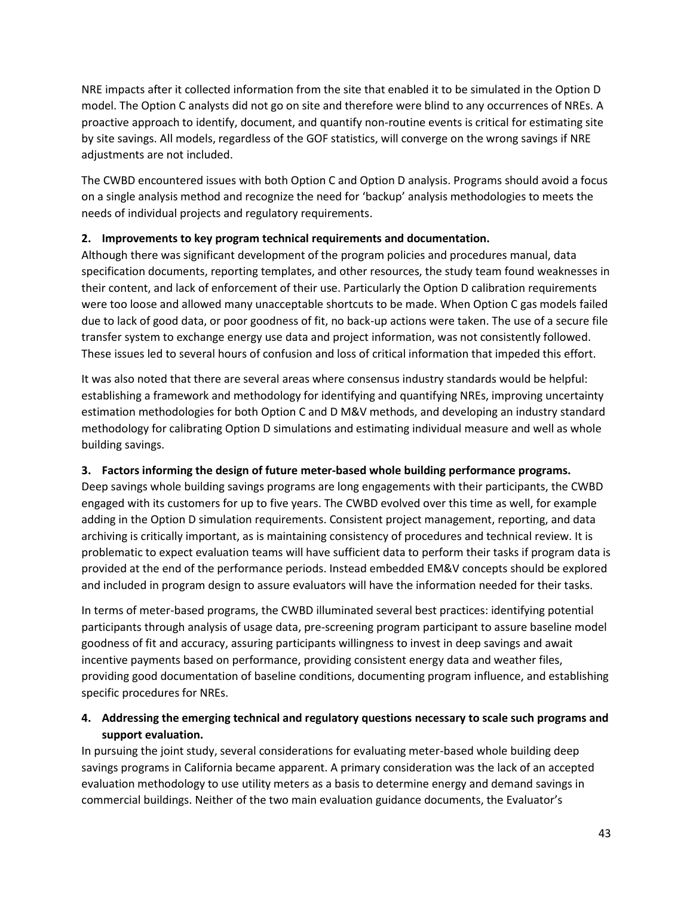NRE impacts after it collected information from the site that enabled it to be simulated in the Option D model. The Option C analysts did not go on site and therefore were blind to any occurrences of NREs. A proactive approach to identify, document, and quantify non-routine events is critical for estimating site by site savings. All models, regardless of the GOF statistics, will converge on the wrong savings if NRE adjustments are not included.

The CWBD encountered issues with both Option C and Option D analysis. Programs should avoid a focus on a single analysis method and recognize the need for 'backup' analysis methodologies to meets the needs of individual projects and regulatory requirements.

**2. Improvements to key program technical requirements and documentation.**

Although there was significant development of the program policies and procedures manual, data specification documents, reporting templates, and other resources, the study team found weaknesses in their content, and lack of enforcement of their use. Particularly the Option D calibration requirements were too loose and allowed many unacceptable shortcuts to be made. When Option C gas models failed due to lack of good data, or poor goodness of fit, no back-up actions were taken. The use of a secure file transfer system to exchange energy use data and project information, was not consistently followed. These issues led to several hours of confusion and loss of critical information that impeded this effort.

It was also noted that there are several areas where consensus industry standards would be helpful: establishing a framework and methodology for identifying and quantifying NREs, improving uncertainty estimation methodologies for both Option C and D M&V methods, and developing an industry standard methodology for calibrating Option D simulations and estimating individual measure and well as whole building savings.

**3. Factors informing the design of future meter-based whole building performance programs.**

Deep savings whole building savings programs are long engagements with their participants, the CWBD engaged with its customers for up to five years. The CWBD evolved over this time as well, for example adding in the Option D simulation requirements. Consistent project management, reporting, and data archiving is critically important, as is maintaining consistency of procedures and technical review. It is problematic to expect evaluation teams will have sufficient data to perform their tasks if program data is provided at the end of the performance periods. Instead embedded EM&V concepts should be explored and included in program design to assure evaluators will have the information needed for their tasks.

In terms of meter-based programs, the CWBD illuminated several best practices: identifying potential participants through analysis of usage data, pre-screening program participant to assure baseline model goodness of fit and accuracy, assuring participants willingness to invest in deep savings and await incentive payments based on performance, providing consistent energy data and weather files, providing good documentation of baseline conditions, documenting program influence, and establishing specific procedures for NREs.

**4. Addressing the emerging technical and regulatory questions necessary to scale such programs and support evaluation.**

In pursuing the joint study, several considerations for evaluating meter-based whole building deep savings programs in California became apparent. A primary consideration was the lack of an accepted evaluation methodology to use utility meters as a basis to determine energy and demand savings in commercial buildings. Neither of the two main evaluation guidance documents, the Evaluator's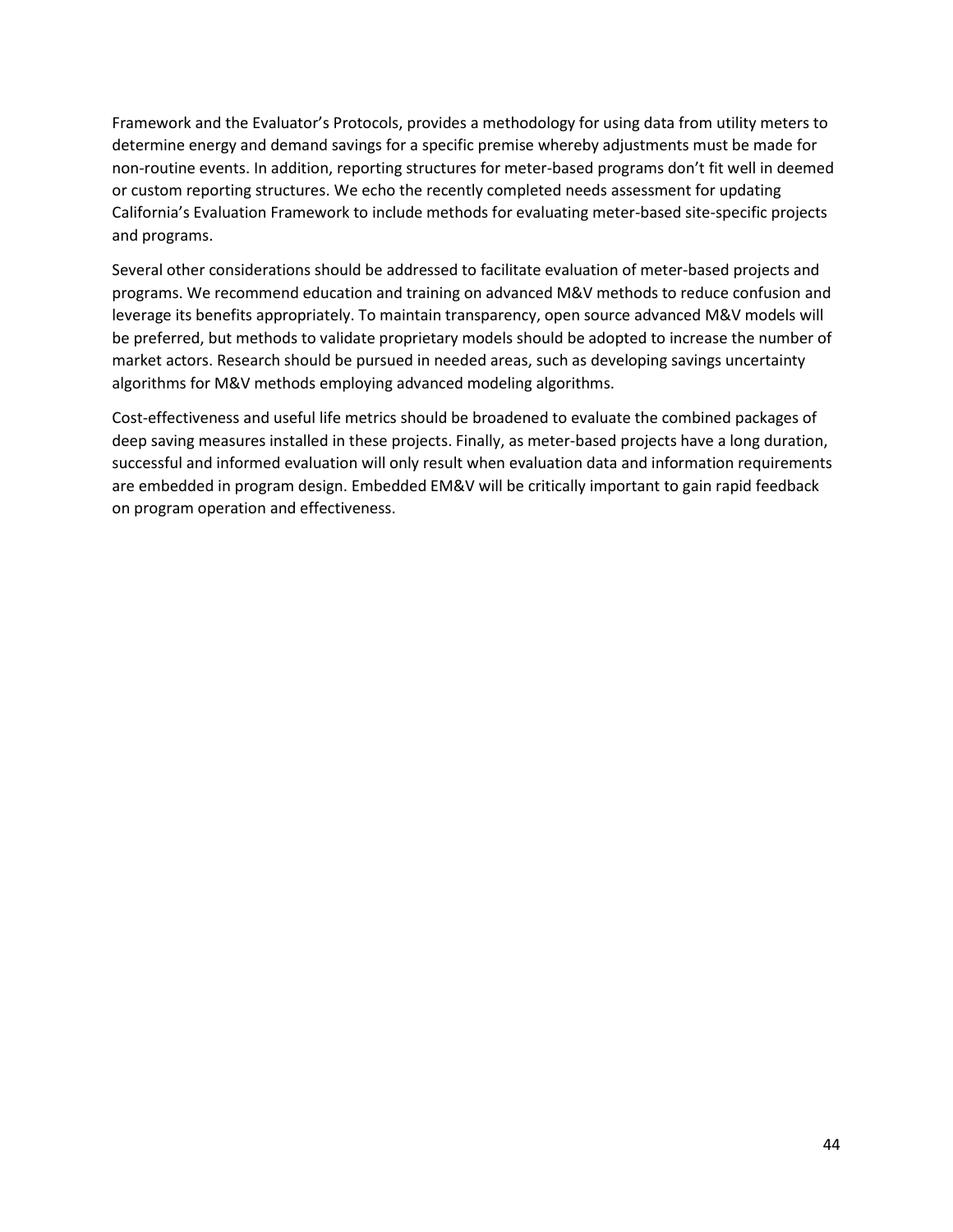Framework and the Evaluator's Protocols, provides a methodology for using data from utility meters to determine energy and demand savings for a specific premise whereby adjustments must be made for non-routine events. In addition, reporting structures for meter-based programs don't fit well in deemed or custom reporting structures. We echo the recently completed needs assessment for updating California's Evaluation Framework to include methods for evaluating meter-based site-specific projects and programs.

Several other considerations should be addressed to facilitate evaluation of meter-based projects and programs. We recommend education and training on advanced M&V methods to reduce confusion and leverage its benefits appropriately. To maintain transparency, open source advanced M&V models will be preferred, but methods to validate proprietary models should be adopted to increase the number of market actors. Research should be pursued in needed areas, such as developing savings uncertainty algorithms for M&V methods employing advanced modeling algorithms.

Cost-effectiveness and useful life metrics should be broadened to evaluate the combined packages of deep saving measures installed in these projects. Finally, as meter-based projects have a long duration, successful and informed evaluation will only result when evaluation data and information requirements are embedded in program design. Embedded EM&V will be critically important to gain rapid feedback on program operation and effectiveness.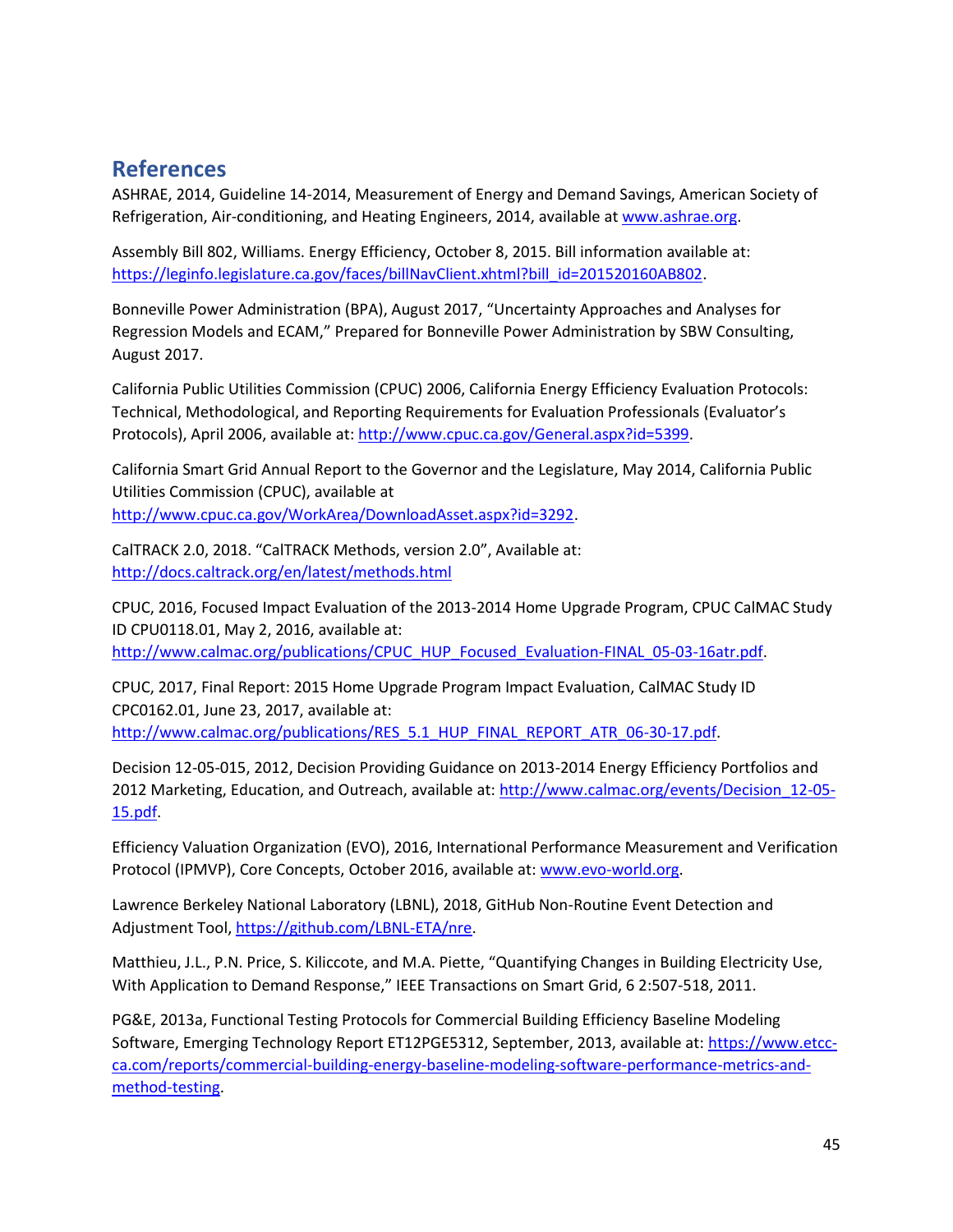## References

ASHRAE, 2014, Guideline 14-2014, Measurement of Energy and Demand Savings, American Society of Refrigeration, Air-conditioning, and Heating Engineers, 2014, available at www.ashrae.org.

Assembly Bill 802, Williams. Energy Efficiency, October 8, 2015. Bill information available at: https://leginfo.legislature.ca.gov/faces/billNavClient.xhtml?bill_id=201520160AB802.

Bonneville Power Administration (BPA), August 2017, "Uncertainty Approaches and Analyses for Regression Models and ECAM," Prepared for Bonneville Power Administration by SBW Consulting, August 2017.

California Public Utilities Commission (CPUC) 2006, California Energy Efficiency Evaluation Protocols: Technical, Methodological, and Reporting Requirements for Evaluation Professionals (Evaluator's Protocols), April 2006, available at: http://www.cpuc.ca.gov/General.aspx?id=5399.

California Smart Grid Annual Report to the Governor and the Legislature, May 2014, California Public Utilities Commission (CPUC), available at http://www.cpuc.ca.gov/WorkArea/DownloadAsset.aspx?id=3292.

CalTRACK 2.0, 2018. "CalTRACK Methods, version 2.0", Available at: http://docs.caltrack.org/en/latest/methods.html

CPUC, 2016, Focused Impact Evaluation of the 2013-2014 Home Upgrade Program, CPUC CalMAC Study ID CPU0118.01, May 2, 2016, available at: http://www.calmac.org/publications/CPUC_HUP_Focused_Evaluation-FINAL_05-03-16atr.pdf.

CPUC, 2017, Final Report: 2015 Home Upgrade Program Impact Evaluation, CalMAC Study ID CPC0162.01, June 23, 2017, available at: http://www.calmac.org/publications/RES_5.1_HUP_FINAL_REPORT_ATR_06-30-17.pdf.

Decision 12-05-015, 2012, Decision Providing Guidance on 2013-2014 Energy Efficiency Portfolios and 2012 Marketing, Education, and Outreach, available at: http://www.calmac.org/events/Decision_12-05-15.pdf.

Efficiency Valuation Organization (EVO), 2016, International Performance Measurement and Verification Protocol (IPMVP), Core Concepts, October 2016, available at: www.evo-world.org.

Lawrence Berkeley National Laboratory (LBNL), 2018, GitHub Non-Routine Event Detection and Adjustment Tool, https://github.com/LBNL-ETA/nre.

Matthieu, J.L., P.N. Price, S. Kiliccote, and M.A. Piette, "Quantifying Changes in Building Electricity Use, With Application to Demand Response," IEEE Transactions on Smart Grid, 6 2:507-518, 2011.

PG&E, 2013a, Functional Testing Protocols for Commercial Building Efficiency Baseline Modeling Software, Emerging Technology Report ET12PGE5312, September, 2013, available at: https://www.etcc-ca.com/reports/commercial-building-energy-baseline-modeling-software-performance-metrics-and-method-testing.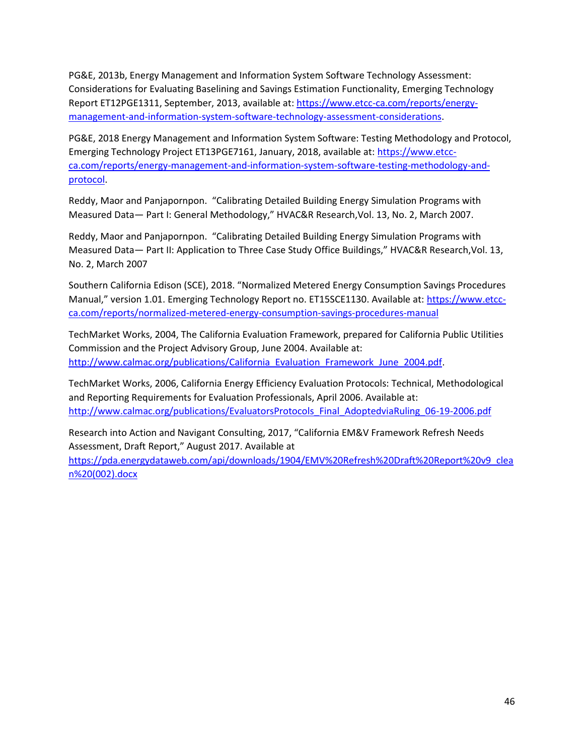PG&E, 2013b, Energy Management and Information System Software Technology Assessment: Considerations for Evaluating Baselining and Savings Estimation Functionality, Emerging Technology Report ET12PGE1311, September, 2013, available at: https://www.etcc-ca.com/reports/energy-management-and-information-system-software-technology-assessment-considerations.

PG&E, 2018 Energy Management and Information System Software: Testing Methodology and Protocol, Emerging Technology Project ET13PGE7161, January, 2018, available at: https://www.etcc-ca.com/reports/energy-management-and-information-system-software-testing-methodology-and-protocol.

Reddy, Maor and Panjapornpon. "Calibrating Detailed Building Energy Simulation Programs with Measured Data— Part I: General Methodology," HVAC&R Research,Vol. 13, No. 2, March 2007.

Reddy, Maor and Panjapornpon. "Calibrating Detailed Building Energy Simulation Programs with Measured Data— Part II: Application to Three Case Study Office Buildings," HVAC&R Research,Vol. 13, No. 2, March 2007

Southern California Edison (SCE), 2018. "Normalized Metered Energy Consumption Savings Procedures Manual," version 1.01. Emerging Technology Report no. ET15SCE1130. Available at: https://www.etcc-ca.com/reports/normalized-metered-energy-consumption-savings-procedures-manual

TechMarket Works, 2004, The California Evaluation Framework, prepared for California Public Utilities Commission and the Project Advisory Group, June 2004. Available at: http://www.calmac.org/publications/California_Evaluation_Framework_June_2004.pdf.

TechMarket Works, 2006, California Energy Efficiency Evaluation Protocols: Technical, Methodological and Reporting Requirements for Evaluation Professionals, April 2006. Available at: http://www.calmac.org/publications/EvaluatorsProtocols_Final_AdoptedviaRuling_06-19-2006.pdf

Research into Action and Navigant Consulting, 2017, "California EM&V Framework Refresh Needs Assessment, Draft Report," August 2017. Available at https://pda.energydataweb.com/api/downloads/1904/EMV%20Refresh%20Draft%20Report%20v9_clean%20(002).docx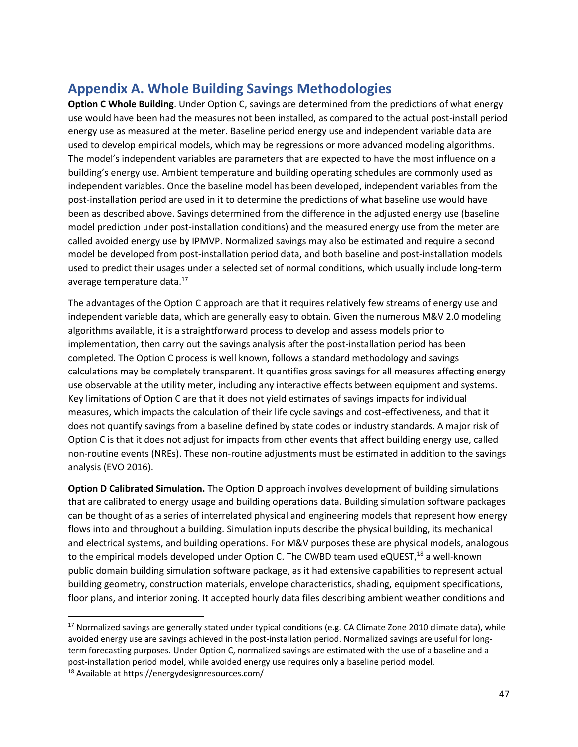## Appendix A. Whole Building Savings Methodologies

**Option C Whole Building**. Under Option C, savings are determined from the predictions of what energy use would have been had the measures not been installed, as compared to the actual post-install period energy use as measured at the meter. Baseline period energy use and independent variable data are used to develop empirical models, which may be regressions or more advanced modeling algorithms. The model's independent variables are parameters that are expected to have the most influence on a building's energy use. Ambient temperature and building operating schedules are commonly used as independent variables. Once the baseline model has been developed, independent variables from the post-installation period are used in it to determine the predictions of what baseline use would have been as described above. Savings determined from the difference in the adjusted energy use (baseline model prediction under post-installation conditions) and the measured energy use from the meter are called avoided energy use by IPMVP. Normalized savings may also be estimated and require a second model be developed from post-installation period data, and both baseline and post-installation models used to predict their usages under a selected set of normal conditions, which usually include long-term average temperature data.[17]

The advantages of the Option C approach are that it requires relatively few streams of energy use and independent variable data, which are generally easy to obtain. Given the numerous M&V 2.0 modeling algorithms available, it is a straightforward process to develop and assess models prior to implementation, then carry out the savings analysis after the post-installation period has been completed. The Option C process is well known, follows a standard methodology and savings calculations may be completely transparent. It quantifies gross savings for all measures affecting energy use observable at the utility meter, including any interactive effects between equipment and systems. Key limitations of Option C are that it does not yield estimates of savings impacts for individual measures, which impacts the calculation of their life cycle savings and cost-effectiveness, and that it does not quantify savings from a baseline defined by state codes or industry standards. A major risk of Option C is that it does not adjust for impacts from other events that affect building energy use, called non-routine events (NREs). These non-routine adjustments must be estimated in addition to the savings analysis (EVO 2016).

**Option D Calibrated Simulation.** The Option D approach involves development of building simulations that are calibrated to energy usage and building operations data. Building simulation software packages can be thought of as a series of interrelated physical and engineering models that represent how energy flows into and throughout a building. Simulation inputs describe the physical building, its mechanical and electrical systems, and building operations. For M&V purposes these are physical models, analogous to the empirical models developed under Option C. The CWBD team used eQUEST,[18] a well-known public domain building simulation software package, as it had extensive capabilities to represent actual building geometry, construction materials, envelope characteristics, shading, equipment specifications, floor plans, and interior zoning. It accepted hourly data files describing ambient weather conditions and

[17] Normalized savings are generally stated under typical conditions (e.g. CA Climate Zone 2010 climate data), while avoided energy use are savings achieved in the post-installation period. Normalized savings are useful for long-term forecasting purposes. Under Option C, normalized savings are estimated with the use of a baseline and a post-installation period model, while avoided energy use requires only a baseline period model.

[18] Available at https://energydesignresources.com/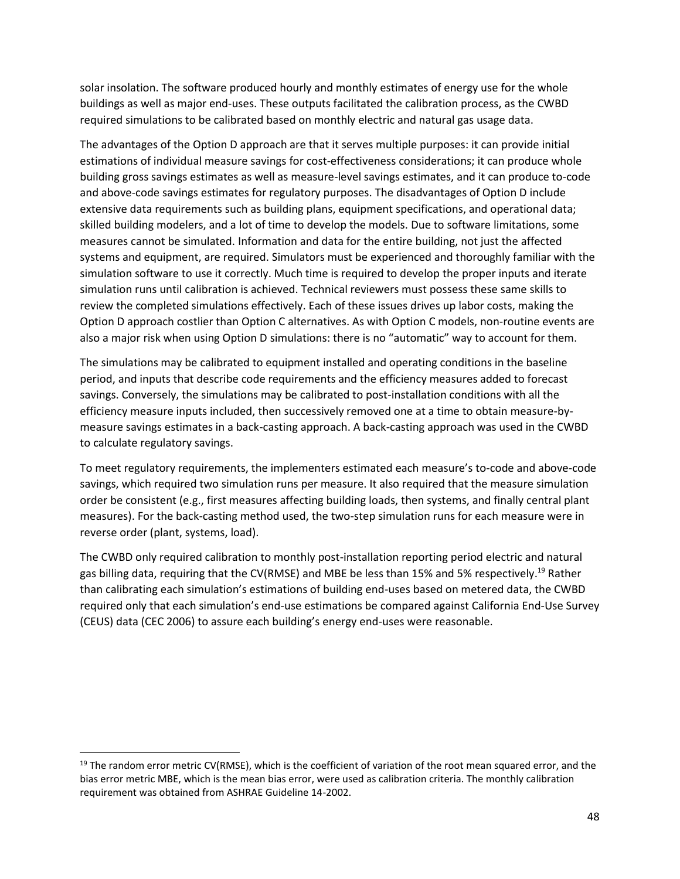solar insolation. The software produced hourly and monthly estimates of energy use for the whole buildings as well as major end-uses. These outputs facilitated the calibration process, as the CWBD required simulations to be calibrated based on monthly electric and natural gas usage data.

The advantages of the Option D approach are that it serves multiple purposes: it can provide initial estimations of individual measure savings for cost-effectiveness considerations; it can produce whole building gross savings estimates as well as measure-level savings estimates, and it can produce to-code and above-code savings estimates for regulatory purposes. The disadvantages of Option D include extensive data requirements such as building plans, equipment specifications, and operational data; skilled building modelers, and a lot of time to develop the models. Due to software limitations, some measures cannot be simulated. Information and data for the entire building, not just the affected systems and equipment, are required. Simulators must be experienced and thoroughly familiar with the simulation software to use it correctly. Much time is required to develop the proper inputs and iterate simulation runs until calibration is achieved. Technical reviewers must possess these same skills to review the completed simulations effectively. Each of these issues drives up labor costs, making the Option D approach costlier than Option C alternatives. As with Option C models, non-routine events are also a major risk when using Option D simulations: there is no "automatic" way to account for them.

The simulations may be calibrated to equipment installed and operating conditions in the baseline period, and inputs that describe code requirements and the efficiency measures added to forecast savings. Conversely, the simulations may be calibrated to post-installation conditions with all the efficiency measure inputs included, then successively removed one at a time to obtain measure-by-measure savings estimates in a back-casting approach. A back-casting approach was used in the CWBD to calculate regulatory savings.

To meet regulatory requirements, the implementers estimated each measure's to-code and above-code savings, which required two simulation runs per measure. It also required that the measure simulation order be consistent (e.g., first measures affecting building loads, then systems, and finally central plant measures). For the back-casting method used, the two-step simulation runs for each measure were in reverse order (plant, systems, load).

The CWBD only required calibration to monthly post-installation reporting period electric and natural gas billing data, requiring that the CV(RMSE) and MBE be less than 15% and 5% respectively.[19] Rather than calibrating each simulation's estimations of building end-uses based on metered data, the CWBD required only that each simulation's end-use estimations be compared against California End-Use Survey (CEUS) data (CEC 2006) to assure each building's energy end-uses were reasonable.

---

[19] The random error metric CV(RMSE), which is the coefficient of variation of the root mean squared error, and the bias error metric MBE, which is the mean bias error, were used as calibration criteria. The monthly calibration requirement was obtained from ASHRAE Guideline 14-2002.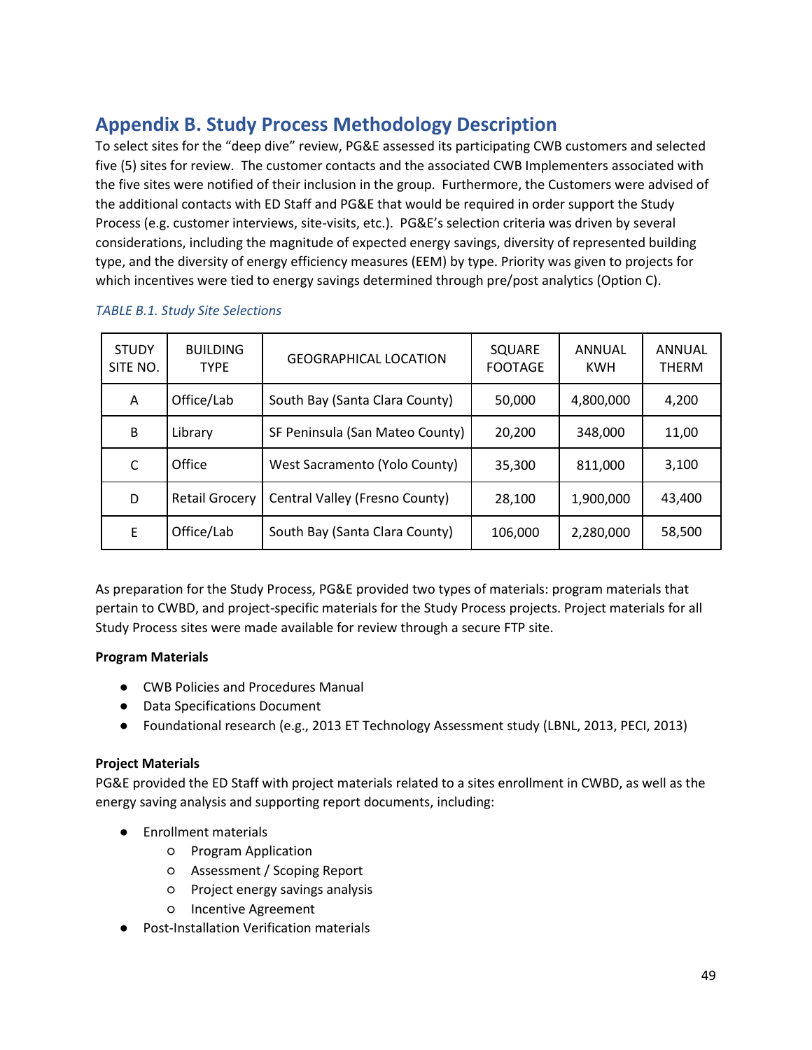# Appendix B. Study Process Methodology Description

To select sites for the "deep dive" review, PG&E assessed its participating CWB customers and selected five (5) sites for review. The customer contacts and the associated CWB Implementers associated with the five sites were notified of their inclusion in the group. Furthermore, the Customers were advised of the additional contacts with ED Staff and PG&E that would be required in order support the Study Process (e.g. customer interviews, site-visits, etc.). PG&E's selection criteria was driven by several considerations, including the magnitude of expected energy savings, diversity of represented building type, and the diversity of energy efficiency measures (EEM) by type. Priority was given to projects for which incentives were tied to energy savings determined through pre/post analytics (Option C).

*TABLE B.1. Study Site Selections*

| STUDY SITE NO. | BUILDING TYPE | GEOGRAPHICAL LOCATION | SQUARE FOOTAGE | ANNUAL KWH | ANNUAL THERM |
|---|---|---|---|---|---|
| A | Office/Lab | South Bay (Santa Clara County) | 50,000 | 4,800,000 | 4,200 |
| B | Library | SF Peninsula (San Mateo County) | 20,200 | 348,000 | 11,00 |
| C | Office | West Sacramento (Yolo County) | 35,300 | 811,000 | 3,100 |
| D | Retail Grocery | Central Valley (Fresno County) | 28,100 | 1,900,000 | 43,400 |
| E | Office/Lab | South Bay (Santa Clara County) | 106,000 | 2,280,000 | 58,500 |

As preparation for the Study Process, PG&E provided two types of materials: program materials that pertain to CWBD, and project-specific materials for the Study Process projects. Project materials for all Study Process sites were made available for review through a secure FTP site.

**Program Materials**

- CWB Policies and Procedures Manual
- Data Specifications Document
- Foundational research (e.g., 2013 ET Technology Assessment study (LBNL, 2013, PECI, 2013)

**Project Materials**

PG&E provided the ED Staff with project materials related to a sites enrollment in CWBD, as well as the energy saving analysis and supporting report documents, including:

- Enrollment materials
  - Program Application
  - Assessment / Scoping Report
  - Project energy savings analysis
  - Incentive Agreement
- Post-Installation Verification materials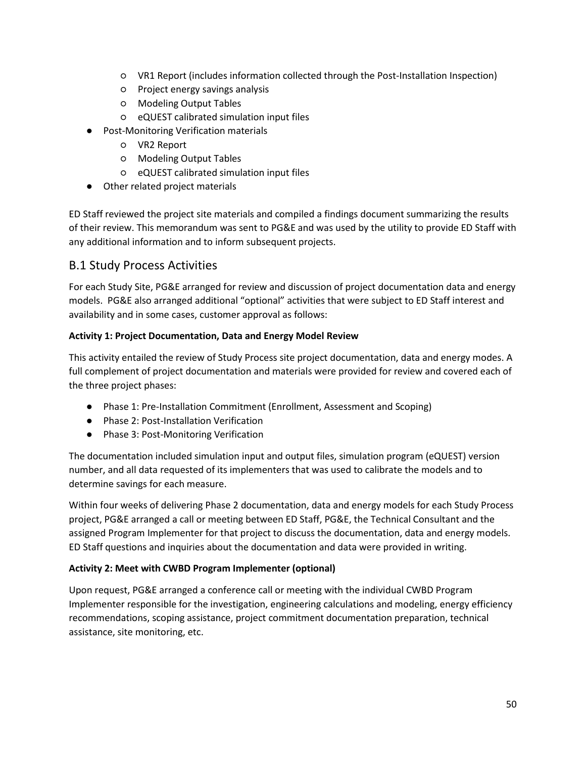- VR1 Report (includes information collected through the Post-Installation Inspection)
    - Project energy savings analysis
    - Modeling Output Tables
    - eQUEST calibrated simulation input files
- Post-Monitoring Verification materials
    - VR2 Report
    - Modeling Output Tables
    - eQUEST calibrated simulation input files
- Other related project materials

ED Staff reviewed the project site materials and compiled a findings document summarizing the results of their review. This memorandum was sent to PG&E and was used by the utility to provide ED Staff with any additional information and to inform subsequent projects.

## B.1 Study Process Activities

For each Study Site, PG&E arranged for review and discussion of project documentation data and energy models. PG&E also arranged additional "optional" activities that were subject to ED Staff interest and availability and in some cases, customer approval as follows:

**Activity 1: Project Documentation, Data and Energy Model Review**

This activity entailed the review of Study Process site project documentation, data and energy modes. A full complement of project documentation and materials were provided for review and covered each of the three project phases:

- Phase 1: Pre-Installation Commitment (Enrollment, Assessment and Scoping)
- Phase 2: Post-Installation Verification
- Phase 3: Post-Monitoring Verification

The documentation included simulation input and output files, simulation program (eQUEST) version number, and all data requested of its implementers that was used to calibrate the models and to determine savings for each measure.

Within four weeks of delivering Phase 2 documentation, data and energy models for each Study Process project, PG&E arranged a call or meeting between ED Staff, PG&E, the Technical Consultant and the assigned Program Implementer for that project to discuss the documentation, data and energy models. ED Staff questions and inquiries about the documentation and data were provided in writing.

**Activity 2: Meet with CWBD Program Implementer (optional)**

Upon request, PG&E arranged a conference call or meeting with the individual CWBD Program Implementer responsible for the investigation, engineering calculations and modeling, energy efficiency recommendations, scoping assistance, project commitment documentation preparation, technical assistance, site monitoring, etc.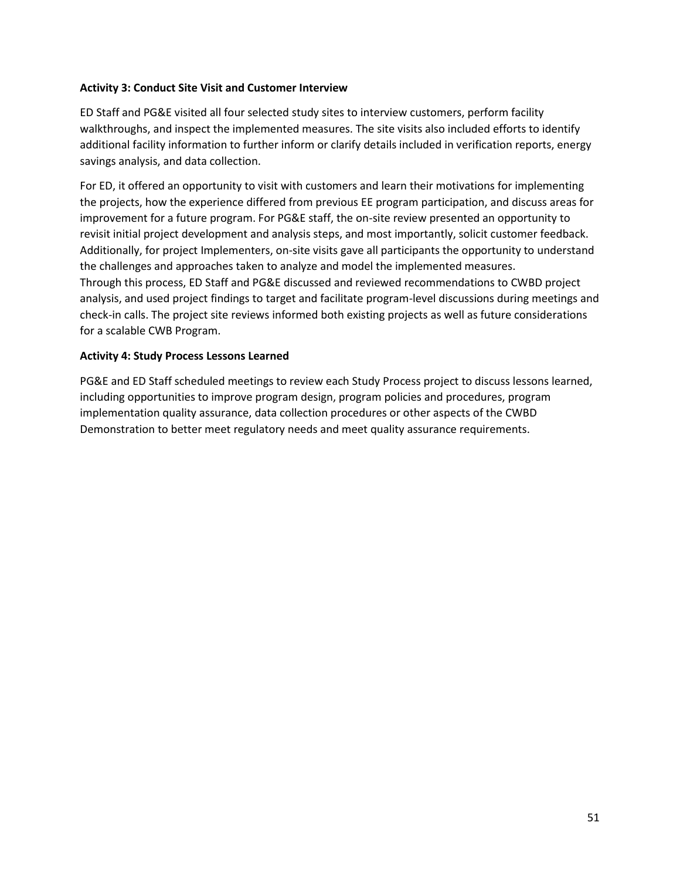**Activity 3: Conduct Site Visit and Customer Interview**

ED Staff and PG&E visited all four selected study sites to interview customers, perform facility walkthroughs, and inspect the implemented measures. The site visits also included efforts to identify additional facility information to further inform or clarify details included in verification reports, energy savings analysis, and data collection.

For ED, it offered an opportunity to visit with customers and learn their motivations for implementing the projects, how the experience differed from previous EE program participation, and discuss areas for improvement for a future program. For PG&E staff, the on-site review presented an opportunity to revisit initial project development and analysis steps, and most importantly, solicit customer feedback. Additionally, for project Implementers, on-site visits gave all participants the opportunity to understand the challenges and approaches taken to analyze and model the implemented measures.
Through this process, ED Staff and PG&E discussed and reviewed recommendations to CWBD project analysis, and used project findings to target and facilitate program-level discussions during meetings and check-in calls. The project site reviews informed both existing projects as well as future considerations for a scalable CWB Program.

**Activity 4: Study Process Lessons Learned**

PG&E and ED Staff scheduled meetings to review each Study Process project to discuss lessons learned, including opportunities to improve program design, program policies and procedures, program implementation quality assurance, data collection procedures or other aspects of the CWBD Demonstration to better meet regulatory needs and meet quality assurance requirements.